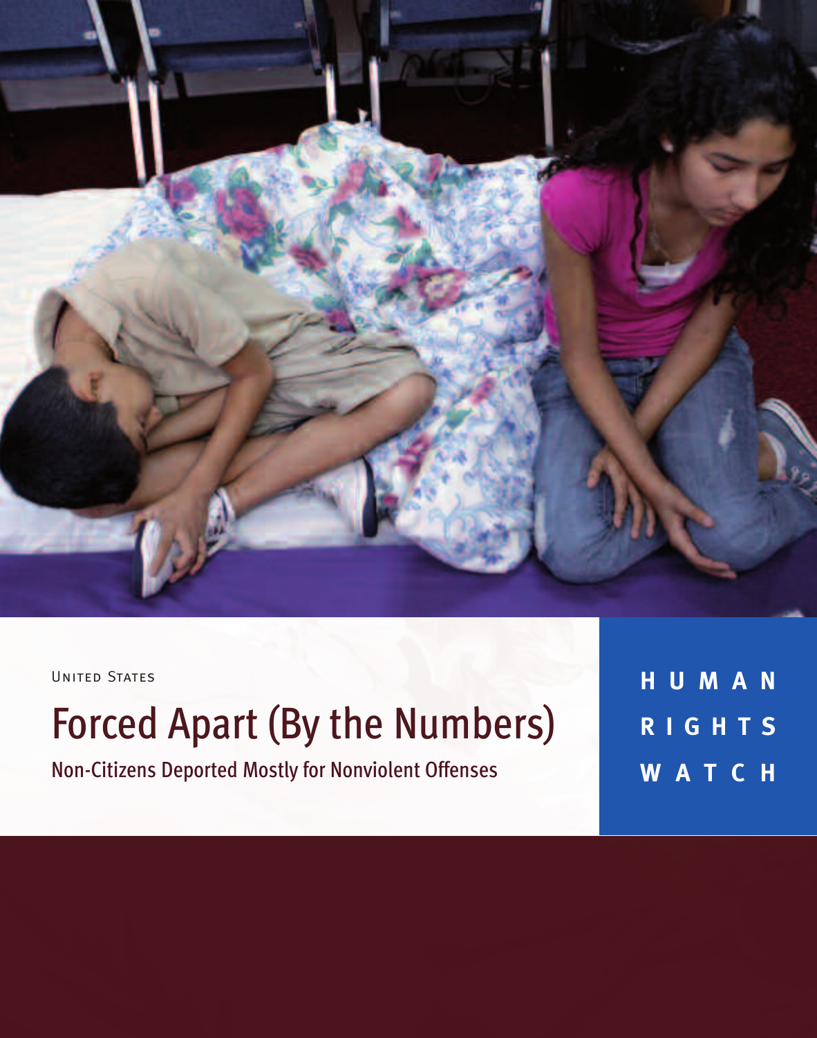United States

# Forced Apart (By the Numbers)

## Non-Citizens Deported Mostly for Nonviolent Offenses

HUMAN RIGHTS WATCH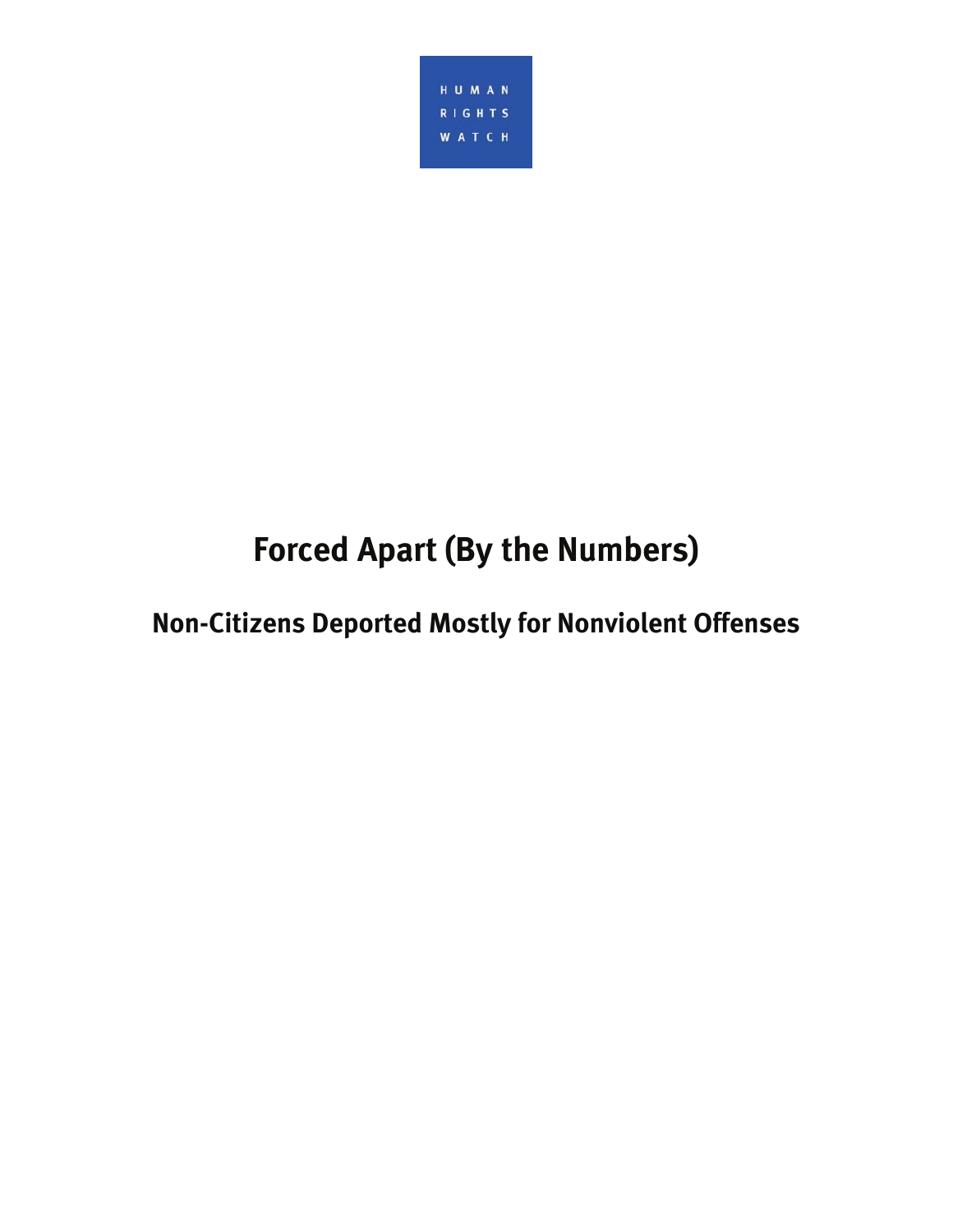HUMAN RIGHTS WATCH

# Forced Apart (By the Numbers)

## Non-Citizens Deported Mostly for Nonviolent Offenses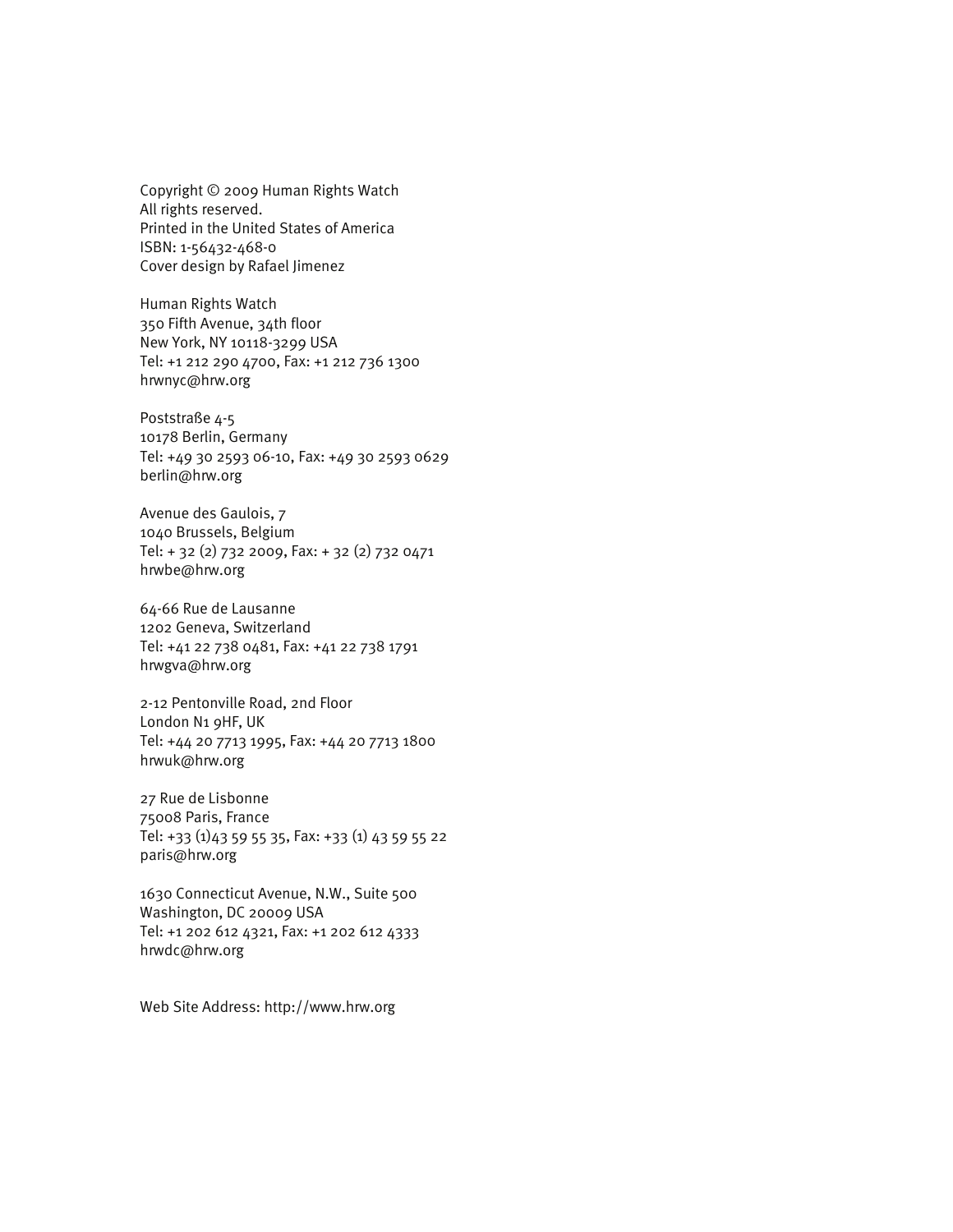Copyright © 2009 Human Rights Watch
All rights reserved.
Printed in the United States of America
ISBN: 1-56432-468-0
Cover design by Rafael Jimenez

Human Rights Watch
350 Fifth Avenue, 34th floor
New York, NY 10118-3299 USA
Tel: +1 212 290 4700, Fax: +1 212 736 1300
hrwnyc@hrw.org

Poststraße 4-5
10178 Berlin, Germany
Tel: +49 30 2593 06-10, Fax: +49 30 2593 0629
berlin@hrw.org

Avenue des Gaulois, 7
1040 Brussels, Belgium
Tel: + 32 (2) 732 2009, Fax: + 32 (2) 732 0471
hrwbe@hrw.org

64-66 Rue de Lausanne
1202 Geneva, Switzerland
Tel: +41 22 738 0481, Fax: +41 22 738 1791
hrwgva@hrw.org

2-12 Pentonville Road, 2nd Floor
London N1 9HF, UK
Tel: +44 20 7713 1995, Fax: +44 20 7713 1800
hrwuk@hrw.org

27 Rue de Lisbonne
75008 Paris, France
Tel: +33 (1)43 59 55 35, Fax: +33 (1) 43 59 55 22
paris@hrw.org

1630 Connecticut Avenue, N.W., Suite 500
Washington, DC 20009 USA
Tel: +1 202 612 4321, Fax: +1 202 612 4333
hrwdc@hrw.org

Web Site Address: http://www.hrw.org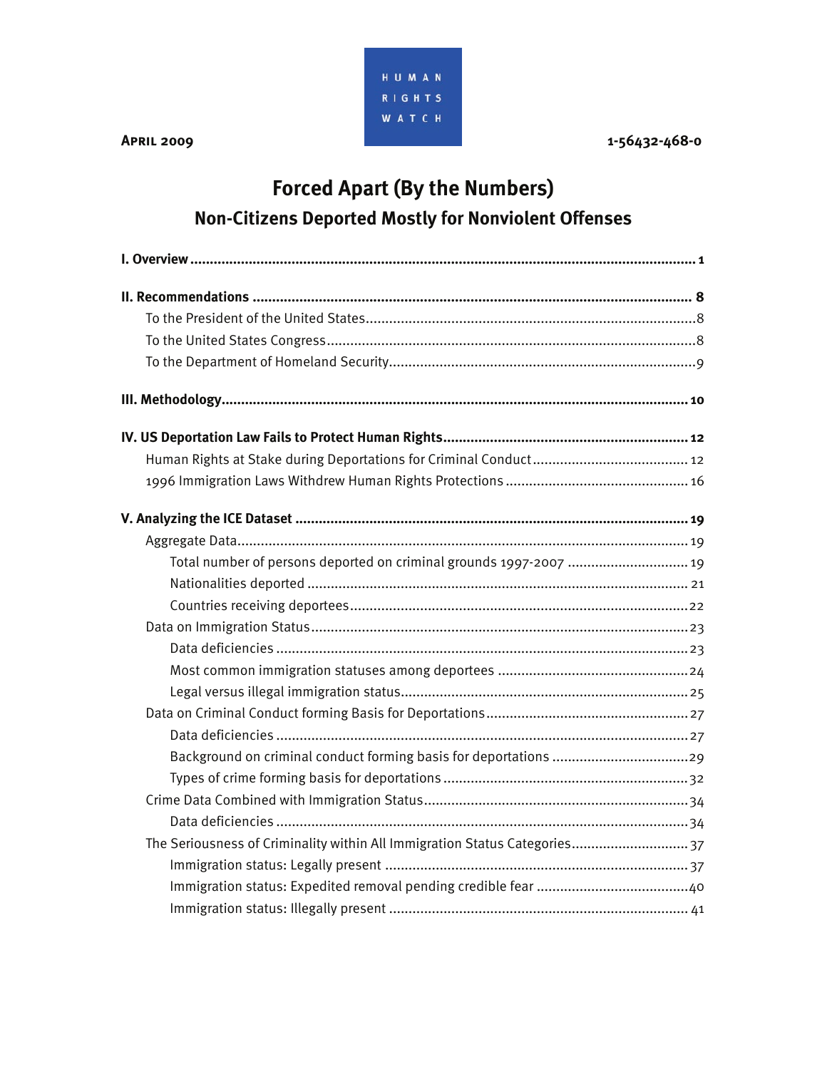**April 2009** | **1-56432-468-0**

# Forced Apart (By the Numbers)

## Non-Citizens Deported Mostly for Nonviolent Offenses

**I. Overview** ..... 1

**II. Recommendations** ..... 8
- To the President of the United States ..... 8
- To the United States Congress ..... 8
- To the Department of Homeland Security ..... 9

**III. Methodology** ..... 10

**IV. US Deportation Law Fails to Protect Human Rights** ..... 12
- Human Rights at Stake during Deportations for Criminal Conduct ..... 12
- 1996 Immigration Laws Withdrew Human Rights Protections ..... 16

**V. Analyzing the ICE Dataset** ..... 19
- Aggregate Data ..... 19
  - Total number of persons deported on criminal grounds 1997-2007 ..... 19
  - Nationalities deported ..... 21
  - Countries receiving deportees ..... 22
- Data on Immigration Status ..... 23
  - Data deficiencies ..... 23
  - Most common immigration statuses among deportees ..... 24
  - Legal versus illegal immigration status ..... 25
- Data on Criminal Conduct forming Basis for Deportations ..... 27
  - Data deficiencies ..... 27
  - Background on criminal conduct forming basis for deportations ..... 29
  - Types of crime forming basis for deportations ..... 32
- Crime Data Combined with Immigration Status ..... 34
  - Data deficiencies ..... 34
- The Seriousness of Criminality within All Immigration Status Categories ..... 37
  - Immigration status: Legally present ..... 37
  - Immigration status: Expedited removal pending credible fear ..... 40
  - Immigration status: Illegally present ..... 41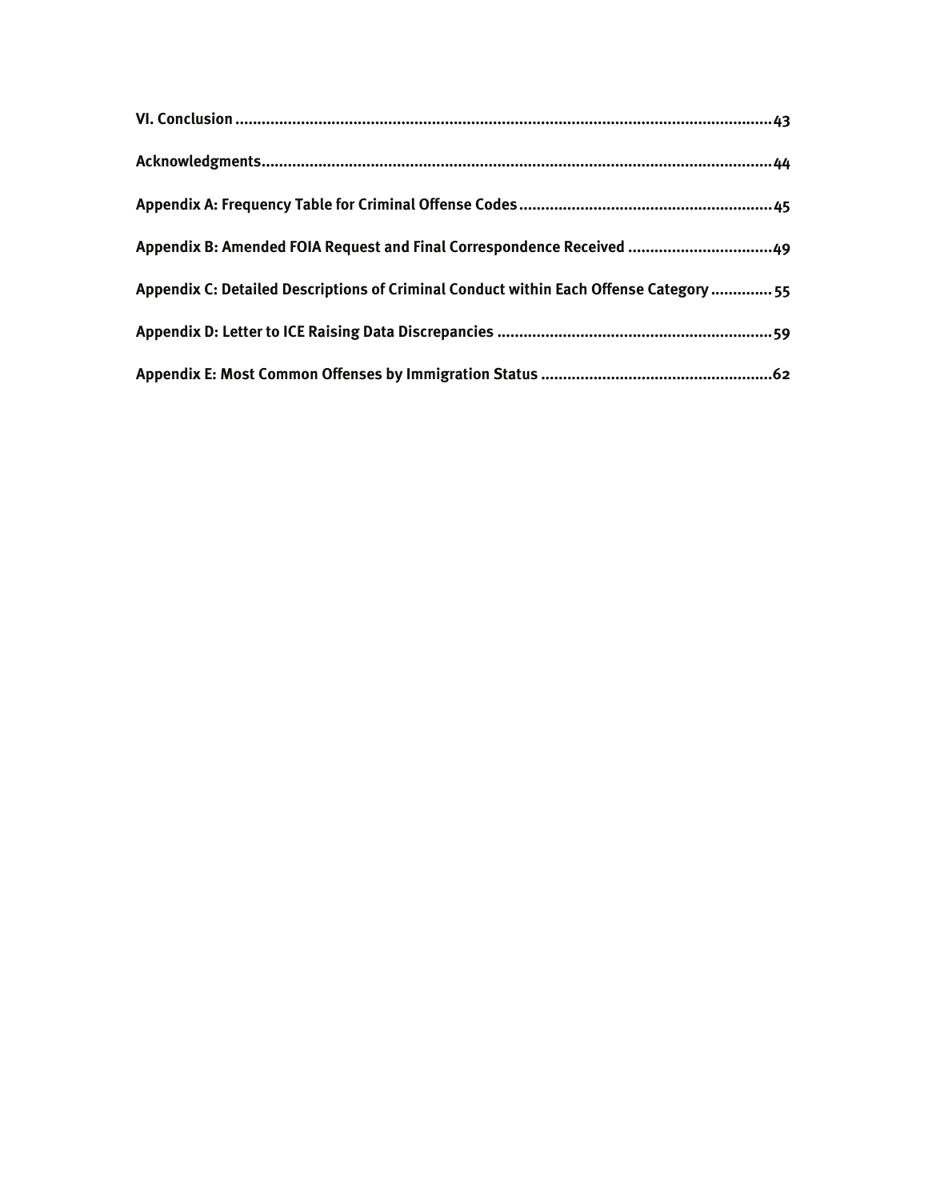**VI. Conclusion** .......... 43

**Acknowledgments** .......... 44

**Appendix A: Frequency Table for Criminal Offense Codes** .......... 45

**Appendix B: Amended FOIA Request and Final Correspondence Received** .......... 49

**Appendix C: Detailed Descriptions of Criminal Conduct within Each Offense Category** .......... 55

**Appendix D: Letter to ICE Raising Data Discrepancies** .......... 59

**Appendix E: Most Common Offenses by Immigration Status** .......... 62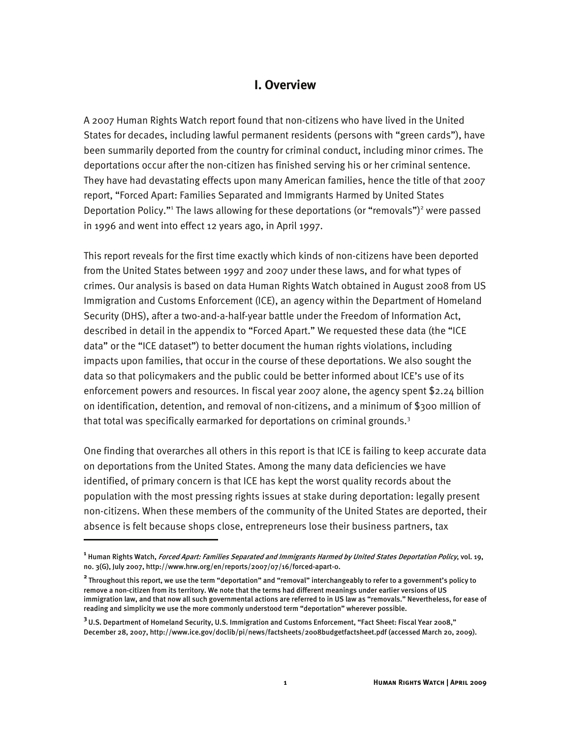## I. Overview

A 2007 Human Rights Watch report found that non-citizens who have lived in the United States for decades, including lawful permanent residents (persons with "green cards"), have been summarily deported from the country for criminal conduct, including minor crimes. The deportations occur after the non-citizen has finished serving his or her criminal sentence. They have had devastating effects upon many American families, hence the title of that 2007 report, "Forced Apart: Families Separated and Immigrants Harmed by United States Deportation Policy."[1] The laws allowing for these deportations (or "removals")[2] were passed in 1996 and went into effect 12 years ago, in April 1997.

This report reveals for the first time exactly which kinds of non-citizens have been deported from the United States between 1997 and 2007 under these laws, and for what types of crimes. Our analysis is based on data Human Rights Watch obtained in August 2008 from US Immigration and Customs Enforcement (ICE), an agency within the Department of Homeland Security (DHS), after a two-and-a-half-year battle under the Freedom of Information Act, described in detail in the appendix to "Forced Apart." We requested these data (the "ICE data" or the "ICE dataset") to better document the human rights violations, including impacts upon families, that occur in the course of these deportations. We also sought the data so that policymakers and the public could be better informed about ICE's use of its enforcement powers and resources. In fiscal year 2007 alone, the agency spent $2.24 billion on identification, detention, and removal of non-citizens, and a minimum of $300 million of that total was specifically earmarked for deportations on criminal grounds.[3]

One finding that overarches all others in this report is that ICE is failing to keep accurate data on deportations from the United States. Among the many data deficiencies we have identified, of primary concern is that ICE has kept the worst quality records about the population with the most pressing rights issues at stake during deportation: legally present non-citizens. When these members of the community of the United States are deported, their absence is felt because shops close, entrepreneurs lose their business partners, tax

---

[1] Human Rights Watch, *Forced Apart: Families Separated and Immigrants Harmed by United States Deportation Policy*, vol. 19, no. 3(G), July 2007, http://www.hrw.org/en/reports/2007/07/16/forced-apart-0.

[2] Throughout this report, we use the term "deportation" and "removal" interchangeably to refer to a government's policy to remove a non-citizen from its territory. We note that the terms had different meanings under earlier versions of US immigration law, and that now all such governmental actions are referred to in US law as "removals." Nevertheless, for ease of reading and simplicity we use the more commonly understood term "deportation" wherever possible.

[3] U.S. Department of Homeland Security, U.S. Immigration and Customs Enforcement, "Fact Sheet: Fiscal Year 2008," December 28, 2007, http://www.ice.gov/doclib/pi/news/factsheets/2008budgetfactsheet.pdf (accessed March 20, 2009).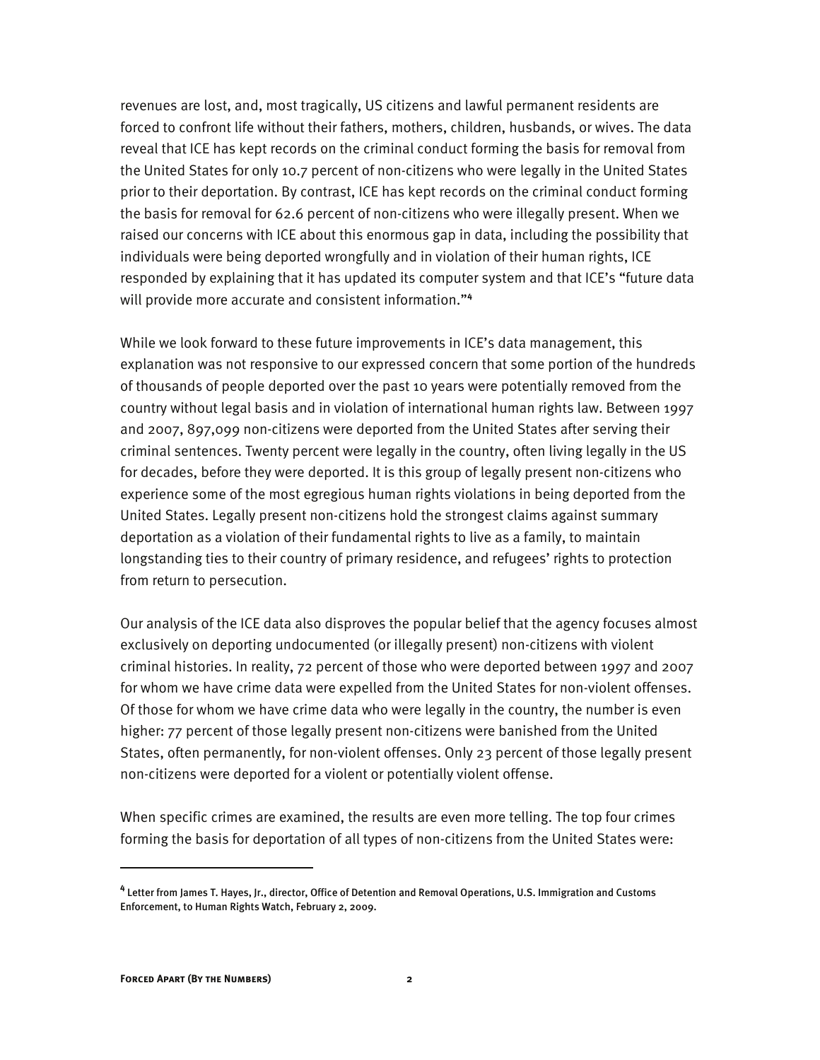revenues are lost, and, most tragically, US citizens and lawful permanent residents are forced to confront life without their fathers, mothers, children, husbands, or wives. The data reveal that ICE has kept records on the criminal conduct forming the basis for removal from the United States for only 10.7 percent of non-citizens who were legally in the United States prior to their deportation. By contrast, ICE has kept records on the criminal conduct forming the basis for removal for 62.6 percent of non-citizens who were illegally present. When we raised our concerns with ICE about this enormous gap in data, including the possibility that individuals were being deported wrongfully and in violation of their human rights, ICE responded by explaining that it has updated its computer system and that ICE's "future data will provide more accurate and consistent information."[4]

While we look forward to these future improvements in ICE's data management, this explanation was not responsive to our expressed concern that some portion of the hundreds of thousands of people deported over the past 10 years were potentially removed from the country without legal basis and in violation of international human rights law. Between 1997 and 2007, 897,099 non-citizens were deported from the United States after serving their criminal sentences. Twenty percent were legally in the country, often living legally in the US for decades, before they were deported. It is this group of legally present non-citizens who experience some of the most egregious human rights violations in being deported from the United States. Legally present non-citizens hold the strongest claims against summary deportation as a violation of their fundamental rights to live as a family, to maintain longstanding ties to their country of primary residence, and refugees' rights to protection from return to persecution.

Our analysis of the ICE data also disproves the popular belief that the agency focuses almost exclusively on deporting undocumented (or illegally present) non-citizens with violent criminal histories. In reality, 72 percent of those who were deported between 1997 and 2007 for whom we have crime data were expelled from the United States for non-violent offenses. Of those for whom we have crime data who were legally in the country, the number is even higher: 77 percent of those legally present non-citizens were banished from the United States, often permanently, for non-violent offenses. Only 23 percent of those legally present non-citizens were deported for a violent or potentially violent offense.

When specific crimes are examined, the results are even more telling. The top four crimes forming the basis for deportation of all types of non-citizens from the United States were:

---

[4] Letter from James T. Hayes, Jr., director, Office of Detention and Removal Operations, U.S. Immigration and Customs Enforcement, to Human Rights Watch, February 2, 2009.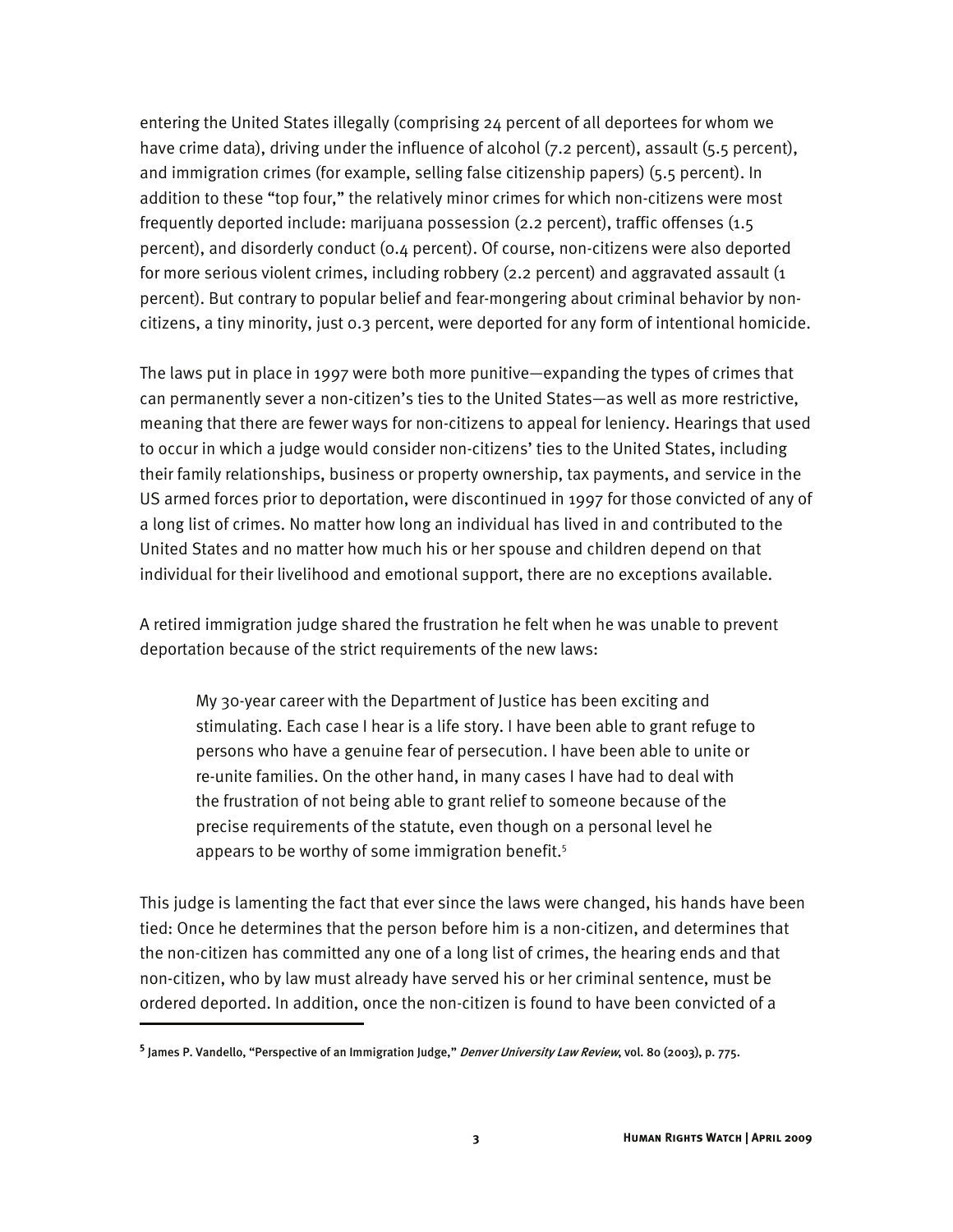entering the United States illegally (comprising 24 percent of all deportees for whom we have crime data), driving under the influence of alcohol (7.2 percent), assault (5.5 percent), and immigration crimes (for example, selling false citizenship papers) (5.5 percent). In addition to these "top four," the relatively minor crimes for which non-citizens were most frequently deported include: marijuana possession (2.2 percent), traffic offenses (1.5 percent), and disorderly conduct (0.4 percent). Of course, non-citizens were also deported for more serious violent crimes, including robbery (2.2 percent) and aggravated assault (1 percent). But contrary to popular belief and fear-mongering about criminal behavior by non-citizens, a tiny minority, just 0.3 percent, were deported for any form of intentional homicide.

The laws put in place in 1997 were both more punitive—expanding the types of crimes that can permanently sever a non-citizen's ties to the United States—as well as more restrictive, meaning that there are fewer ways for non-citizens to appeal for leniency. Hearings that used to occur in which a judge would consider non-citizens' ties to the United States, including their family relationships, business or property ownership, tax payments, and service in the US armed forces prior to deportation, were discontinued in 1997 for those convicted of any of a long list of crimes. No matter how long an individual has lived in and contributed to the United States and no matter how much his or her spouse and children depend on that individual for their livelihood and emotional support, there are no exceptions available.

A retired immigration judge shared the frustration he felt when he was unable to prevent deportation because of the strict requirements of the new laws:

> My 30-year career with the Department of Justice has been exciting and stimulating. Each case I hear is a life story. I have been able to grant refuge to persons who have a genuine fear of persecution. I have been able to unite or re-unite families. On the other hand, in many cases I have had to deal with the frustration of not being able to grant relief to someone because of the precise requirements of the statute, even though on a personal level he appears to be worthy of some immigration benefit.[5]

This judge is lamenting the fact that ever since the laws were changed, his hands have been tied: Once he determines that the person before him is a non-citizen, and determines that the non-citizen has committed any one of a long list of crimes, the hearing ends and that non-citizen, who by law must already have served his or her criminal sentence, must be ordered deported. In addition, once the non-citizen is found to have been convicted of a

---

[5] James P. Vandello, "Perspective of an Immigration Judge," *Denver University Law Review*, vol. 80 (2003), p. 775.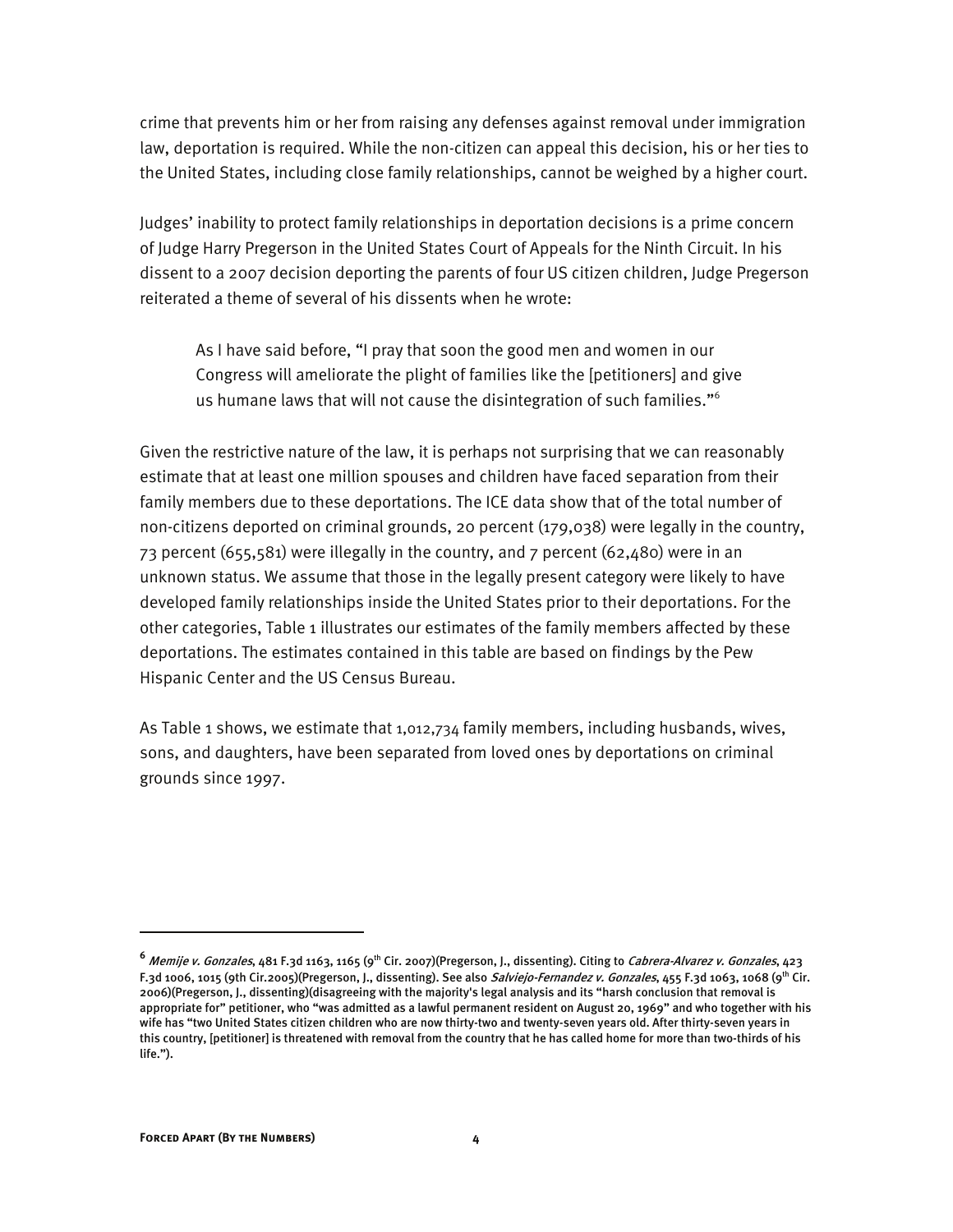crime that prevents him or her from raising any defenses against removal under immigration law, deportation is required. While the non-citizen can appeal this decision, his or her ties to the United States, including close family relationships, cannot be weighed by a higher court.

Judges' inability to protect family relationships in deportation decisions is a prime concern of Judge Harry Pregerson in the United States Court of Appeals for the Ninth Circuit. In his dissent to a 2007 decision deporting the parents of four US citizen children, Judge Pregerson reiterated a theme of several of his dissents when he wrote:

> As I have said before, "I pray that soon the good men and women in our Congress will ameliorate the plight of families like the [petitioners] and give us humane laws that will not cause the disintegration of such families."[6]

Given the restrictive nature of the law, it is perhaps not surprising that we can reasonably estimate that at least one million spouses and children have faced separation from their family members due to these deportations. The ICE data show that of the total number of non-citizens deported on criminal grounds, 20 percent (179,038) were legally in the country, 73 percent (655,581) were illegally in the country, and 7 percent (62,480) were in an unknown status. We assume that those in the legally present category were likely to have developed family relationships inside the United States prior to their deportations. For the other categories, Table 1 illustrates our estimates of the family members affected by these deportations. The estimates contained in this table are based on findings by the Pew Hispanic Center and the US Census Bureau.

As Table 1 shows, we estimate that 1,012,734 family members, including husbands, wives, sons, and daughters, have been separated from loved ones by deportations on criminal grounds since 1997.

---

[6] *Memije v. Gonzales*, 481 F.3d 1163, 1165 (9th Cir. 2007)(Pregerson, J., dissenting). Citing to *Cabrera-Alvarez v. Gonzales*, 423 F.3d 1006, 1015 (9th Cir.2005)(Pregerson, J., dissenting). See also *Salviejo-Fernandez v. Gonzales*, 455 F.3d 1063, 1068 (9th Cir. 2006)(Pregerson, J., dissenting)(disagreeing with the majority's legal analysis and its "harsh conclusion that removal is appropriate for" petitioner, who "was admitted as a lawful permanent resident on August 20, 1969" and who together with his wife has "two United States citizen children who are now thirty-two and twenty-seven years old. After thirty-seven years in this country, [petitioner] is threatened with removal from the country that he has called home for more than two-thirds of his life.").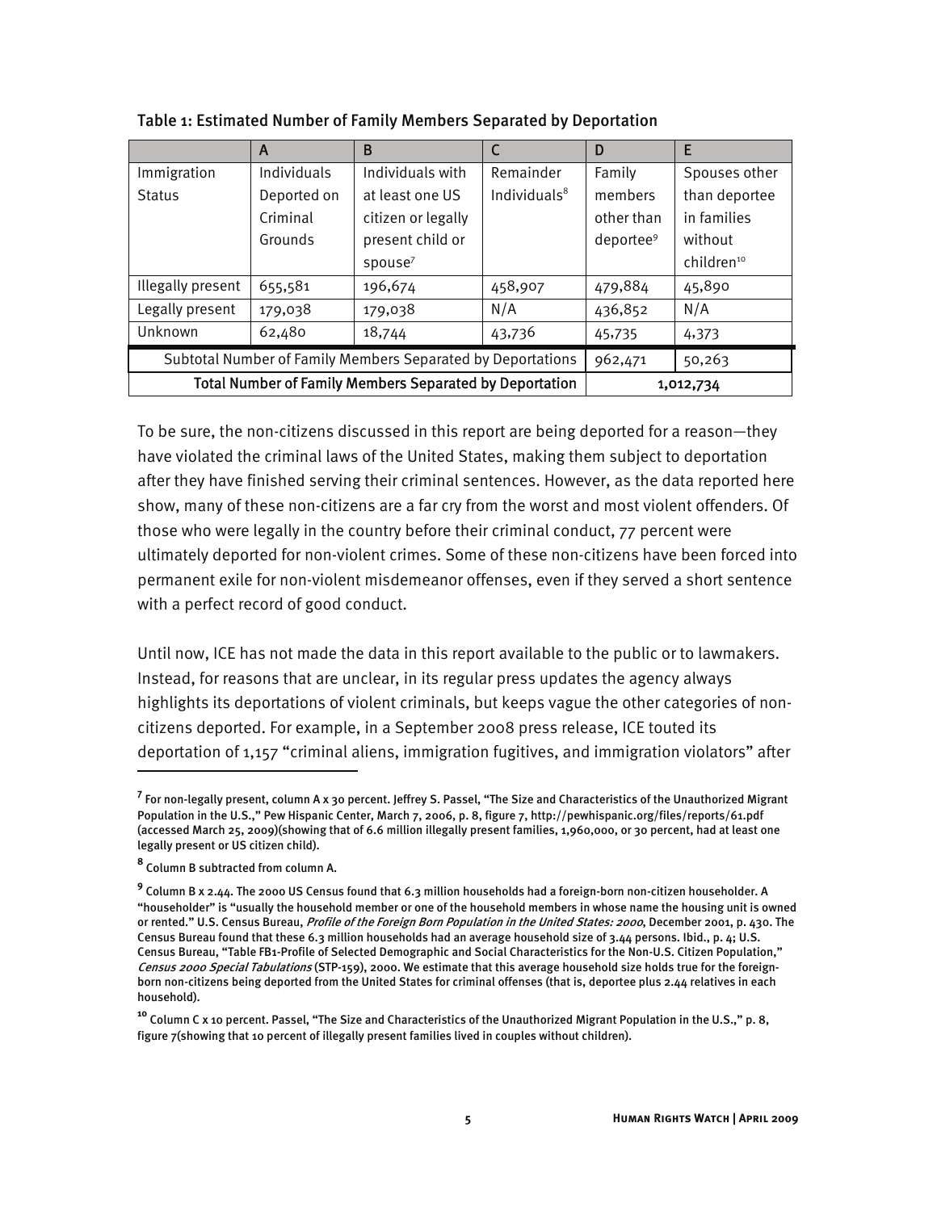Table 1: Estimated Number of Family Members Separated by Deportation

| | A | B | C | D | E |
|---|---|---|---|---|---|
| Immigration Status | Individuals Deported on Criminal Grounds | Individuals with at least one US citizen or legally present child or spouse[7] | Remainder Individuals[8] | Family members other than deportee[9] | Spouses other than deportee in families without children[10] |
| Illegally present | 655,581 | 196,674 | 458,907 | 479,884 | 45,890 |
| Legally present | 179,038 | 179,038 | N/A | 436,852 | N/A |
| Unknown | 62,480 | 18,744 | 43,736 | 45,735 | 4,373 |
| Subtotal Number of Family Members Separated by Deportations | | | | 962,471 | 50,263 |
| **Total Number of Family Members Separated by Deportation** | | | | **1,012,734** | |

To be sure, the non-citizens discussed in this report are being deported for a reason—they have violated the criminal laws of the United States, making them subject to deportation after they have finished serving their criminal sentences. However, as the data reported here show, many of these non-citizens are a far cry from the worst and most violent offenders. Of those who were legally in the country before their criminal conduct, 77 percent were ultimately deported for non-violent crimes. Some of these non-citizens have been forced into permanent exile for non-violent misdemeanor offenses, even if they served a short sentence with a perfect record of good conduct.

Until now, ICE has not made the data in this report available to the public or to lawmakers. Instead, for reasons that are unclear, in its regular press updates the agency always highlights its deportations of violent criminals, but keeps vague the other categories of non-citizens deported. For example, in a September 2008 press release, ICE touted its deportation of 1,157 "criminal aliens, immigration fugitives, and immigration violators" after

---

[7] For non-legally present, column A x 30 percent. Jeffrey S. Passel, "The Size and Characteristics of the Unauthorized Migrant Population in the U.S.," Pew Hispanic Center, March 7, 2006, p. 8, figure 7, http://pewhispanic.org/files/reports/61.pdf (accessed March 25, 2009)(showing that of 6.6 million illegally present families, 1,960,000, or 30 percent, had at least one legally present or US citizen child).

[8] Column B subtracted from column A.

[9] Column B x 2.44. The 2000 US Census found that 6.3 million households had a foreign-born non-citizen householder. A "householder" is "usually the household member or one of the household members in whose name the housing unit is owned or rented." U.S. Census Bureau, *Profile of the Foreign Born Population in the United States: 2000*, December 2001, p. 430. The Census Bureau found that these 6.3 million households had an average household size of 3.44 persons. Ibid., p. 4; U.S. Census Bureau, "Table FB1-Profile of Selected Demographic and Social Characteristics for the Non-U.S. Citizen Population," *Census 2000 Special Tabulations* (STP-159), 2000. We estimate that this average household size holds true for the foreign-born non-citizens being deported from the United States for criminal offenses (that is, deportee plus 2.44 relatives in each household).

[10] Column C x 10 percent. Passel, "The Size and Characteristics of the Unauthorized Migrant Population in the U.S.," p. 8, figure 7(showing that 10 percent of illegally present families lived in couples without children).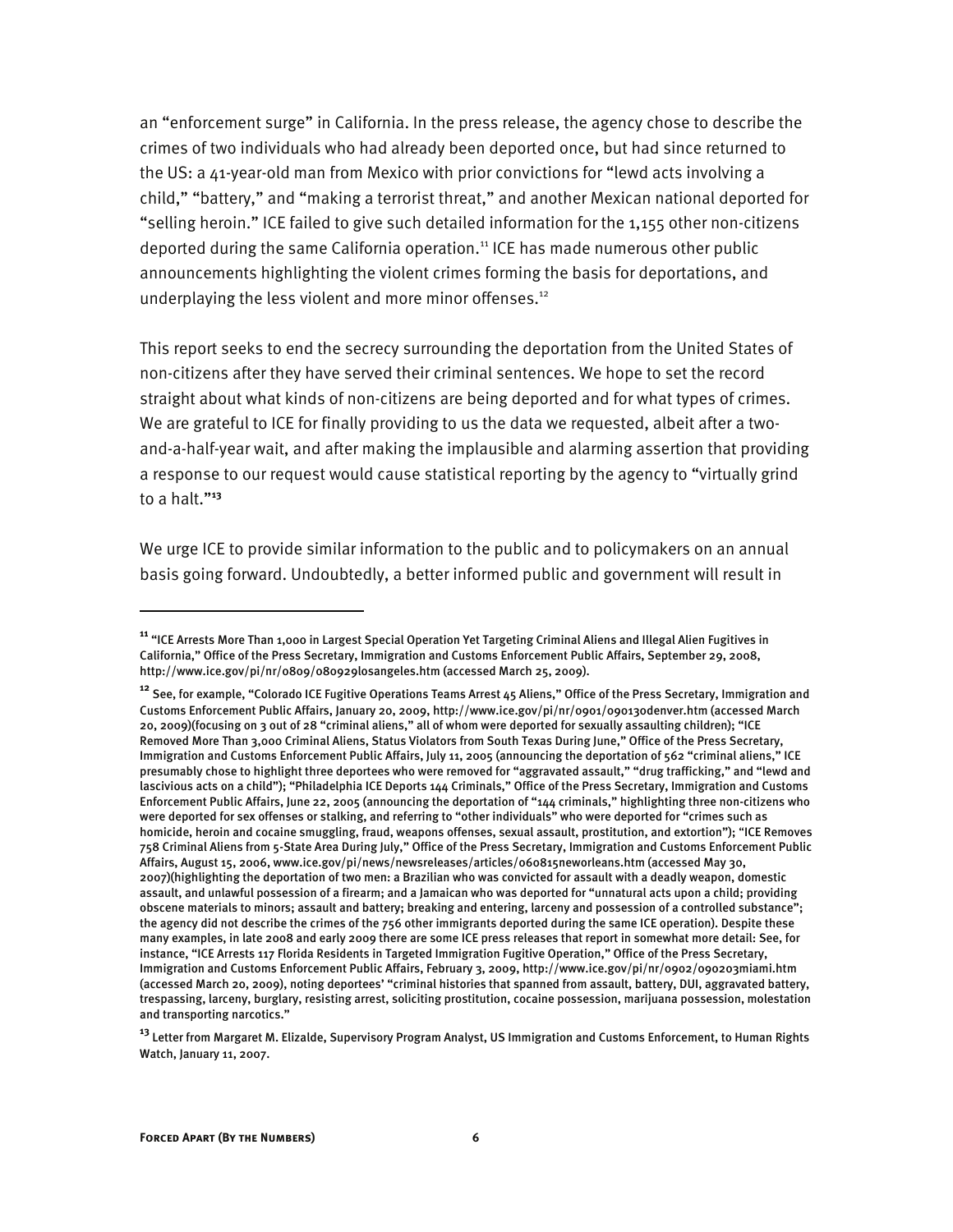an "enforcement surge" in California. In the press release, the agency chose to describe the crimes of two individuals who had already been deported once, but had since returned to the US: a 41-year-old man from Mexico with prior convictions for "lewd acts involving a child," "battery," and "making a terrorist threat," and another Mexican national deported for "selling heroin." ICE failed to give such detailed information for the 1,155 other non-citizens deported during the same California operation.[11] ICE has made numerous other public announcements highlighting the violent crimes forming the basis for deportations, and underplaying the less violent and more minor offenses.[12]

This report seeks to end the secrecy surrounding the deportation from the United States of non-citizens after they have served their criminal sentences. We hope to set the record straight about what kinds of non-citizens are being deported and for what types of crimes. We are grateful to ICE for finally providing to us the data we requested, albeit after a two-and-a-half-year wait, and after making the implausible and alarming assertion that providing a response to our request would cause statistical reporting by the agency to "virtually grind to a halt."[13]

We urge ICE to provide similar information to the public and to policymakers on an annual basis going forward. Undoubtedly, a better informed public and government will result in

---

[11] "ICE Arrests More Than 1,000 in Largest Special Operation Yet Targeting Criminal Aliens and Illegal Alien Fugitives in California," Office of the Press Secretary, Immigration and Customs Enforcement Public Affairs, September 29, 2008, http://www.ice.gov/pi/nr/0809/080929losangeles.htm (accessed March 25, 2009).

[12] See, for example, "Colorado ICE Fugitive Operations Teams Arrest 45 Aliens," Office of the Press Secretary, Immigration and Customs Enforcement Public Affairs, January 20, 2009, http://www.ice.gov/pi/nr/0901/090130denver.htm (accessed March 20, 2009)(focusing on 3 out of 28 "criminal aliens," all of whom were deported for sexually assaulting children); "ICE Removed More Than 3,000 Criminal Aliens, Status Violators from South Texas During June," Office of the Press Secretary, Immigration and Customs Enforcement Public Affairs, July 11, 2005 (announcing the deportation of 562 "criminal aliens," ICE presumably chose to highlight three deportees who were removed for "aggravated assault," "drug trafficking," and "lewd and lascivious acts on a child"); "Philadelphia ICE Deports 144 Criminals," Office of the Press Secretary, Immigration and Customs Enforcement Public Affairs, June 22, 2005 (announcing the deportation of "144 criminals," highlighting three non-citizens who were deported for sex offenses or stalking, and referring to "other individuals" who were deported for "crimes such as homicide, heroin and cocaine smuggling, fraud, weapons offenses, sexual assault, prostitution, and extortion"); "ICE Removes 758 Criminal Aliens from 5-State Area During July," Office of the Press Secretary, Immigration and Customs Enforcement Public Affairs, August 15, 2006, www.ice.gov/pi/news/newsreleases/articles/060815neworleans.htm (accessed May 30, 2007)(highlighting the deportation of two men: a Brazilian who was convicted for assault with a deadly weapon, domestic assault, and unlawful possession of a firearm; and a Jamaican who was deported for "unnatural acts upon a child; providing obscene materials to minors; assault and battery; breaking and entering, larceny and possession of a controlled substance"; the agency did not describe the crimes of the 756 other immigrants deported during the same ICE operation). Despite these many examples, in late 2008 and early 2009 there are some ICE press releases that report in somewhat more detail: See, for instance, "ICE Arrests 117 Florida Residents in Targeted Immigration Fugitive Operation," Office of the Press Secretary, Immigration and Customs Enforcement Public Affairs, February 3, 2009, http://www.ice.gov/pi/nr/0902/090203miami.htm (accessed March 20, 2009), noting deportees' "criminal histories that spanned from assault, battery, DUI, aggravated battery, trespassing, larceny, burglary, resisting arrest, soliciting prostitution, cocaine possession, marijuana possession, molestation and transporting narcotics."

[13] Letter from Margaret M. Elizalde, Supervisory Program Analyst, US Immigration and Customs Enforcement, to Human Rights Watch, January 11, 2007.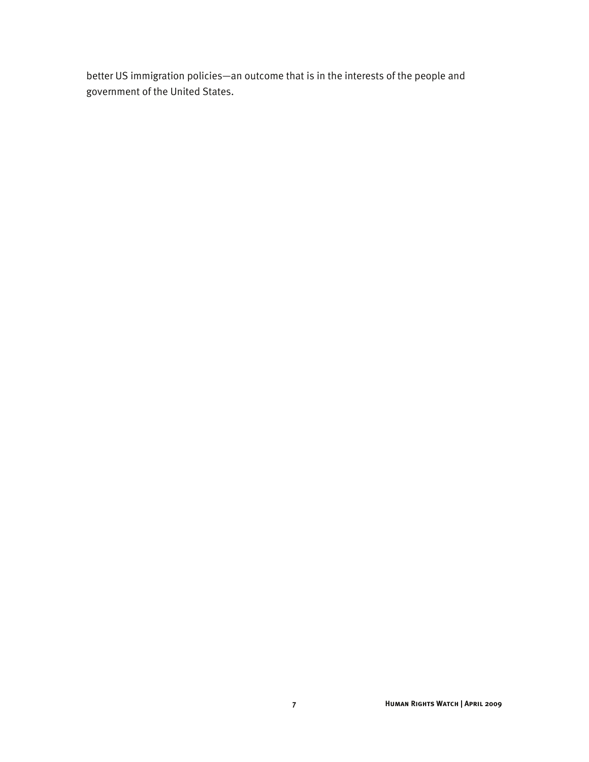better US immigration policies—an outcome that is in the interests of the people and government of the United States.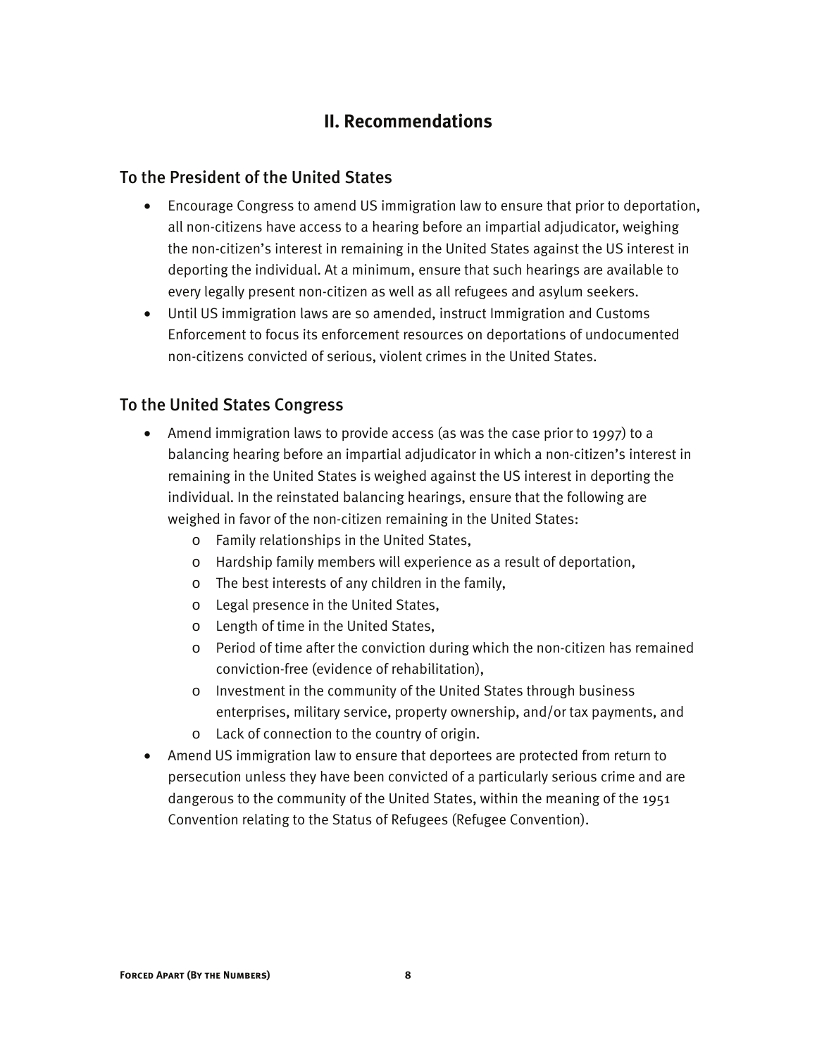## II. Recommendations

### To the President of the United States

- Encourage Congress to amend US immigration law to ensure that prior to deportation, all non-citizens have access to a hearing before an impartial adjudicator, weighing the non-citizen's interest in remaining in the United States against the US interest in deporting the individual. At a minimum, ensure that such hearings are available to every legally present non-citizen as well as all refugees and asylum seekers.
- Until US immigration laws are so amended, instruct Immigration and Customs Enforcement to focus its enforcement resources on deportations of undocumented non-citizens convicted of serious, violent crimes in the United States.

### To the United States Congress

- Amend immigration laws to provide access (as was the case prior to 1997) to a balancing hearing before an impartial adjudicator in which a non-citizen's interest in remaining in the United States is weighed against the US interest in deporting the individual. In the reinstated balancing hearings, ensure that the following are weighed in favor of the non-citizen remaining in the United States:
    - Family relationships in the United States,
    - Hardship family members will experience as a result of deportation,
    - The best interests of any children in the family,
    - Legal presence in the United States,
    - Length of time in the United States,
    - Period of time after the conviction during which the non-citizen has remained conviction-free (evidence of rehabilitation),
    - Investment in the community of the United States through business enterprises, military service, property ownership, and/or tax payments, and
    - Lack of connection to the country of origin.
- Amend US immigration law to ensure that deportees are protected from return to persecution unless they have been convicted of a particularly serious crime and are dangerous to the community of the United States, within the meaning of the 1951 Convention relating to the Status of Refugees (Refugee Convention).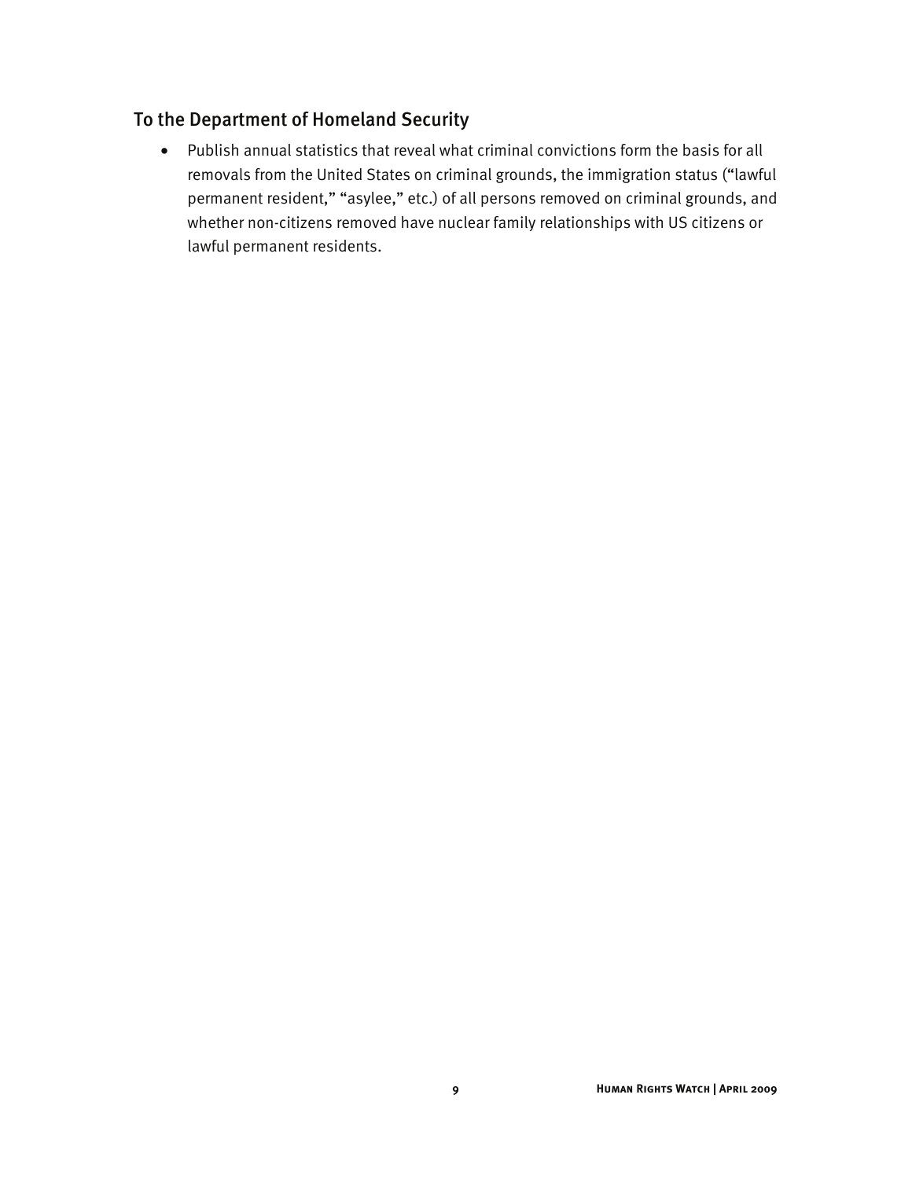## To the Department of Homeland Security

- Publish annual statistics that reveal what criminal convictions form the basis for all removals from the United States on criminal grounds, the immigration status ("lawful permanent resident," "asylee," etc.) of all persons removed on criminal grounds, and whether non-citizens removed have nuclear family relationships with US citizens or lawful permanent residents.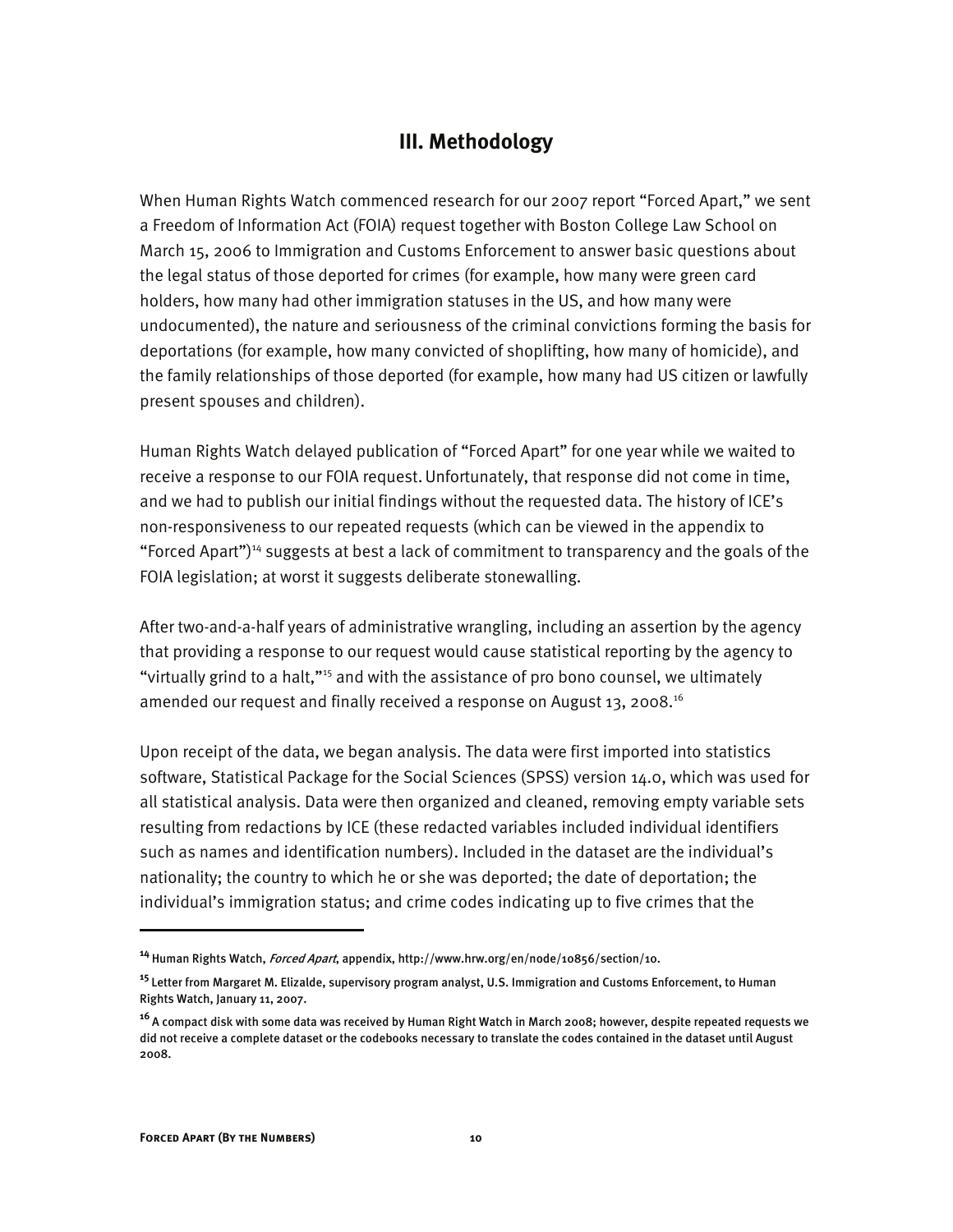## III. Methodology

When Human Rights Watch commenced research for our 2007 report "Forced Apart," we sent a Freedom of Information Act (FOIA) request together with Boston College Law School on March 15, 2006 to Immigration and Customs Enforcement to answer basic questions about the legal status of those deported for crimes (for example, how many were green card holders, how many had other immigration statuses in the US, and how many were undocumented), the nature and seriousness of the criminal convictions forming the basis for deportations (for example, how many convicted of shoplifting, how many of homicide), and the family relationships of those deported (for example, how many had US citizen or lawfully present spouses and children).

Human Rights Watch delayed publication of "Forced Apart" for one year while we waited to receive a response to our FOIA request. Unfortunately, that response did not come in time, and we had to publish our initial findings without the requested data. The history of ICE's non-responsiveness to our repeated requests (which can be viewed in the appendix to "Forced Apart")[14] suggests at best a lack of commitment to transparency and the goals of the FOIA legislation; at worst it suggests deliberate stonewalling.

After two-and-a-half years of administrative wrangling, including an assertion by the agency that providing a response to our request would cause statistical reporting by the agency to "virtually grind to a halt,"[15] and with the assistance of pro bono counsel, we ultimately amended our request and finally received a response on August 13, 2008.[16]

Upon receipt of the data, we began analysis. The data were first imported into statistics software, Statistical Package for the Social Sciences (SPSS) version 14.0, which was used for all statistical analysis. Data were then organized and cleaned, removing empty variable sets resulting from redactions by ICE (these redacted variables included individual identifiers such as names and identification numbers). Included in the dataset are the individual's nationality; the country to which he or she was deported; the date of deportation; the individual's immigration status; and crime codes indicating up to five crimes that the

---

[14] Human Rights Watch, *Forced Apart*, appendix, http://www.hrw.org/en/node/10856/section/10.

[15] Letter from Margaret M. Elizalde, supervisory program analyst, U.S. Immigration and Customs Enforcement, to Human Rights Watch, January 11, 2007.

[16] A compact disk with some data was received by Human Right Watch in March 2008; however, despite repeated requests we did not receive a complete dataset or the codebooks necessary to translate the codes contained in the dataset until August 2008.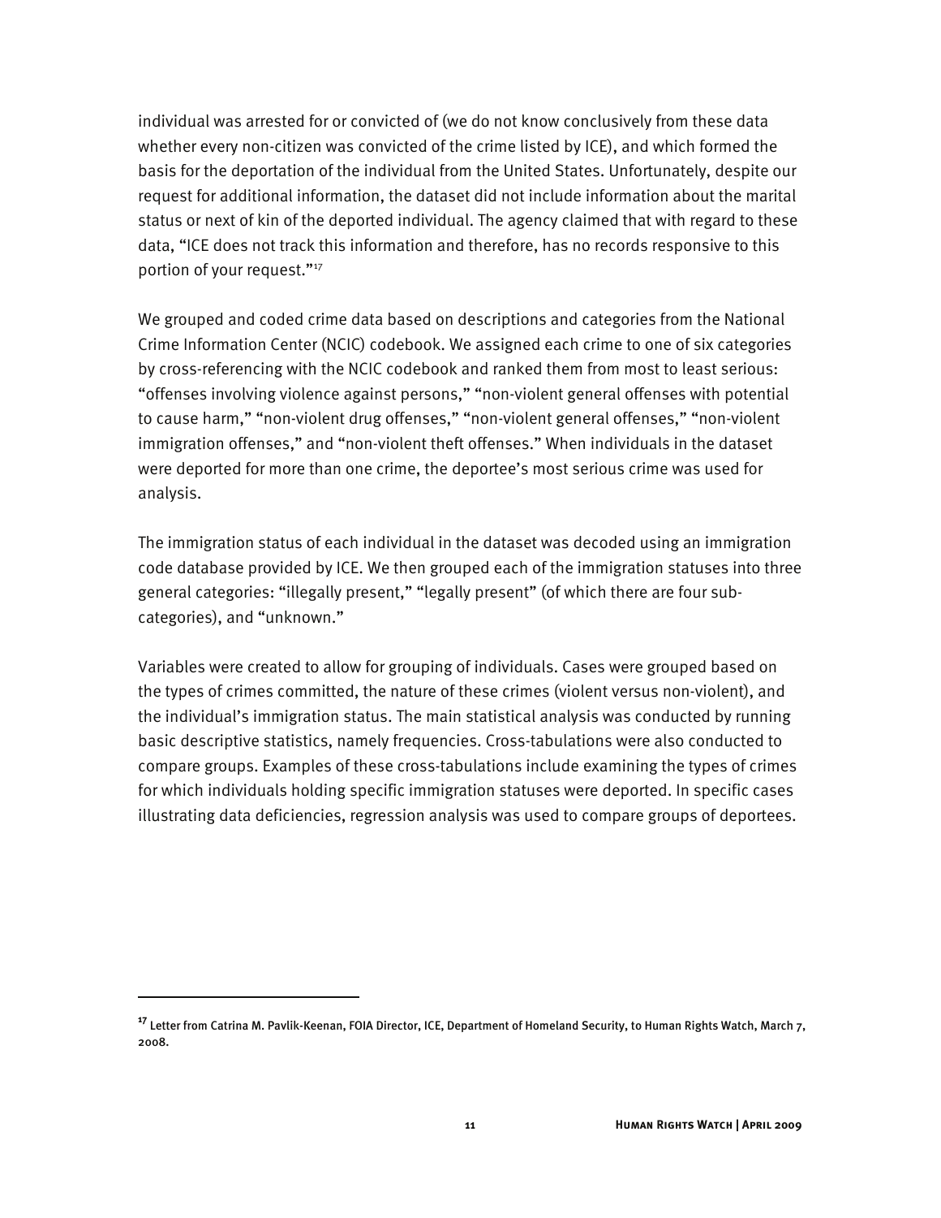individual was arrested for or convicted of (we do not know conclusively from these data whether every non-citizen was convicted of the crime listed by ICE), and which formed the basis for the deportation of the individual from the United States. Unfortunately, despite our request for additional information, the dataset did not include information about the marital status or next of kin of the deported individual. The agency claimed that with regard to these data, "ICE does not track this information and therefore, has no records responsive to this portion of your request."[17]

We grouped and coded crime data based on descriptions and categories from the National Crime Information Center (NCIC) codebook. We assigned each crime to one of six categories by cross-referencing with the NCIC codebook and ranked them from most to least serious: "offenses involving violence against persons," "non-violent general offenses with potential to cause harm," "non-violent drug offenses," "non-violent general offenses," "non-violent immigration offenses," and "non-violent theft offenses." When individuals in the dataset were deported for more than one crime, the deportee's most serious crime was used for analysis.

The immigration status of each individual in the dataset was decoded using an immigration code database provided by ICE. We then grouped each of the immigration statuses into three general categories: "illegally present," "legally present" (of which there are four sub-categories), and "unknown."

Variables were created to allow for grouping of individuals. Cases were grouped based on the types of crimes committed, the nature of these crimes (violent versus non-violent), and the individual's immigration status. The main statistical analysis was conducted by running basic descriptive statistics, namely frequencies. Cross-tabulations were also conducted to compare groups. Examples of these cross-tabulations include examining the types of crimes for which individuals holding specific immigration statuses were deported. In specific cases illustrating data deficiencies, regression analysis was used to compare groups of deportees.

---

[17] Letter from Catrina M. Pavlik-Keenan, FOIA Director, ICE, Department of Homeland Security, to Human Rights Watch, March 7, 2008.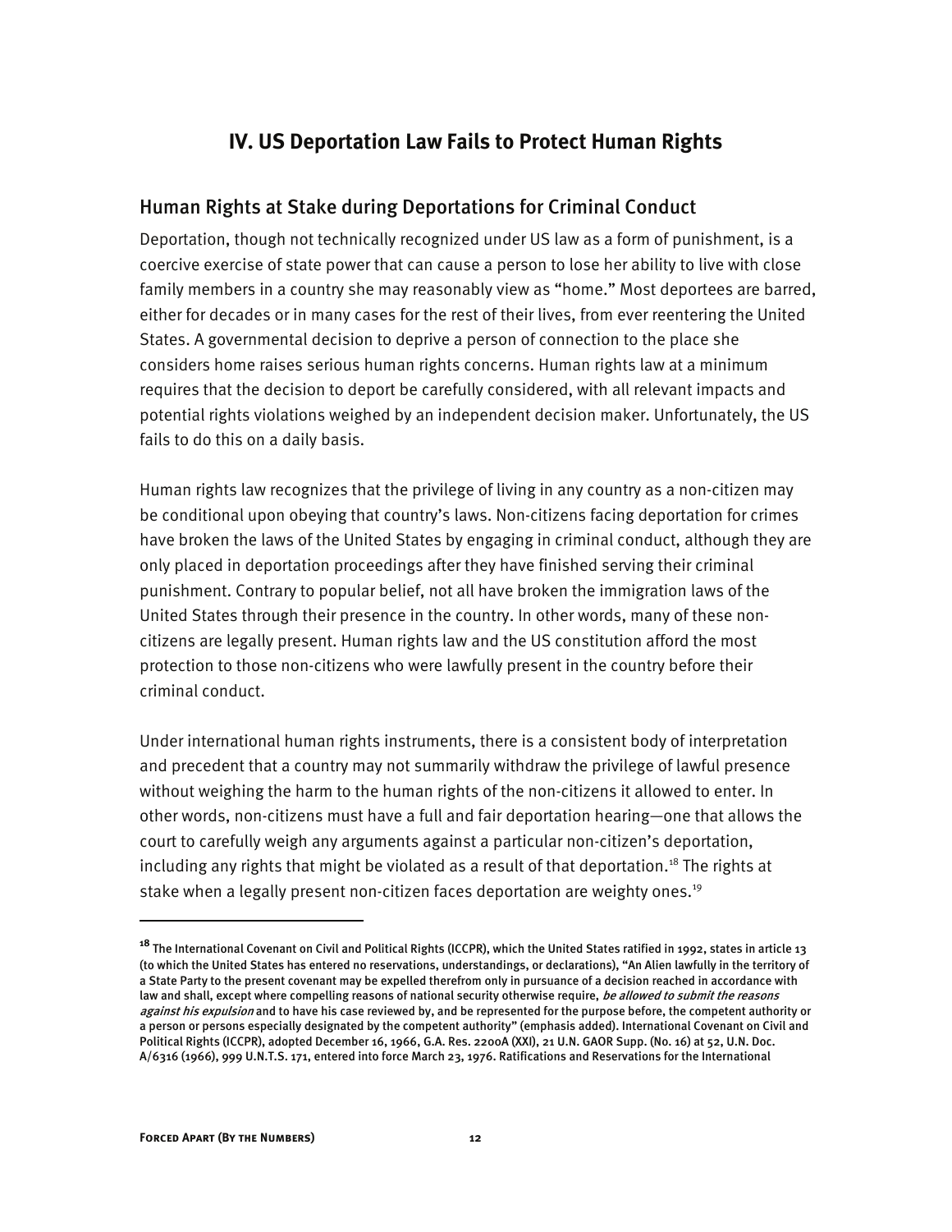## IV. US Deportation Law Fails to Protect Human Rights

### Human Rights at Stake during Deportations for Criminal Conduct

Deportation, though not technically recognized under US law as a form of punishment, is a coercive exercise of state power that can cause a person to lose her ability to live with close family members in a country she may reasonably view as "home." Most deportees are barred, either for decades or in many cases for the rest of their lives, from ever reentering the United States. A governmental decision to deprive a person of connection to the place she considers home raises serious human rights concerns. Human rights law at a minimum requires that the decision to deport be carefully considered, with all relevant impacts and potential rights violations weighed by an independent decision maker. Unfortunately, the US fails to do this on a daily basis.

Human rights law recognizes that the privilege of living in any country as a non-citizen may be conditional upon obeying that country's laws. Non-citizens facing deportation for crimes have broken the laws of the United States by engaging in criminal conduct, although they are only placed in deportation proceedings after they have finished serving their criminal punishment. Contrary to popular belief, not all have broken the immigration laws of the United States through their presence in the country. In other words, many of these non-citizens are legally present. Human rights law and the US constitution afford the most protection to those non-citizens who were lawfully present in the country before their criminal conduct.

Under international human rights instruments, there is a consistent body of interpretation and precedent that a country may not summarily withdraw the privilege of lawful presence without weighing the harm to the human rights of the non-citizens it allowed to enter. In other words, non-citizens must have a full and fair deportation hearing—one that allows the court to carefully weigh any arguments against a particular non-citizen's deportation, including any rights that might be violated as a result of that deportation.[18] The rights at stake when a legally present non-citizen faces deportation are weighty ones.[19]

---

[18] The International Covenant on Civil and Political Rights (ICCPR), which the United States ratified in 1992, states in article 13 (to which the United States has entered no reservations, understandings, or declarations), "An Alien lawfully in the territory of a State Party to the present covenant may be expelled therefrom only in pursuance of a decision reached in accordance with law and shall, except where compelling reasons of national security otherwise require, *be allowed to submit the reasons against his expulsion* and to have his case reviewed by, and be represented for the purpose before, the competent authority or a person or persons especially designated by the competent authority" (emphasis added). International Covenant on Civil and Political Rights (ICCPR), adopted December 16, 1966, G.A. Res. 2200A (XXI), 21 U.N. GAOR Supp. (No. 16) at 52, U.N. Doc. A/6316 (1966), 999 U.N.T.S. 171, entered into force March 23, 1976. Ratifications and Reservations for the International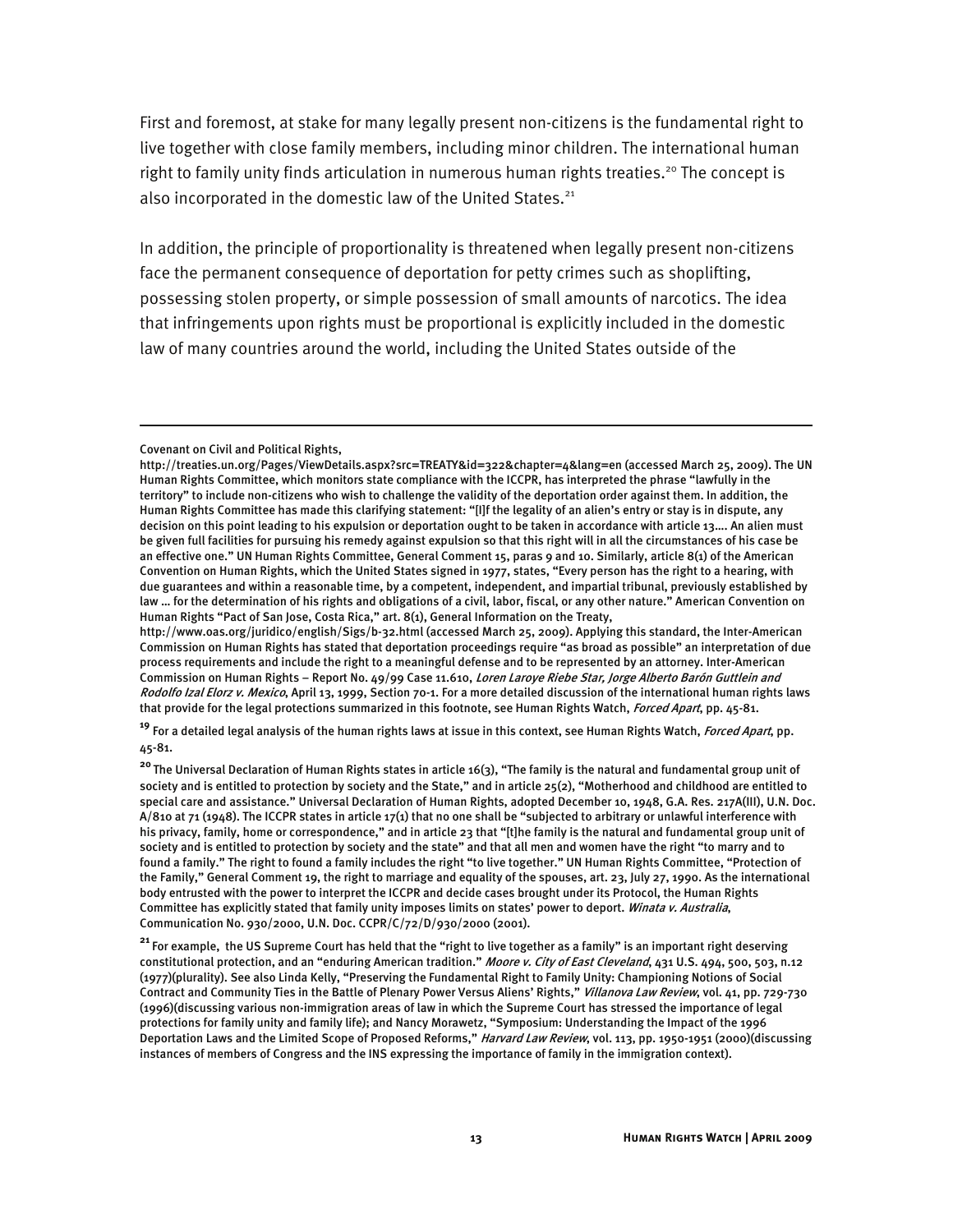First and foremost, at stake for many legally present non-citizens is the fundamental right to live together with close family members, including minor children. The international human right to family unity finds articulation in numerous human rights treaties.[20] The concept is also incorporated in the domestic law of the United States.[21]

In addition, the principle of proportionality is threatened when legally present non-citizens face the permanent consequence of deportation for petty crimes such as shoplifting, possessing stolen property, or simple possession of small amounts of narcotics. The idea that infringements upon rights must be proportional is explicitly included in the domestic law of many countries around the world, including the United States outside of the

---

Covenant on Civil and Political Rights, http://treaties.un.org/Pages/ViewDetails.aspx?src=TREATY&id=322&chapter=4&lang=en (accessed March 25, 2009). The UN Human Rights Committee, which monitors state compliance with the ICCPR, has interpreted the phrase "lawfully in the territory" to include non-citizens who wish to challenge the validity of the deportation order against them. In addition, the Human Rights Committee has made this clarifying statement: "[I]f the legality of an alien's entry or stay is in dispute, any decision on this point leading to his expulsion or deportation ought to be taken in accordance with article 13…. An alien must be given full facilities for pursuing his remedy against expulsion so that this right will in all the circumstances of his case be an effective one." UN Human Rights Committee, General Comment 15, paras 9 and 10. Similarly, article 8(1) of the American Convention on Human Rights, which the United States signed in 1977, states, "Every person has the right to a hearing, with due guarantees and within a reasonable time, by a competent, independent, and impartial tribunal, previously established by law … for the determination of his rights and obligations of a civil, labor, fiscal, or any other nature." American Convention on Human Rights "Pact of San Jose, Costa Rica," art. 8(1), General Information on the Treaty, http://www.oas.org/juridico/english/Sigs/b-32.html (accessed March 25, 2009). Applying this standard, the Inter-American Commission on Human Rights has stated that deportation proceedings require "as broad as possible" an interpretation of due process requirements and include the right to a meaningful defense and to be represented by an attorney. Inter-American Commission on Human Rights – Report No. 49/99 Case 11.610, *Loren Laroye Riebe Star, Jorge Alberto Barón Guttlein and Rodolfo Izal Elorz v. Mexico*, April 13, 1999, Section 70-1. For a more detailed discussion of the international human rights laws that provide for the legal protections summarized in this footnote, see Human Rights Watch, *Forced Apart*, pp. 45-81.

[19] For a detailed legal analysis of the human rights laws at issue in this context, see Human Rights Watch, *Forced Apart*, pp. 45-81.

[20] The Universal Declaration of Human Rights states in article 16(3), "The family is the natural and fundamental group unit of society and is entitled to protection by society and the State," and in article 25(2), "Motherhood and childhood are entitled to special care and assistance." Universal Declaration of Human Rights, adopted December 10, 1948, G.A. Res. 217A(III), U.N. Doc. A/810 at 71 (1948). The ICCPR states in article 17(1) that no one shall be "subjected to arbitrary or unlawful interference with his privacy, family, home or correspondence," and in article 23 that "[t]he family is the natural and fundamental group unit of society and is entitled to protection by society and the state" and that all men and women have the right "to marry and to found a family." The right to found a family includes the right "to live together." UN Human Rights Committee, "Protection of the Family," General Comment 19, the right to marriage and equality of the spouses, art. 23, July 27, 1990. As the international body entrusted with the power to interpret the ICCPR and decide cases brought under its Protocol, the Human Rights Committee has explicitly stated that family unity imposes limits on states' power to deport. *Winata v. Australia*, Communication No. 930/2000, U.N. Doc. CCPR/C/72/D/930/2000 (2001).

[21] For example, the US Supreme Court has held that the "right to live together as a family" is an important right deserving constitutional protection, and an "enduring American tradition." *Moore v. City of East Cleveland*, 431 U.S. 494, 500, 503, n.12 (1977)(plurality). See also Linda Kelly, "Preserving the Fundamental Right to Family Unity: Championing Notions of Social Contract and Community Ties in the Battle of Plenary Power Versus Aliens' Rights," *Villanova Law Review*, vol. 41, pp. 729-730 (1996)(discussing various non-immigration areas of law in which the Supreme Court has stressed the importance of legal protections for family unity and family life); and Nancy Morawetz, "Symposium: Understanding the Impact of the 1996 Deportation Laws and the Limited Scope of Proposed Reforms," *Harvard Law Review*, vol. 113, pp. 1950-1951 (2000)(discussing instances of members of Congress and the INS expressing the importance of family in the immigration context).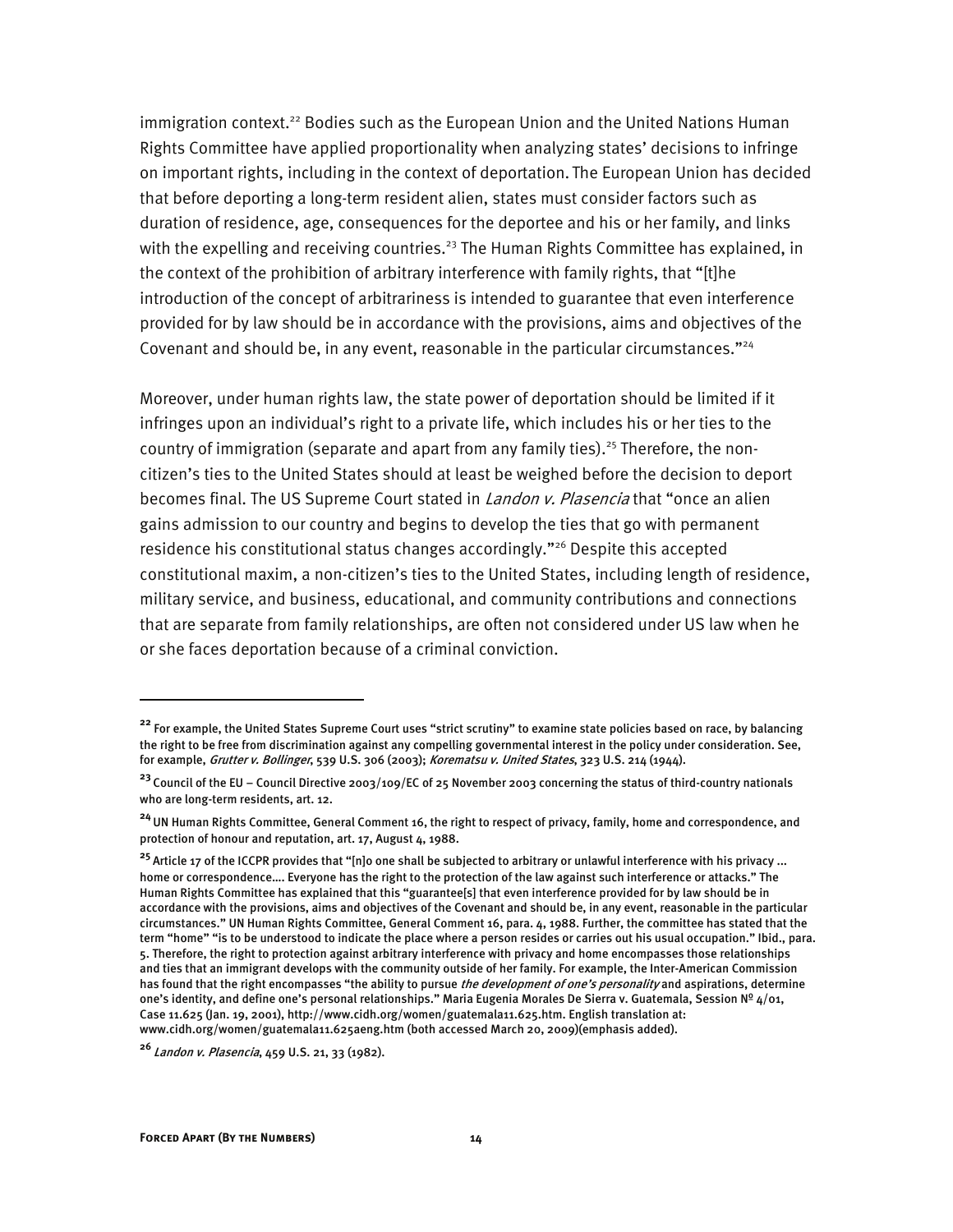immigration context.[22] Bodies such as the European Union and the United Nations Human Rights Committee have applied proportionality when analyzing states' decisions to infringe on important rights, including in the context of deportation. The European Union has decided that before deporting a long-term resident alien, states must consider factors such as duration of residence, age, consequences for the deportee and his or her family, and links with the expelling and receiving countries.[23] The Human Rights Committee has explained, in the context of the prohibition of arbitrary interference with family rights, that "[t]he introduction of the concept of arbitrariness is intended to guarantee that even interference provided for by law should be in accordance with the provisions, aims and objectives of the Covenant and should be, in any event, reasonable in the particular circumstances."[24]

Moreover, under human rights law, the state power of deportation should be limited if it infringes upon an individual's right to a private life, which includes his or her ties to the country of immigration (separate and apart from any family ties).[25] Therefore, the non-citizen's ties to the United States should at least be weighed before the decision to deport becomes final. The US Supreme Court stated in *Landon v. Plasencia* that "once an alien gains admission to our country and begins to develop the ties that go with permanent residence his constitutional status changes accordingly."[26] Despite this accepted constitutional maxim, a non-citizen's ties to the United States, including length of residence, military service, and business, educational, and community contributions and connections that are separate from family relationships, are often not considered under US law when he or she faces deportation because of a criminal conviction.

---

[22] For example, the United States Supreme Court uses "strict scrutiny" to examine state policies based on race, by balancing the right to be free from discrimination against any compelling governmental interest in the policy under consideration. See, for example, *Grutter v. Bollinger*, 539 U.S. 306 (2003); *Korematsu v. United States*, 323 U.S. 214 (1944).

[23] Council of the EU – Council Directive 2003/109/EC of 25 November 2003 concerning the status of third-country nationals who are long-term residents, art. 12.

[24] UN Human Rights Committee, General Comment 16, the right to respect of privacy, family, home and correspondence, and protection of honour and reputation, art. 17, August 4, 1988.

[25] Article 17 of the ICCPR provides that "[n]o one shall be subjected to arbitrary or unlawful interference with his privacy ... home or correspondence.... Everyone has the right to the protection of the law against such interference or attacks." The Human Rights Committee has explained that this "guarantee[s] that even interference provided for by law should be in accordance with the provisions, aims and objectives of the Covenant and should be, in any event, reasonable in the particular circumstances." UN Human Rights Committee, General Comment 16, para. 4, 1988. Further, the committee has stated that the term "home" "is to be understood to indicate the place where a person resides or carries out his usual occupation." Ibid., para. 5. Therefore, the right to protection against arbitrary interference with privacy and home encompasses those relationships and ties that an immigrant develops with the community outside of her family. For example, the Inter-American Commission has found that the right encompasses "the ability to pursue *the development of one's personality* and aspirations, determine one's identity, and define one's personal relationships." Maria Eugenia Morales De Sierra v. Guatemala, Session Nº 4/01, Case 11.625 (Jan. 19, 2001), http://www.cidh.org/women/guatemala11.625.htm. English translation at: www.cidh.org/women/guatemala11.625aeng.htm (both accessed March 20, 2009)(emphasis added).

[26] *Landon v. Plasencia*, 459 U.S. 21, 33 (1982).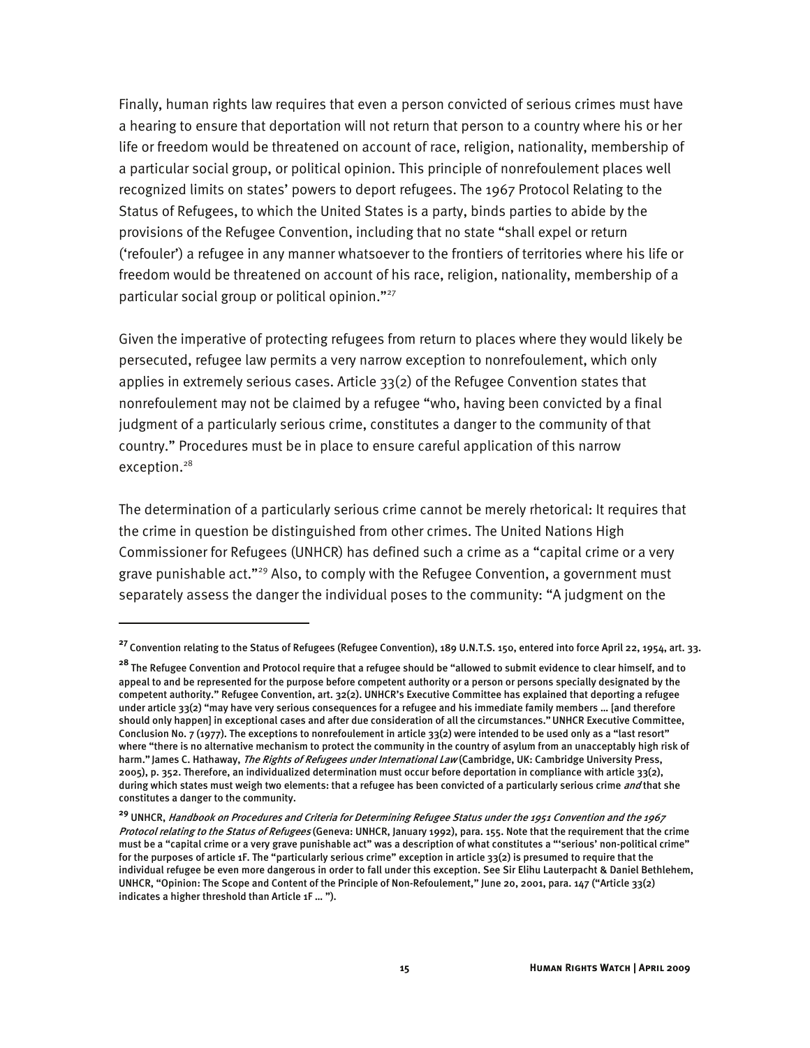Finally, human rights law requires that even a person convicted of serious crimes must have a hearing to ensure that deportation will not return that person to a country where his or her life or freedom would be threatened on account of race, religion, nationality, membership of a particular social group, or political opinion. This principle of nonrefoulement places well recognized limits on states' powers to deport refugees. The 1967 Protocol Relating to the Status of Refugees, to which the United States is a party, binds parties to abide by the provisions of the Refugee Convention, including that no state "shall expel or return ('refouler') a refugee in any manner whatsoever to the frontiers of territories where his life or freedom would be threatened on account of his race, religion, nationality, membership of a particular social group or political opinion."[27]

Given the imperative of protecting refugees from return to places where they would likely be persecuted, refugee law permits a very narrow exception to nonrefoulement, which only applies in extremely serious cases. Article 33(2) of the Refugee Convention states that nonrefoulement may not be claimed by a refugee "who, having been convicted by a final judgment of a particularly serious crime, constitutes a danger to the community of that country." Procedures must be in place to ensure careful application of this narrow exception.[28]

The determination of a particularly serious crime cannot be merely rhetorical: It requires that the crime in question be distinguished from other crimes. The United Nations High Commissioner for Refugees (UNHCR) has defined such a crime as a "capital crime or a very grave punishable act."[29] Also, to comply with the Refugee Convention, a government must separately assess the danger the individual poses to the community: "A judgment on the

---

[27] Convention relating to the Status of Refugees (Refugee Convention), 189 U.N.T.S. 150, entered into force April 22, 1954, art. 33.

[28] The Refugee Convention and Protocol require that a refugee should be "allowed to submit evidence to clear himself, and to appeal to and be represented for the purpose before competent authority or a person or persons specially designated by the competent authority." Refugee Convention, art. 32(2). UNHCR's Executive Committee has explained that deporting a refugee under article 33(2) "may have very serious consequences for a refugee and his immediate family members … [and therefore should only happen] in exceptional cases and after due consideration of all the circumstances." UNHCR Executive Committee, Conclusion No. 7 (1977). The exceptions to nonrefoulement in article 33(2) were intended to be used only as a "last resort" where "there is no alternative mechanism to protect the community in the country of asylum from an unacceptably high risk of harm." James C. Hathaway, *The Rights of Refugees under International Law* (Cambridge, UK: Cambridge University Press, 2005), p. 352. Therefore, an individualized determination must occur before deportation in compliance with article 33(2), during which states must weigh two elements: that a refugee has been convicted of a particularly serious crime *and* that she constitutes a danger to the community.

[29] UNHCR, *Handbook on Procedures and Criteria for Determining Refugee Status under the 1951 Convention and the 1967 Protocol relating to the Status of Refugees* (Geneva: UNHCR, January 1992), para. 155. Note that the requirement that the crime must be a "capital crime or a very grave punishable act" was a description of what constitutes a "'serious' non-political crime" for the purposes of article 1F. The "particularly serious crime" exception in article 33(2) is presumed to require that the individual refugee be even more dangerous in order to fall under this exception. See Sir Elihu Lauterpacht & Daniel Bethlehem, UNHCR, "Opinion: The Scope and Content of the Principle of Non-Refoulement," June 20, 2001, para. 147 ("Article 33(2) indicates a higher threshold than Article 1F … ").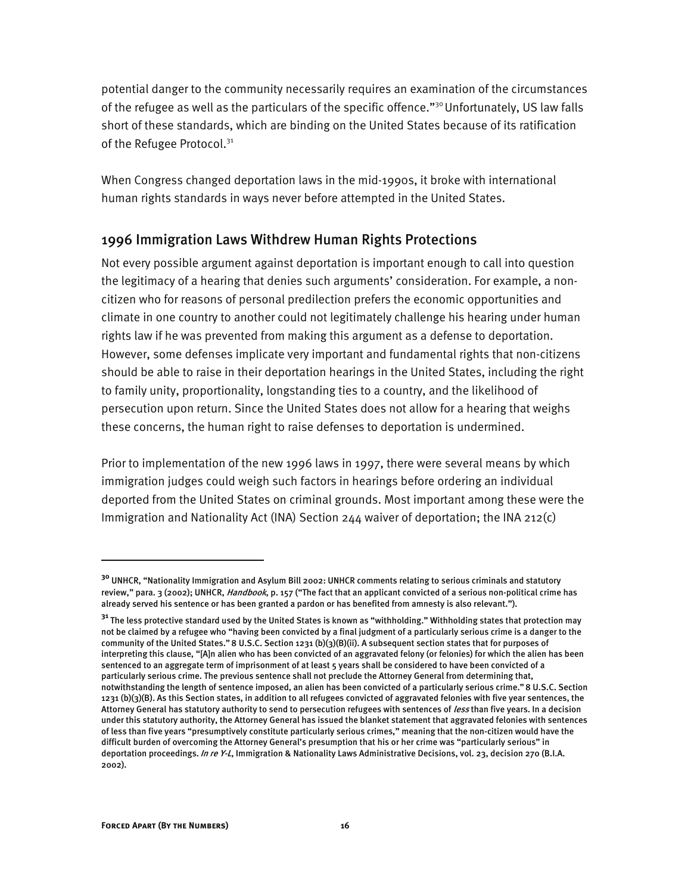potential danger to the community necessarily requires an examination of the circumstances of the refugee as well as the particulars of the specific offence."[30] Unfortunately, US law falls short of these standards, which are binding on the United States because of its ratification of the Refugee Protocol.[31]

When Congress changed deportation laws in the mid-1990s, it broke with international human rights standards in ways never before attempted in the United States.

## 1996 Immigration Laws Withdrew Human Rights Protections

Not every possible argument against deportation is important enough to call into question the legitimacy of a hearing that denies such arguments' consideration. For example, a non-citizen who for reasons of personal predilection prefers the economic opportunities and climate in one country to another could not legitimately challenge his hearing under human rights law if he was prevented from making this argument as a defense to deportation. However, some defenses implicate very important and fundamental rights that non-citizens should be able to raise in their deportation hearings in the United States, including the right to family unity, proportionality, longstanding ties to a country, and the likelihood of persecution upon return. Since the United States does not allow for a hearing that weighs these concerns, the human right to raise defenses to deportation is undermined.

Prior to implementation of the new 1996 laws in 1997, there were several means by which immigration judges could weigh such factors in hearings before ordering an individual deported from the United States on criminal grounds. Most important among these were the Immigration and Nationality Act (INA) Section 244 waiver of deportation; the INA 212(c)

---

[30] UNHCR, "Nationality Immigration and Asylum Bill 2002: UNHCR comments relating to serious criminals and statutory review," para. 3 (2002); UNHCR, *Handbook*, p. 157 ("The fact that an applicant convicted of a serious non-political crime has already served his sentence or has been granted a pardon or has benefited from amnesty is also relevant.").

[31] The less protective standard used by the United States is known as "withholding." Withholding states that protection may not be claimed by a refugee who "having been convicted by a final judgment of a particularly serious crime is a danger to the community of the United States." 8 U.S.C. Section 1231 (b)(3)(B)(ii). A subsequent section states that for purposes of interpreting this clause, "[A]n alien who has been convicted of an aggravated felony (or felonies) for which the alien has been sentenced to an aggregate term of imprisonment of at least 5 years shall be considered to have been convicted of a particularly serious crime. The previous sentence shall not preclude the Attorney General from determining that, notwithstanding the length of sentence imposed, an alien has been convicted of a particularly serious crime." 8 U.S.C. Section 1231 (b)(3)(B). As this Section states, in addition to all refugees convicted of aggravated felonies with five year sentences, the Attorney General has statutory authority to send to persecution refugees with sentences of *less* than five years. In a decision under this statutory authority, the Attorney General has issued the blanket statement that aggravated felonies with sentences of less than five years "presumptively constitute particularly serious crimes," meaning that the non-citizen would have the difficult burden of overcoming the Attorney General's presumption that his or her crime was "particularly serious" in deportation proceedings. *In re Y-L*, Immigration & Nationality Laws Administrative Decisions, vol. 23, decision 270 (B.I.A. 2002).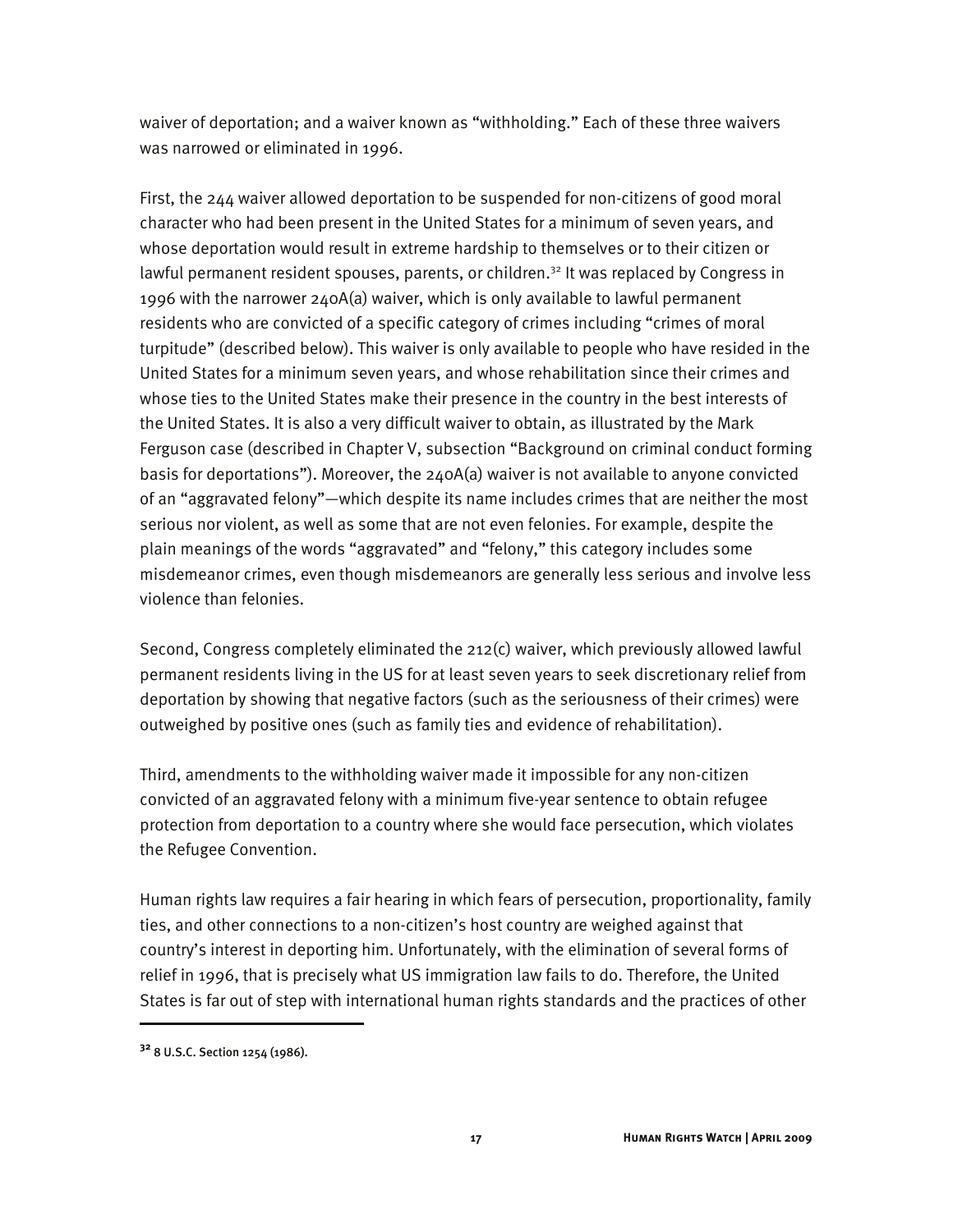waiver of deportation; and a waiver known as "withholding." Each of these three waivers was narrowed or eliminated in 1996.

First, the 244 waiver allowed deportation to be suspended for non-citizens of good moral character who had been present in the United States for a minimum of seven years, and whose deportation would result in extreme hardship to themselves or to their citizen or lawful permanent resident spouses, parents, or children.[32] It was replaced by Congress in 1996 with the narrower 240A(a) waiver, which is only available to lawful permanent residents who are convicted of a specific category of crimes including "crimes of moral turpitude" (described below). This waiver is only available to people who have resided in the United States for a minimum seven years, and whose rehabilitation since their crimes and whose ties to the United States make their presence in the country in the best interests of the United States. It is also a very difficult waiver to obtain, as illustrated by the Mark Ferguson case (described in Chapter V, subsection "Background on criminal conduct forming basis for deportations"). Moreover, the 240A(a) waiver is not available to anyone convicted of an "aggravated felony"—which despite its name includes crimes that are neither the most serious nor violent, as well as some that are not even felonies. For example, despite the plain meanings of the words "aggravated" and "felony," this category includes some misdemeanor crimes, even though misdemeanors are generally less serious and involve less violence than felonies.

Second, Congress completely eliminated the 212(c) waiver, which previously allowed lawful permanent residents living in the US for at least seven years to seek discretionary relief from deportation by showing that negative factors (such as the seriousness of their crimes) were outweighed by positive ones (such as family ties and evidence of rehabilitation).

Third, amendments to the withholding waiver made it impossible for any non-citizen convicted of an aggravated felony with a minimum five-year sentence to obtain refugee protection from deportation to a country where she would face persecution, which violates the Refugee Convention.

Human rights law requires a fair hearing in which fears of persecution, proportionality, family ties, and other connections to a non-citizen's host country are weighed against that country's interest in deporting him. Unfortunately, with the elimination of several forms of relief in 1996, that is precisely what US immigration law fails to do. Therefore, the United States is far out of step with international human rights standards and the practices of other

---

[32] 8 U.S.C. Section 1254 (1986).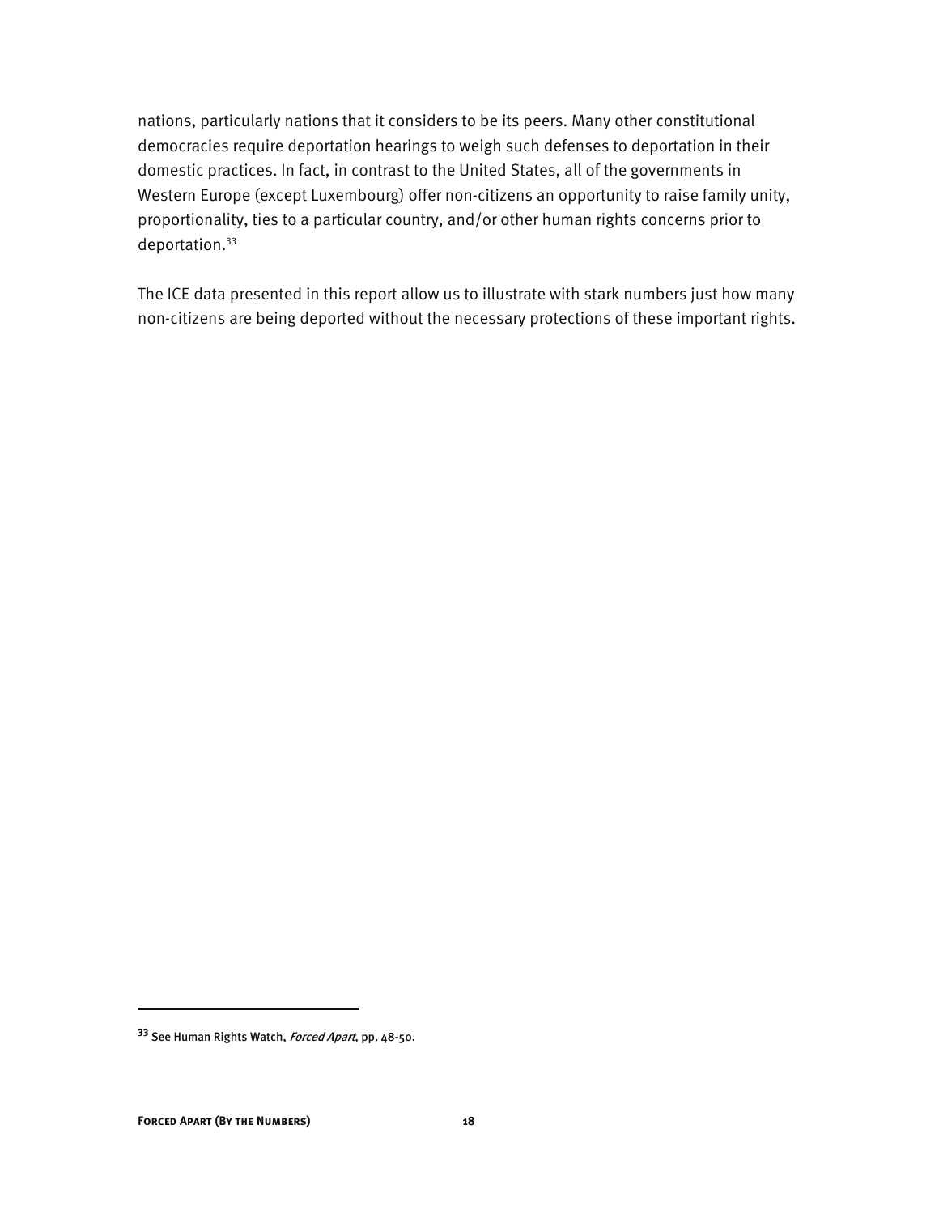nations, particularly nations that it considers to be its peers. Many other constitutional democracies require deportation hearings to weigh such defenses to deportation in their domestic practices. In fact, in contrast to the United States, all of the governments in Western Europe (except Luxembourg) offer non-citizens an opportunity to raise family unity, proportionality, ties to a particular country, and/or other human rights concerns prior to deportation.[33]

The ICE data presented in this report allow us to illustrate with stark numbers just how many non-citizens are being deported without the necessary protections of these important rights.

---

[33] See Human Rights Watch, *Forced Apart*, pp. 48-50.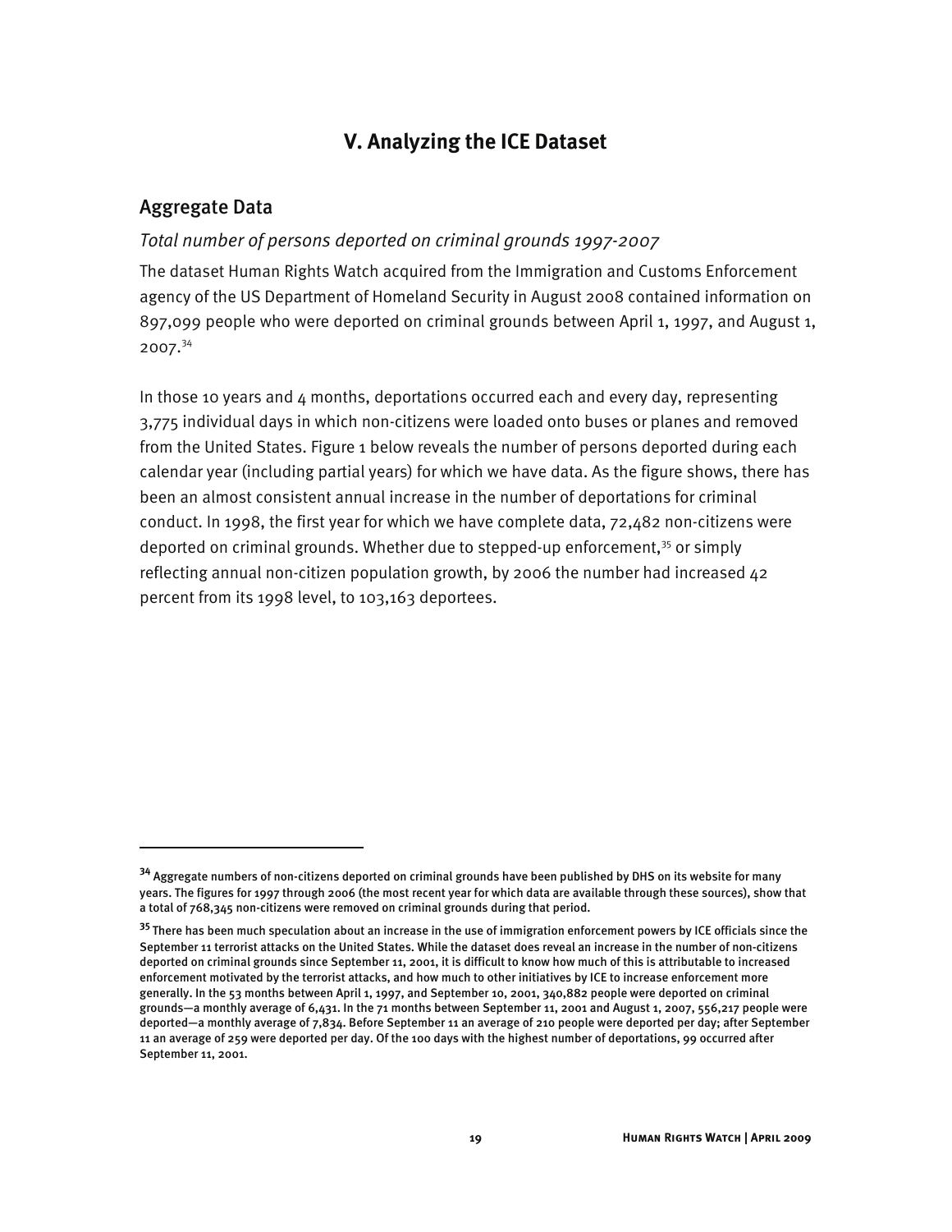# V. Analyzing the ICE Dataset

## Aggregate Data

### *Total number of persons deported on criminal grounds 1997-2007*

The dataset Human Rights Watch acquired from the Immigration and Customs Enforcement agency of the US Department of Homeland Security in August 2008 contained information on 897,099 people who were deported on criminal grounds between April 1, 1997, and August 1, 2007.[34]

In those 10 years and 4 months, deportations occurred each and every day, representing 3,775 individual days in which non-citizens were loaded onto buses or planes and removed from the United States. Figure 1 below reveals the number of persons deported during each calendar year (including partial years) for which we have data. As the figure shows, there has been an almost consistent annual increase in the number of deportations for criminal conduct. In 1998, the first year for which we have complete data, 72,482 non-citizens were deported on criminal grounds. Whether due to stepped-up enforcement,[35] or simply reflecting annual non-citizen population growth, by 2006 the number had increased 42 percent from its 1998 level, to 103,163 deportees.

---

[34] Aggregate numbers of non-citizens deported on criminal grounds have been published by DHS on its website for many years. The figures for 1997 through 2006 (the most recent year for which data are available through these sources), show that a total of 768,345 non-citizens were removed on criminal grounds during that period.

[35] There has been much speculation about an increase in the use of immigration enforcement powers by ICE officials since the September 11 terrorist attacks on the United States. While the dataset does reveal an increase in the number of non-citizens deported on criminal grounds since September 11, 2001, it is difficult to know how much of this is attributable to increased enforcement motivated by the terrorist attacks, and how much to other initiatives by ICE to increase enforcement more generally. In the 53 months between April 1, 1997, and September 10, 2001, 340,882 people were deported on criminal grounds—a monthly average of 6,431. In the 71 months between September 11, 2001 and August 1, 2007, 556,217 people were deported—a monthly average of 7,834. Before September 11 an average of 210 people were deported per day; after September 11 an average of 259 were deported per day. Of the 100 days with the highest number of deportations, 99 occurred after September 11, 2001.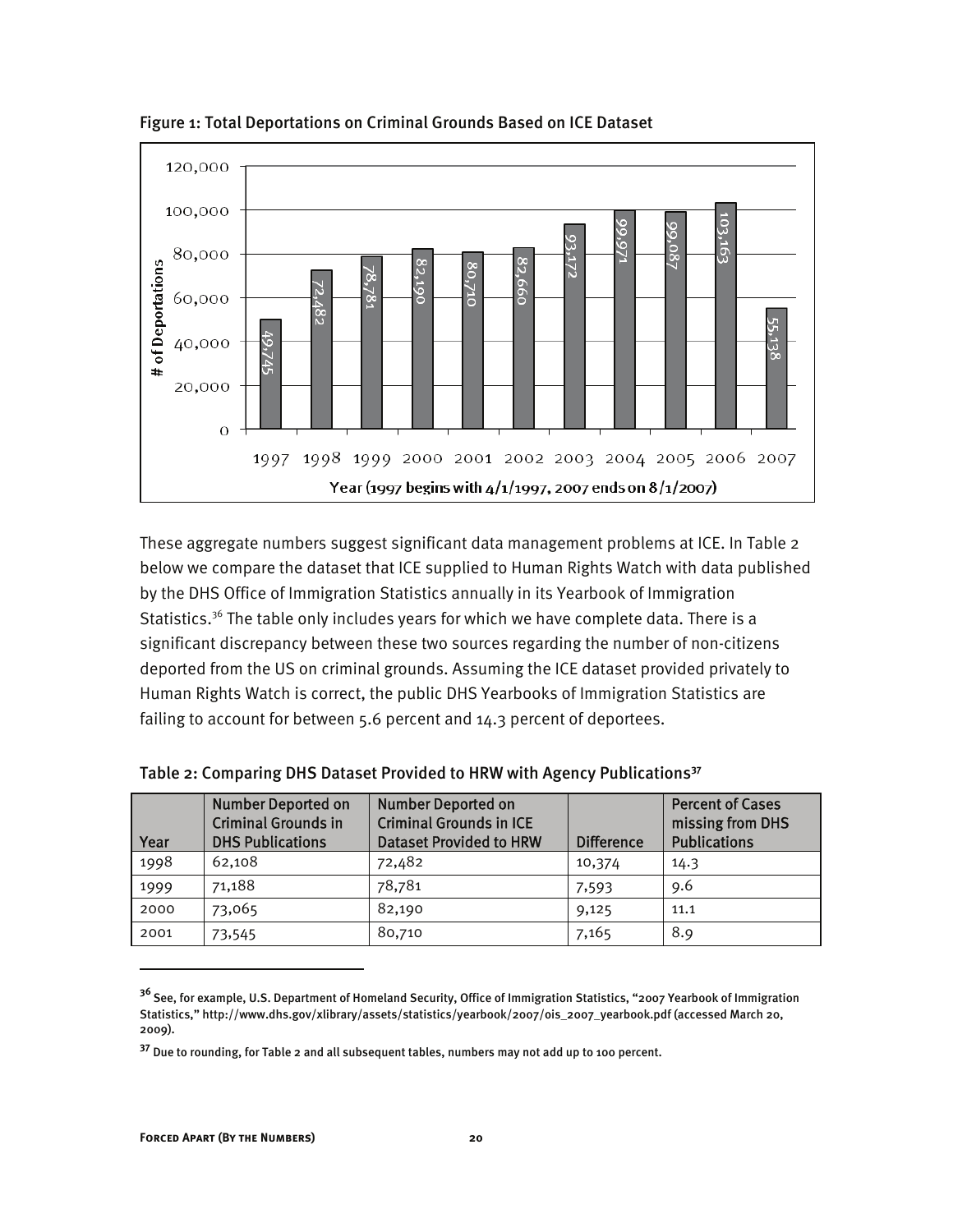Figure 1: Total Deportations on Criminal Grounds Based on ICE Dataset

These aggregate numbers suggest significant data management problems at ICE. In Table 2 below we compare the dataset that ICE supplied to Human Rights Watch with data published by the DHS Office of Immigration Statistics annually in its Yearbook of Immigration Statistics.[36] The table only includes years for which we have complete data. There is a significant discrepancy between these two sources regarding the number of non-citizens deported from the US on criminal grounds. Assuming the ICE dataset provided privately to Human Rights Watch is correct, the public DHS Yearbooks of Immigration Statistics are failing to account for between 5.6 percent and 14.3 percent of deportees.

Table 2: Comparing DHS Dataset Provided to HRW with Agency Publications[37]

| Year | Number Deported on Criminal Grounds in DHS Publications | Number Deported on Criminal Grounds in ICE Dataset Provided to HRW | Difference | Percent of Cases missing from DHS Publications |
|---|---|---|---|---|
| 1998 | 62,108 | 72,482 | 10,374 | 14.3 |
| 1999 | 71,188 | 78,781 | 7,593 | 9.6 |
| 2000 | 73,065 | 82,190 | 9,125 | 11.1 |
| 2001 | 73,545 | 80,710 | 7,165 | 8.9 |

[36] See, for example, U.S. Department of Homeland Security, Office of Immigration Statistics, "2007 Yearbook of Immigration Statistics," http://www.dhs.gov/xlibrary/assets/statistics/yearbook/2007/ois_2007_yearbook.pdf (accessed March 20, 2009).

[37] Due to rounding, for Table 2 and all subsequent tables, numbers may not add up to 100 percent.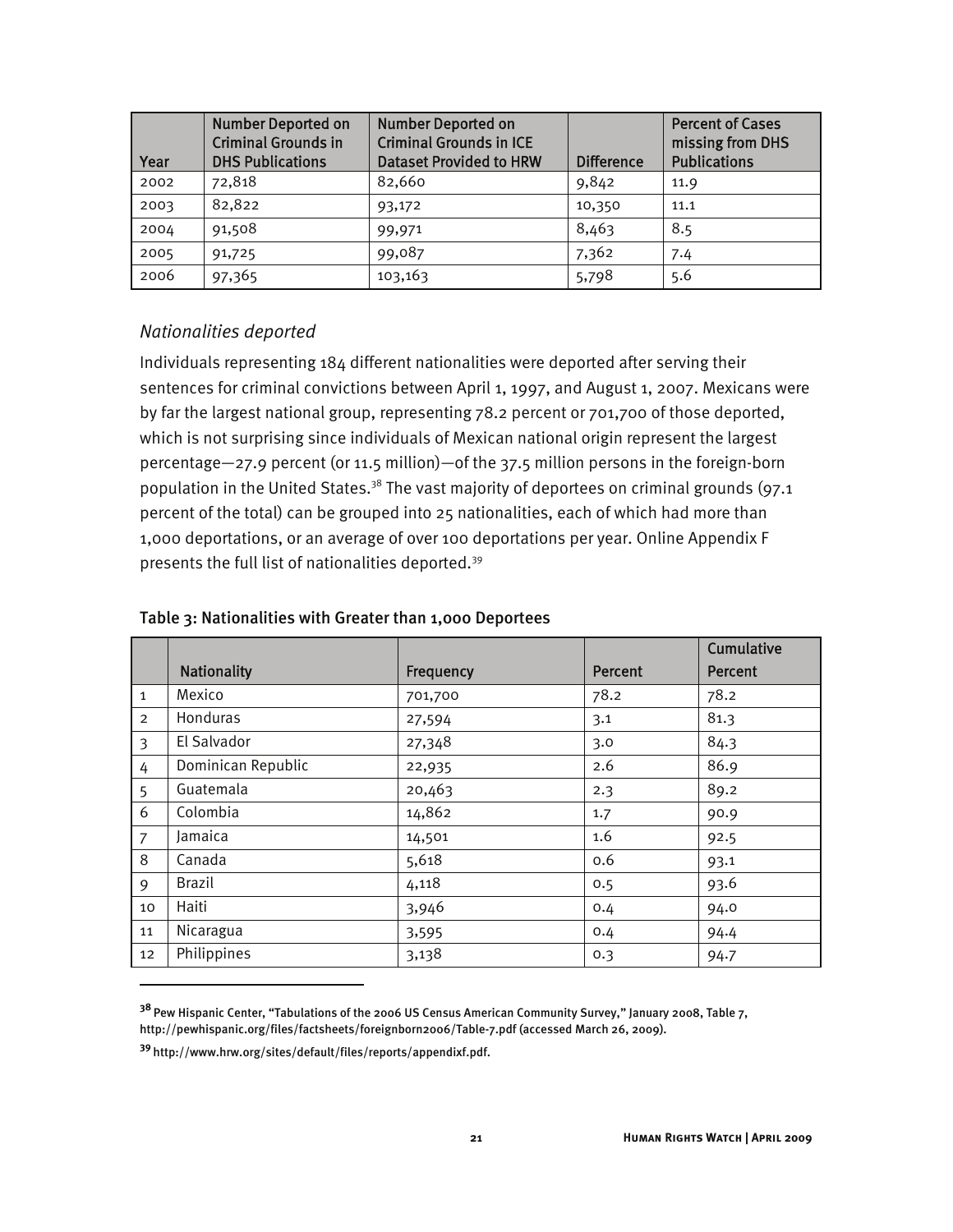| Year | Number Deported on Criminal Grounds in DHS Publications | Number Deported on Criminal Grounds in ICE Dataset Provided to HRW | Difference | Percent of Cases missing from DHS Publications |
|---|---|---|---|---|
| 2002 | 72,818 | 82,660 | 9,842 | 11.9 |
| 2003 | 82,822 | 93,172 | 10,350 | 11.1 |
| 2004 | 91,508 | 99,971 | 8,463 | 8.5 |
| 2005 | 91,725 | 99,087 | 7,362 | 7.4 |
| 2006 | 97,365 | 103,163 | 5,798 | 5.6 |

### *Nationalities deported*

Individuals representing 184 different nationalities were deported after serving their sentences for criminal convictions between April 1, 1997, and August 1, 2007. Mexicans were by far the largest national group, representing 78.2 percent or 701,700 of those deported, which is not surprising since individuals of Mexican national origin represent the largest percentage—27.9 percent (or 11.5 million)—of the 37.5 million persons in the foreign-born population in the United States.[38] The vast majority of deportees on criminal grounds (97.1 percent of the total) can be grouped into 25 nationalities, each of which had more than 1,000 deportations, or an average of over 100 deportations per year. Online Appendix F presents the full list of nationalities deported.[39]

**Table 3: Nationalities with Greater than 1,000 Deportees**

| | Nationality | Frequency | Percent | Cumulative Percent |
|---|---|---|---|---|
| 1 | Mexico | 701,700 | 78.2 | 78.2 |
| 2 | Honduras | 27,594 | 3.1 | 81.3 |
| 3 | El Salvador | 27,348 | 3.0 | 84.3 |
| 4 | Dominican Republic | 22,935 | 2.6 | 86.9 |
| 5 | Guatemala | 20,463 | 2.3 | 89.2 |
| 6 | Colombia | 14,862 | 1.7 | 90.9 |
| 7 | Jamaica | 14,501 | 1.6 | 92.5 |
| 8 | Canada | 5,618 | 0.6 | 93.1 |
| 9 | Brazil | 4,118 | 0.5 | 93.6 |
| 10 | Haiti | 3,946 | 0.4 | 94.0 |
| 11 | Nicaragua | 3,595 | 0.4 | 94.4 |
| 12 | Philippines | 3,138 | 0.3 | 94.7 |

---

[38] Pew Hispanic Center, "Tabulations of the 2006 US Census American Community Survey," January 2008, Table 7, http://pewhispanic.org/files/factsheets/foreignborn2006/Table-7.pdf (accessed March 26, 2009).

[39] http://www.hrw.org/sites/default/files/reports/appendixf.pdf.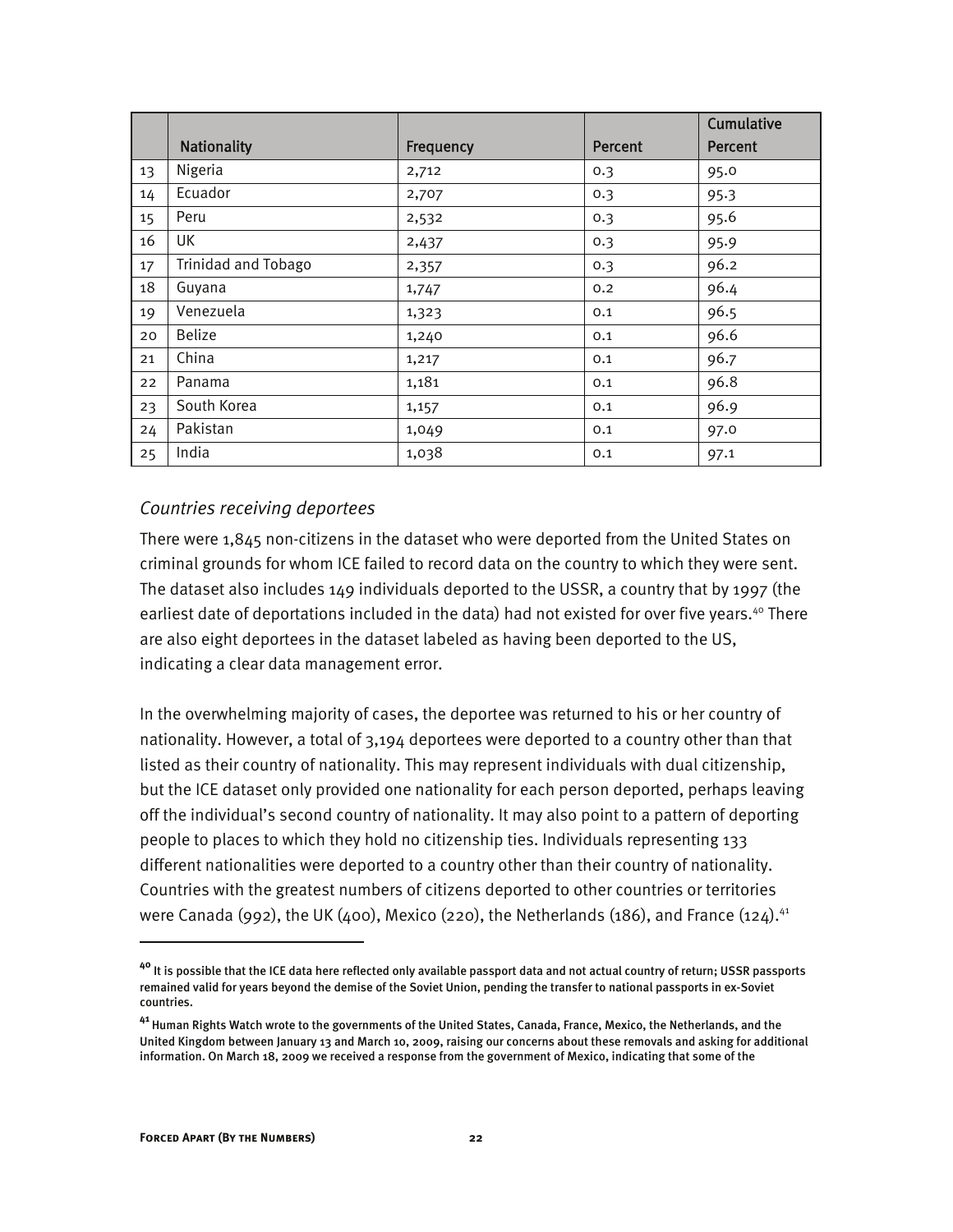| | Nationality | Frequency | Percent | Cumulative Percent |
|---|---|---|---|---|
| 13 | Nigeria | 2,712 | 0.3 | 95.0 |
| 14 | Ecuador | 2,707 | 0.3 | 95.3 |
| 15 | Peru | 2,532 | 0.3 | 95.6 |
| 16 | UK | 2,437 | 0.3 | 95.9 |
| 17 | Trinidad and Tobago | 2,357 | 0.3 | 96.2 |
| 18 | Guyana | 1,747 | 0.2 | 96.4 |
| 19 | Venezuela | 1,323 | 0.1 | 96.5 |
| 20 | Belize | 1,240 | 0.1 | 96.6 |
| 21 | China | 1,217 | 0.1 | 96.7 |
| 22 | Panama | 1,181 | 0.1 | 96.8 |
| 23 | South Korea | 1,157 | 0.1 | 96.9 |
| 24 | Pakistan | 1,049 | 0.1 | 97.0 |
| 25 | India | 1,038 | 0.1 | 97.1 |

*Countries receiving deportees*

There were 1,845 non-citizens in the dataset who were deported from the United States on criminal grounds for whom ICE failed to record data on the country to which they were sent. The dataset also includes 149 individuals deported to the USSR, a country that by 1997 (the earliest date of deportations included in the data) had not existed for over five years.[40] There are also eight deportees in the dataset labeled as having been deported to the US, indicating a clear data management error.

In the overwhelming majority of cases, the deportee was returned to his or her country of nationality. However, a total of 3,194 deportees were deported to a country other than that listed as their country of nationality. This may represent individuals with dual citizenship, but the ICE dataset only provided one nationality for each person deported, perhaps leaving off the individual's second country of nationality. It may also point to a pattern of deporting people to places to which they hold no citizenship ties. Individuals representing 133 different nationalities were deported to a country other than their country of nationality. Countries with the greatest numbers of citizens deported to other countries or territories were Canada (992), the UK (400), Mexico (220), the Netherlands (186), and France (124).[41]

---

[40] It is possible that the ICE data here reflected only available passport data and not actual country of return; USSR passports remained valid for years beyond the demise of the Soviet Union, pending the transfer to national passports in ex-Soviet countries.

[41] Human Rights Watch wrote to the governments of the United States, Canada, France, Mexico, the Netherlands, and the United Kingdom between January 13 and March 10, 2009, raising our concerns about these removals and asking for additional information. On March 18, 2009 we received a response from the government of Mexico, indicating that some of the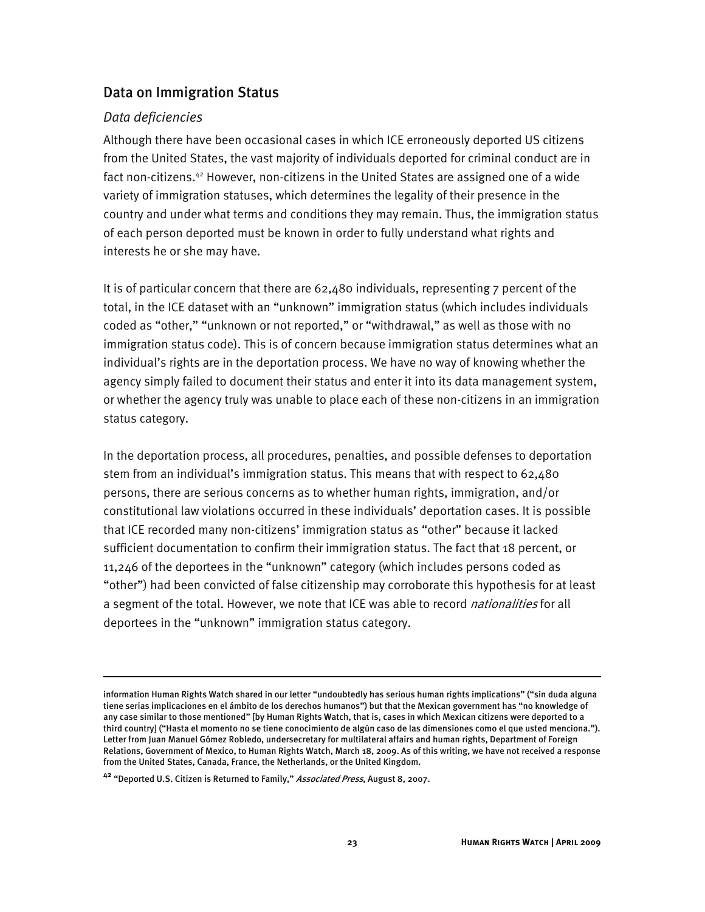## Data on Immigration Status

### *Data deficiencies*

Although there have been occasional cases in which ICE erroneously deported US citizens from the United States, the vast majority of individuals deported for criminal conduct are in fact non-citizens.[42] However, non-citizens in the United States are assigned one of a wide variety of immigration statuses, which determines the legality of their presence in the country and under what terms and conditions they may remain. Thus, the immigration status of each person deported must be known in order to fully understand what rights and interests he or she may have.

It is of particular concern that there are 62,480 individuals, representing 7 percent of the total, in the ICE dataset with an "unknown" immigration status (which includes individuals coded as "other," "unknown or not reported," or "withdrawal," as well as those with no immigration status code). This is of concern because immigration status determines what an individual's rights are in the deportation process. We have no way of knowing whether the agency simply failed to document their status and enter it into its data management system, or whether the agency truly was unable to place each of these non-citizens in an immigration status category.

In the deportation process, all procedures, penalties, and possible defenses to deportation stem from an individual's immigration status. This means that with respect to 62,480 persons, there are serious concerns as to whether human rights, immigration, and/or constitutional law violations occurred in these individuals' deportation cases. It is possible that ICE recorded many non-citizens' immigration status as "other" because it lacked sufficient documentation to confirm their immigration status. The fact that 18 percent, or 11,246 of the deportees in the "unknown" category (which includes persons coded as "other") had been convicted of false citizenship may corroborate this hypothesis for at least a segment of the total. However, we note that ICE was able to record *nationalities* for all deportees in the "unknown" immigration status category.

---

information Human Rights Watch shared in our letter "undoubtedly has serious human rights implications" ("sin duda alguna tiene serias implicaciones en el ámbito de los derechos humanos") but that the Mexican government has "no knowledge of any case similar to those mentioned" [by Human Rights Watch, that is, cases in which Mexican citizens were deported to a third country] ("Hasta el momento no se tiene conocimiento de algún caso de las dimensiones como el que usted menciona."). Letter from Juan Manuel Gómez Robledo, undersecretary for multilateral affairs and human rights, Department of Foreign Relations, Government of Mexico, to Human Rights Watch, March 18, 2009. As of this writing, we have not received a response from the United States, Canada, France, the Netherlands, or the United Kingdom.

[42] "Deported U.S. Citizen is Returned to Family," *Associated Press*, August 8, 2007.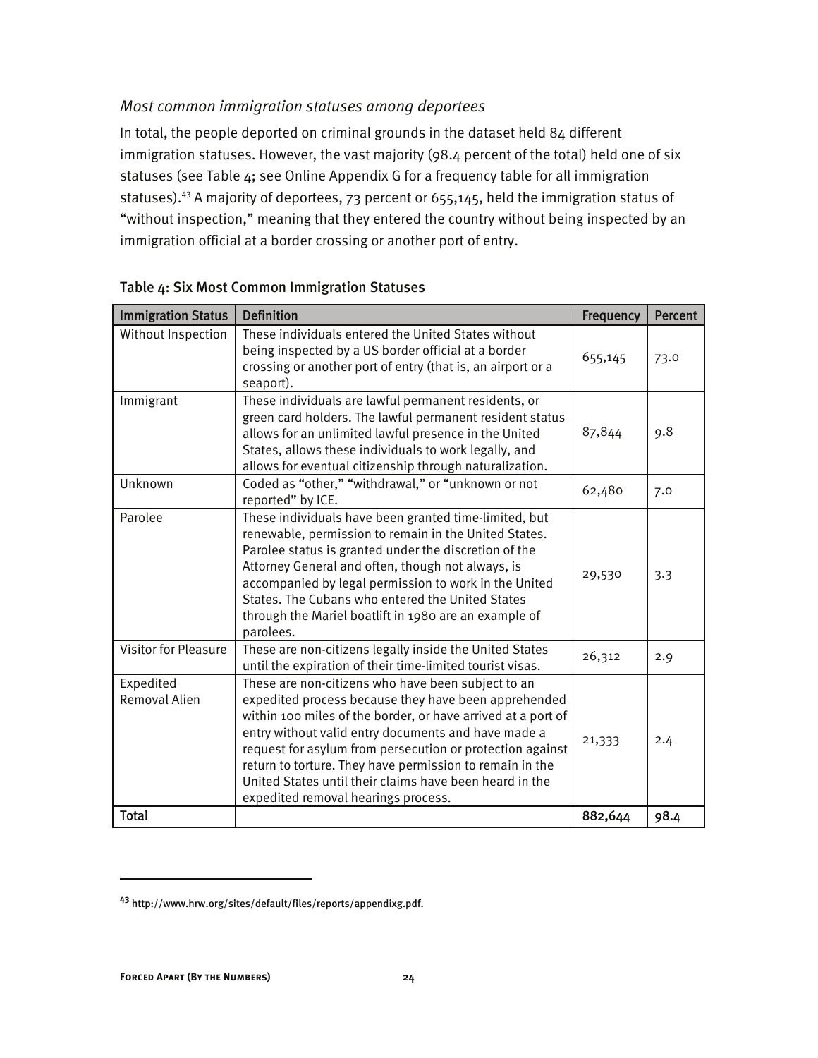### *Most common immigration statuses among deportees*

In total, the people deported on criminal grounds in the dataset held 84 different immigration statuses. However, the vast majority (98.4 percent of the total) held one of six statuses (see Table 4; see Online Appendix G for a frequency table for all immigration statuses).[43] A majority of deportees, 73 percent or 655,145, held the immigration status of "without inspection," meaning that they entered the country without being inspected by an immigration official at a border crossing or another port of entry.

Table 4: Six Most Common Immigration Statuses

| Immigration Status | Definition | Frequency | Percent |
|---|---|---|---|
| Without Inspection | These individuals entered the United States without being inspected by a US border official at a border crossing or another port of entry (that is, an airport or a seaport). | 655,145 | 73.0 |
| Immigrant | These individuals are lawful permanent residents, or green card holders. The lawful permanent resident status allows for an unlimited lawful presence in the United States, allows these individuals to work legally, and allows for eventual citizenship through naturalization. | 87,844 | 9.8 |
| Unknown | Coded as "other," "withdrawal," or "unknown or not reported" by ICE. | 62,480 | 7.0 |
| Parolee | These individuals have been granted time-limited, but renewable, permission to remain in the United States. Parolee status is granted under the discretion of the Attorney General and often, though not always, is accompanied by legal permission to work in the United States. The Cubans who entered the United States through the Mariel boatlift in 1980 are an example of parolees. | 29,530 | 3.3 |
| Visitor for Pleasure | These are non-citizens legally inside the United States until the expiration of their time-limited tourist visas. | 26,312 | 2.9 |
| Expedited Removal Alien | These are non-citizens who have been subject to an expedited process because they have been apprehended within 100 miles of the border, or have arrived at a port of entry without valid entry documents and have made a request for asylum from persecution or protection against return to torture. They have permission to remain in the United States until their claims have been heard in the expedited removal hearings process. | 21,333 | 2.4 |
| **Total** | | **882,644** | **98.4** |

[43] http://www.hrw.org/sites/default/files/reports/appendixg.pdf.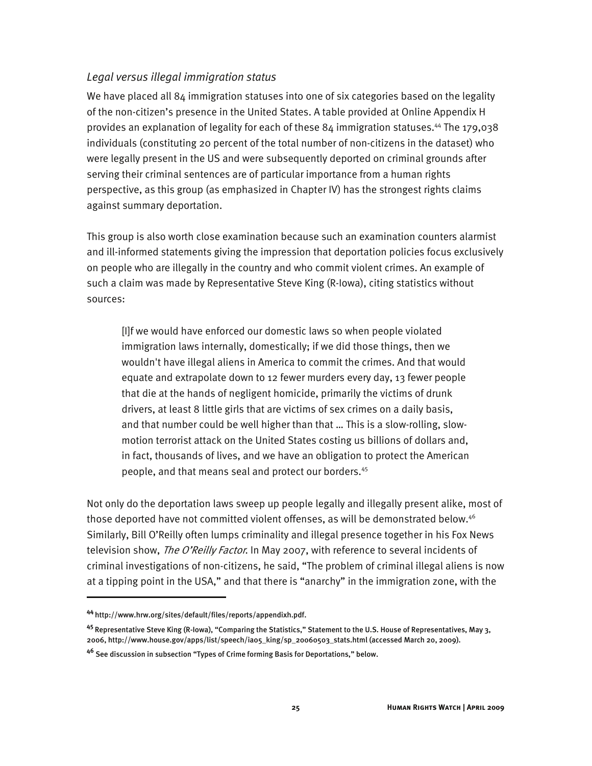*Legal versus illegal immigration status*

We have placed all 84 immigration statuses into one of six categories based on the legality of the non-citizen's presence in the United States. A table provided at Online Appendix H provides an explanation of legality for each of these 84 immigration statuses.[44] The 179,038 individuals (constituting 20 percent of the total number of non-citizens in the dataset) who were legally present in the US and were subsequently deported on criminal grounds after serving their criminal sentences are of particular importance from a human rights perspective, as this group (as emphasized in Chapter IV) has the strongest rights claims against summary deportation.

This group is also worth close examination because such an examination counters alarmist and ill-informed statements giving the impression that deportation policies focus exclusively on people who are illegally in the country and who commit violent crimes. An example of such a claim was made by Representative Steve King (R-Iowa), citing statistics without sources:

> [I]f we would have enforced our domestic laws so when people violated immigration laws internally, domestically; if we did those things, then we wouldn't have illegal aliens in America to commit the crimes. And that would equate and extrapolate down to 12 fewer murders every day, 13 fewer people that die at the hands of negligent homicide, primarily the victims of drunk drivers, at least 8 little girls that are victims of sex crimes on a daily basis, and that number could be well higher than that … This is a slow-rolling, slow-motion terrorist attack on the United States costing us billions of dollars and, in fact, thousands of lives, and we have an obligation to protect the American people, and that means seal and protect our borders.[45]

Not only do the deportation laws sweep up people legally and illegally present alike, most of those deported have not committed violent offenses, as will be demonstrated below.[46] Similarly, Bill O'Reilly often lumps criminality and illegal presence together in his Fox News television show, *The O'Reilly Factor*. In May 2007, with reference to several incidents of criminal investigations of non-citizens, he said, "The problem of criminal illegal aliens is now at a tipping point in the USA," and that there is "anarchy" in the immigration zone, with the

---

[44] http://www.hrw.org/sites/default/files/reports/appendixh.pdf.

[45] Representative Steve King (R-Iowa), "Comparing the Statistics," Statement to the U.S. House of Representatives, May 3, 2006, http://www.house.gov/apps/list/speech/ia05_king/sp_20060503_stats.html (accessed March 20, 2009).

[46] See discussion in subsection "Types of Crime forming Basis for Deportations," below.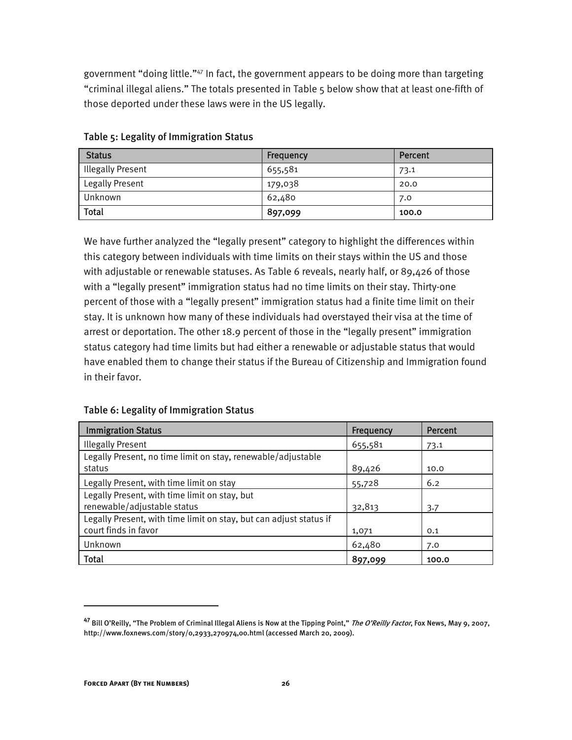government "doing little."[47] In fact, the government appears to be doing more than targeting "criminal illegal aliens." The totals presented in Table 5 below show that at least one-fifth of those deported under these laws were in the US legally.

Table 5: Legality of Immigration Status

| Status | Frequency | Percent |
|---|---|---|
| Illegally Present | 655,581 | 73.1 |
| Legally Present | 179,038 | 20.0 |
| Unknown | 62,480 | 7.0 |
| **Total** | **897,099** | **100.0** |

We have further analyzed the "legally present" category to highlight the differences within this category between individuals with time limits on their stays within the US and those with adjustable or renewable statuses. As Table 6 reveals, nearly half, or 89,426 of those with a "legally present" immigration status had no time limits on their stay. Thirty-one percent of those with a "legally present" immigration status had a finite time limit on their stay. It is unknown how many of these individuals had overstayed their visa at the time of arrest or deportation. The other 18.9 percent of those in the "legally present" immigration status category had time limits but had either a renewable or adjustable status that would have enabled them to change their status if the Bureau of Citizenship and Immigration found in their favor.

Table 6: Legality of Immigration Status

| Immigration Status | Frequency | Percent |
|---|---|---|
| Illegally Present | 655,581 | 73.1 |
| Legally Present, no time limit on stay, renewable/adjustable status | 89,426 | 10.0 |
| Legally Present, with time limit on stay | 55,728 | 6.2 |
| Legally Present, with time limit on stay, but renewable/adjustable status | 32,813 | 3.7 |
| Legally Present, with time limit on stay, but can adjust status if court finds in favor | 1,071 | 0.1 |
| Unknown | 62,480 | 7.0 |
| **Total** | **897,099** | **100.0** |

---

[47] Bill O'Reilly, "The Problem of Criminal Illegal Aliens is Now at the Tipping Point," *The O'Reilly Factor*, Fox News, May 9, 2007, http://www.foxnews.com/story/0,2933,270974,00.html (accessed March 20, 2009).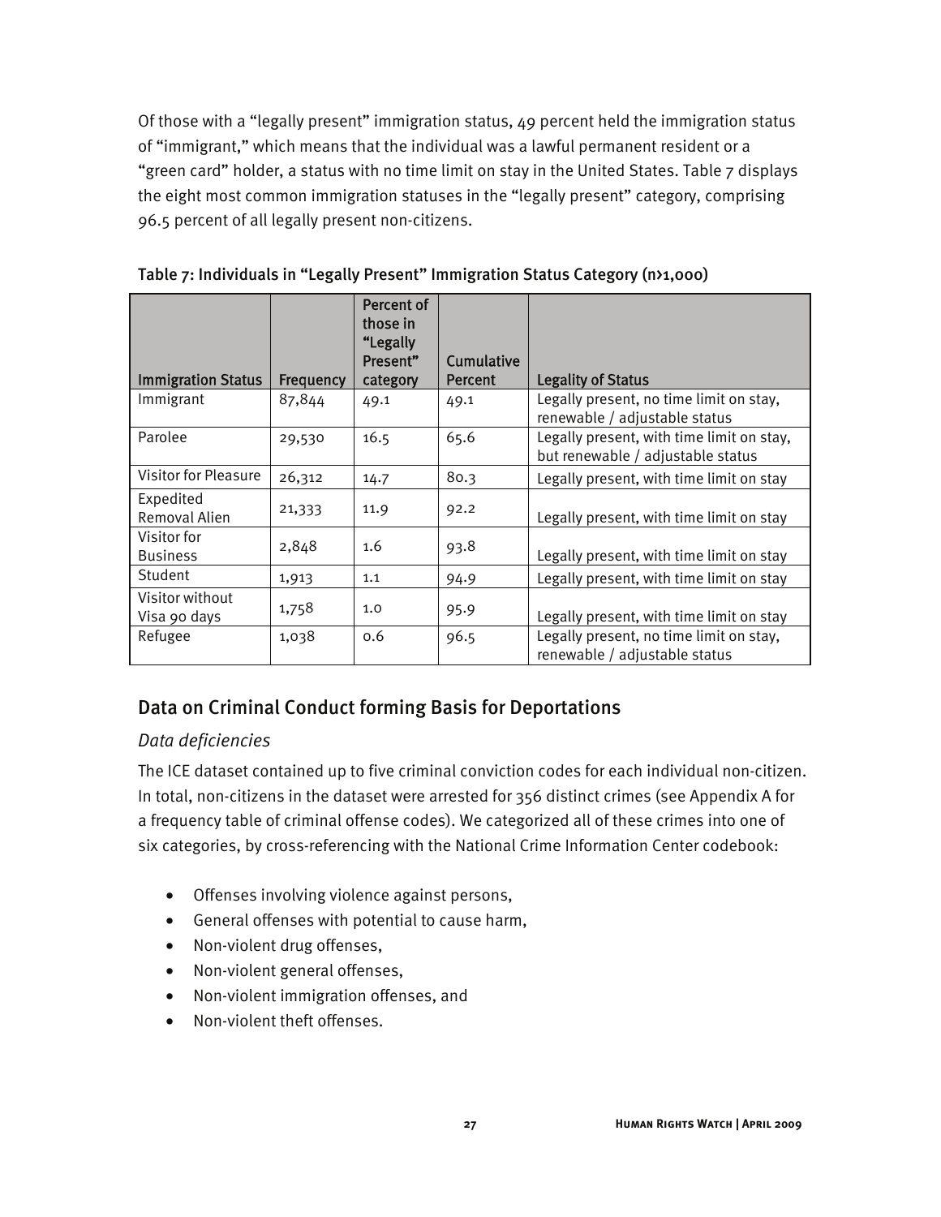Of those with a "legally present" immigration status, 49 percent held the immigration status of "immigrant," which means that the individual was a lawful permanent resident or a "green card" holder, a status with no time limit on stay in the United States. Table 7 displays the eight most common immigration statuses in the "legally present" category, comprising 96.5 percent of all legally present non-citizens.

Table 7: Individuals in "Legally Present" Immigration Status Category (n>1,000)

| Immigration Status | Frequency | Percent of those in "Legally Present" category | Cumulative Percent | Legality of Status |
|---|---|---|---|---|
| Immigrant | 87,844 | 49.1 | 49.1 | Legally present, no time limit on stay, renewable / adjustable status |
| Parolee | 29,530 | 16.5 | 65.6 | Legally present, with time limit on stay, but renewable / adjustable status |
| Visitor for Pleasure | 26,312 | 14.7 | 80.3 | Legally present, with time limit on stay |
| Expedited Removal Alien | 21,333 | 11.9 | 92.2 | Legally present, with time limit on stay |
| Visitor for Business | 2,848 | 1.6 | 93.8 | Legally present, with time limit on stay |
| Student | 1,913 | 1.1 | 94.9 | Legally present, with time limit on stay |
| Visitor without Visa 90 days | 1,758 | 1.0 | 95.9 | Legally present, with time limit on stay |
| Refugee | 1,038 | 0.6 | 96.5 | Legally present, no time limit on stay, renewable / adjustable status |

## Data on Criminal Conduct forming Basis for Deportations

### *Data deficiencies*

The ICE dataset contained up to five criminal conviction codes for each individual non-citizen. In total, non-citizens in the dataset were arrested for 356 distinct crimes (see Appendix A for a frequency table of criminal offense codes). We categorized all of these crimes into one of six categories, by cross-referencing with the National Crime Information Center codebook:

- Offenses involving violence against persons,
- General offenses with potential to cause harm,
- Non-violent drug offenses,
- Non-violent general offenses,
- Non-violent immigration offenses, and
- Non-violent theft offenses.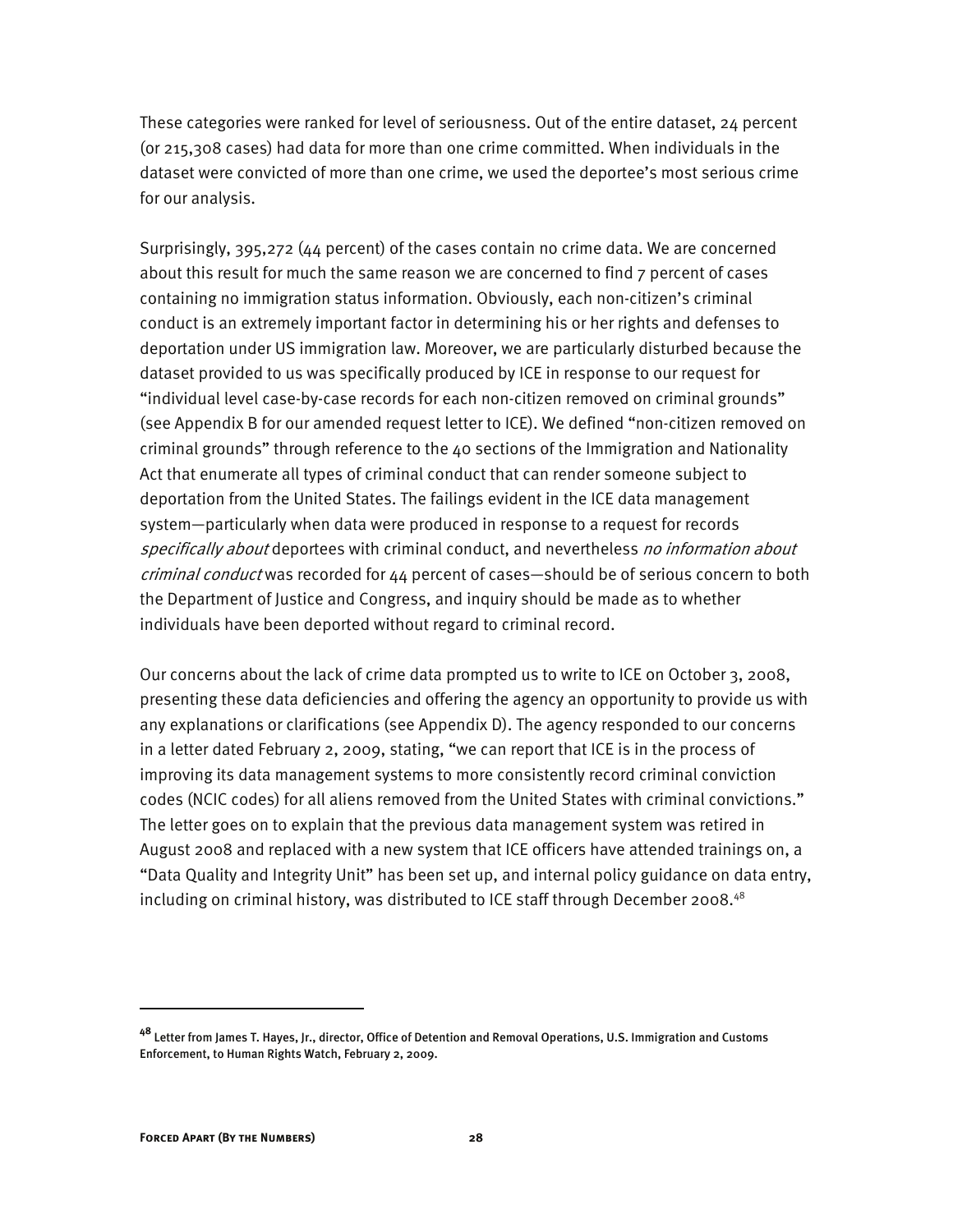These categories were ranked for level of seriousness. Out of the entire dataset, 24 percent (or 215,308 cases) had data for more than one crime committed. When individuals in the dataset were convicted of more than one crime, we used the deportee's most serious crime for our analysis.

Surprisingly, 395,272 (44 percent) of the cases contain no crime data. We are concerned about this result for much the same reason we are concerned to find 7 percent of cases containing no immigration status information. Obviously, each non-citizen's criminal conduct is an extremely important factor in determining his or her rights and defenses to deportation under US immigration law. Moreover, we are particularly disturbed because the dataset provided to us was specifically produced by ICE in response to our request for "individual level case-by-case records for each non-citizen removed on criminal grounds" (see Appendix B for our amended request letter to ICE). We defined "non-citizen removed on criminal grounds" through reference to the 40 sections of the Immigration and Nationality Act that enumerate all types of criminal conduct that can render someone subject to deportation from the United States. The failings evident in the ICE data management system—particularly when data were produced in response to a request for records *specifically about* deportees with criminal conduct, and nevertheless *no information about criminal conduct* was recorded for 44 percent of cases—should be of serious concern to both the Department of Justice and Congress, and inquiry should be made as to whether individuals have been deported without regard to criminal record.

Our concerns about the lack of crime data prompted us to write to ICE on October 3, 2008, presenting these data deficiencies and offering the agency an opportunity to provide us with any explanations or clarifications (see Appendix D). The agency responded to our concerns in a letter dated February 2, 2009, stating, "we can report that ICE is in the process of improving its data management systems to more consistently record criminal conviction codes (NCIC codes) for all aliens removed from the United States with criminal convictions." The letter goes on to explain that the previous data management system was retired in August 2008 and replaced with a new system that ICE officers have attended trainings on, a "Data Quality and Integrity Unit" has been set up, and internal policy guidance on data entry, including on criminal history, was distributed to ICE staff through December 2008.[48]

[48] Letter from James T. Hayes, Jr., director, Office of Detention and Removal Operations, U.S. Immigration and Customs Enforcement, to Human Rights Watch, February 2, 2009.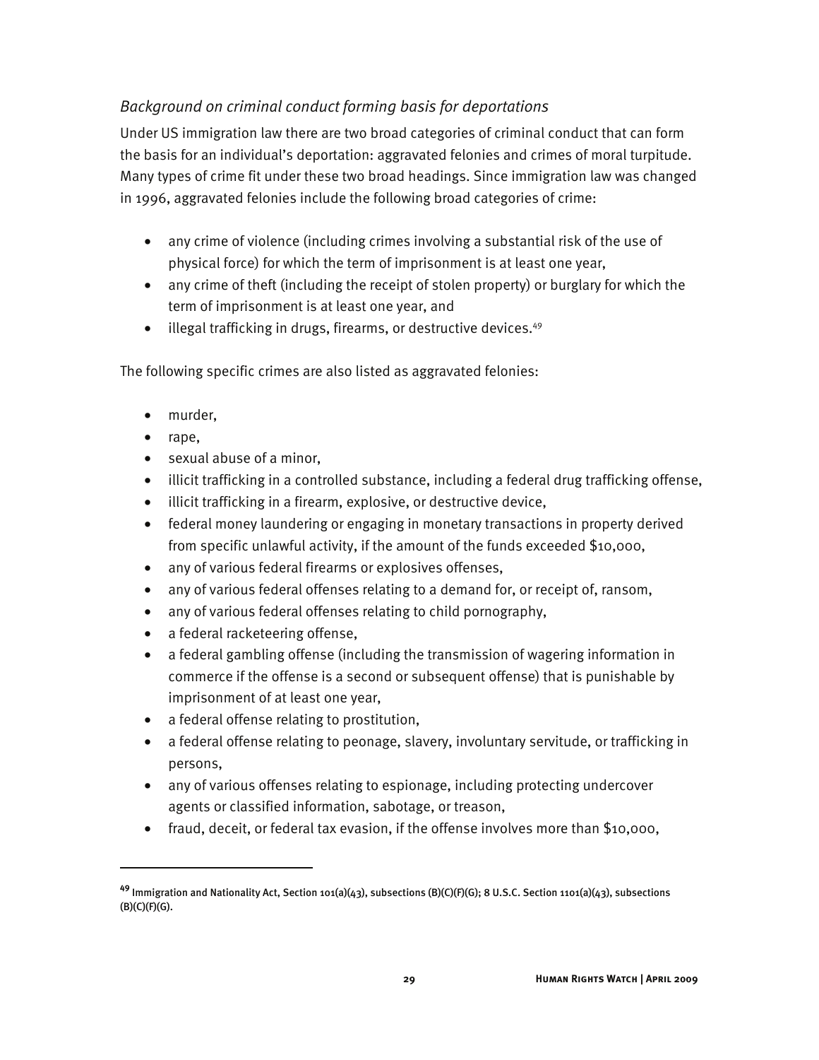*Background on criminal conduct forming basis for deportations*

Under US immigration law there are two broad categories of criminal conduct that can form the basis for an individual's deportation: aggravated felonies and crimes of moral turpitude. Many types of crime fit under these two broad headings. Since immigration law was changed in 1996, aggravated felonies include the following broad categories of crime:

- any crime of violence (including crimes involving a substantial risk of the use of physical force) for which the term of imprisonment is at least one year,
- any crime of theft (including the receipt of stolen property) or burglary for which the term of imprisonment is at least one year, and
- illegal trafficking in drugs, firearms, or destructive devices.[49]

The following specific crimes are also listed as aggravated felonies:

- murder,
- rape,
- sexual abuse of a minor,
- illicit trafficking in a controlled substance, including a federal drug trafficking offense,
- illicit trafficking in a firearm, explosive, or destructive device,
- federal money laundering or engaging in monetary transactions in property derived from specific unlawful activity, if the amount of the funds exceeded $10,000,
- any of various federal firearms or explosives offenses,
- any of various federal offenses relating to a demand for, or receipt of, ransom,
- any of various federal offenses relating to child pornography,
- a federal racketeering offense,
- a federal gambling offense (including the transmission of wagering information in commerce if the offense is a second or subsequent offense) that is punishable by imprisonment of at least one year,
- a federal offense relating to prostitution,
- a federal offense relating to peonage, slavery, involuntary servitude, or trafficking in persons,
- any of various offenses relating to espionage, including protecting undercover agents or classified information, sabotage, or treason,
- fraud, deceit, or federal tax evasion, if the offense involves more than $10,000,

---

[49] Immigration and Nationality Act, Section 101(a)(43), subsections (B)(C)(F)(G); 8 U.S.C. Section 1101(a)(43), subsections (B)(C)(F)(G).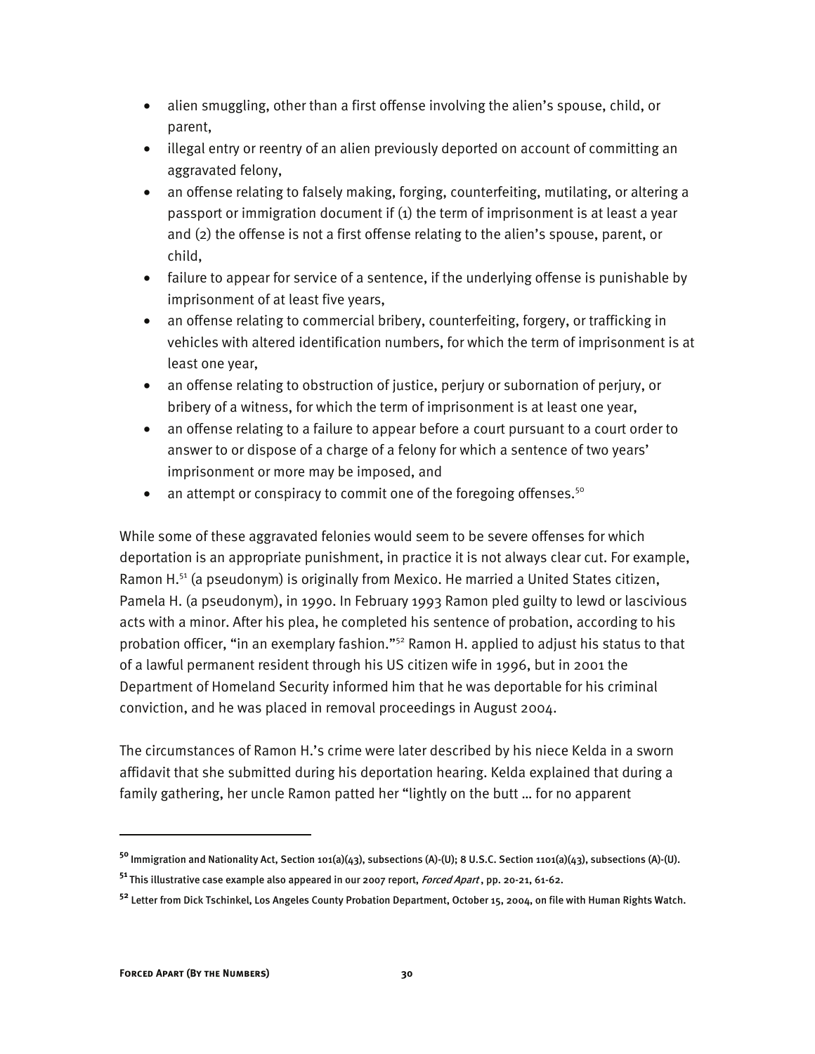- alien smuggling, other than a first offense involving the alien's spouse, child, or parent,
- illegal entry or reentry of an alien previously deported on account of committing an aggravated felony,
- an offense relating to falsely making, forging, counterfeiting, mutilating, or altering a passport or immigration document if (1) the term of imprisonment is at least a year and (2) the offense is not a first offense relating to the alien's spouse, parent, or child,
- failure to appear for service of a sentence, if the underlying offense is punishable by imprisonment of at least five years,
- an offense relating to commercial bribery, counterfeiting, forgery, or trafficking in vehicles with altered identification numbers, for which the term of imprisonment is at least one year,
- an offense relating to obstruction of justice, perjury or subornation of perjury, or bribery of a witness, for which the term of imprisonment is at least one year,
- an offense relating to a failure to appear before a court pursuant to a court order to answer to or dispose of a charge of a felony for which a sentence of two years' imprisonment or more may be imposed, and
- an attempt or conspiracy to commit one of the foregoing offenses.[50]

While some of these aggravated felonies would seem to be severe offenses for which deportation is an appropriate punishment, in practice it is not always clear cut. For example, Ramon H.[51] (a pseudonym) is originally from Mexico. He married a United States citizen, Pamela H. (a pseudonym), in 1990. In February 1993 Ramon pled guilty to lewd or lascivious acts with a minor. After his plea, he completed his sentence of probation, according to his probation officer, "in an exemplary fashion."[52] Ramon H. applied to adjust his status to that of a lawful permanent resident through his US citizen wife in 1996, but in 2001 the Department of Homeland Security informed him that he was deportable for his criminal conviction, and he was placed in removal proceedings in August 2004.

The circumstances of Ramon H.'s crime were later described by his niece Kelda in a sworn affidavit that she submitted during his deportation hearing. Kelda explained that during a family gathering, her uncle Ramon patted her "lightly on the butt … for no apparent

---

[50] Immigration and Nationality Act, Section 101(a)(43), subsections (A)-(U); 8 U.S.C. Section 1101(a)(43), subsections (A)-(U).

[51] This illustrative case example also appeared in our 2007 report, *Forced Apart*, pp. 20-21, 61-62.

[52] Letter from Dick Tschinkel, Los Angeles County Probation Department, October 15, 2004, on file with Human Rights Watch.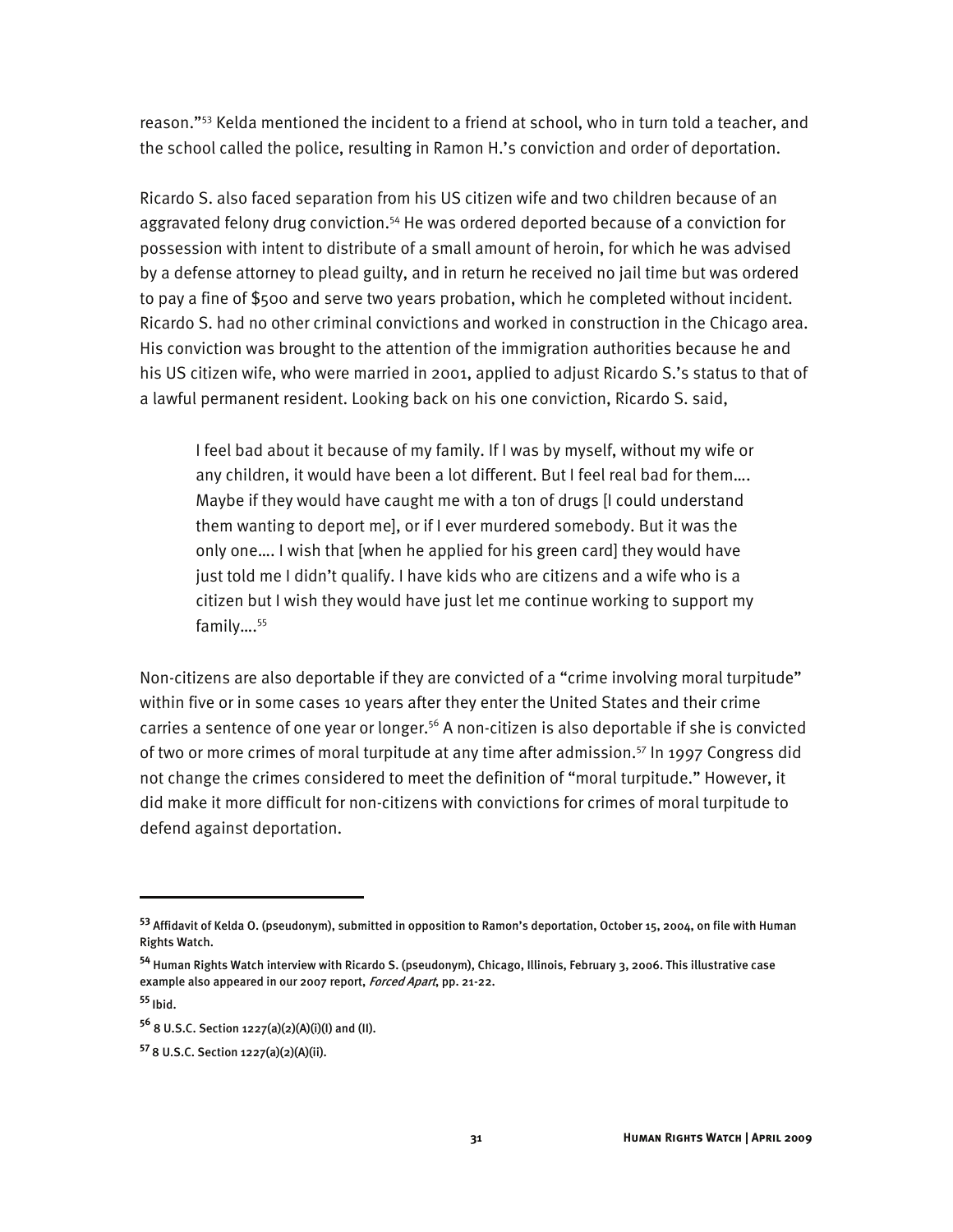reason."[53] Kelda mentioned the incident to a friend at school, who in turn told a teacher, and the school called the police, resulting in Ramon H.'s conviction and order of deportation.

Ricardo S. also faced separation from his US citizen wife and two children because of an aggravated felony drug conviction.[54] He was ordered deported because of a conviction for possession with intent to distribute of a small amount of heroin, for which he was advised by a defense attorney to plead guilty, and in return he received no jail time but was ordered to pay a fine of $500 and serve two years probation, which he completed without incident. Ricardo S. had no other criminal convictions and worked in construction in the Chicago area. His conviction was brought to the attention of the immigration authorities because he and his US citizen wife, who were married in 2001, applied to adjust Ricardo S.'s status to that of a lawful permanent resident. Looking back on his one conviction, Ricardo S. said,

> I feel bad about it because of my family. If I was by myself, without my wife or any children, it would have been a lot different. But I feel real bad for them…. Maybe if they would have caught me with a ton of drugs [I could understand them wanting to deport me], or if I ever murdered somebody. But it was the only one…. I wish that [when he applied for his green card] they would have just told me I didn't qualify. I have kids who are citizens and a wife who is a citizen but I wish they would have just let me continue working to support my family….[55]

Non-citizens are also deportable if they are convicted of a "crime involving moral turpitude" within five or in some cases 10 years after they enter the United States and their crime carries a sentence of one year or longer.[56] A non-citizen is also deportable if she is convicted of two or more crimes of moral turpitude at any time after admission.[57] In 1997 Congress did not change the crimes considered to meet the definition of "moral turpitude." However, it did make it more difficult for non-citizens with convictions for crimes of moral turpitude to defend against deportation.

---

[53] Affidavit of Kelda O. (pseudonym), submitted in opposition to Ramon's deportation, October 15, 2004, on file with Human Rights Watch.

[54] Human Rights Watch interview with Ricardo S. (pseudonym), Chicago, Illinois, February 3, 2006. This illustrative case example also appeared in our 2007 report, *Forced Apart*, pp. 21-22.

[55] Ibid.

[56] 8 U.S.C. Section 1227(a)(2)(A)(i)(I) and (II).

[57] 8 U.S.C. Section 1227(a)(2)(A)(ii).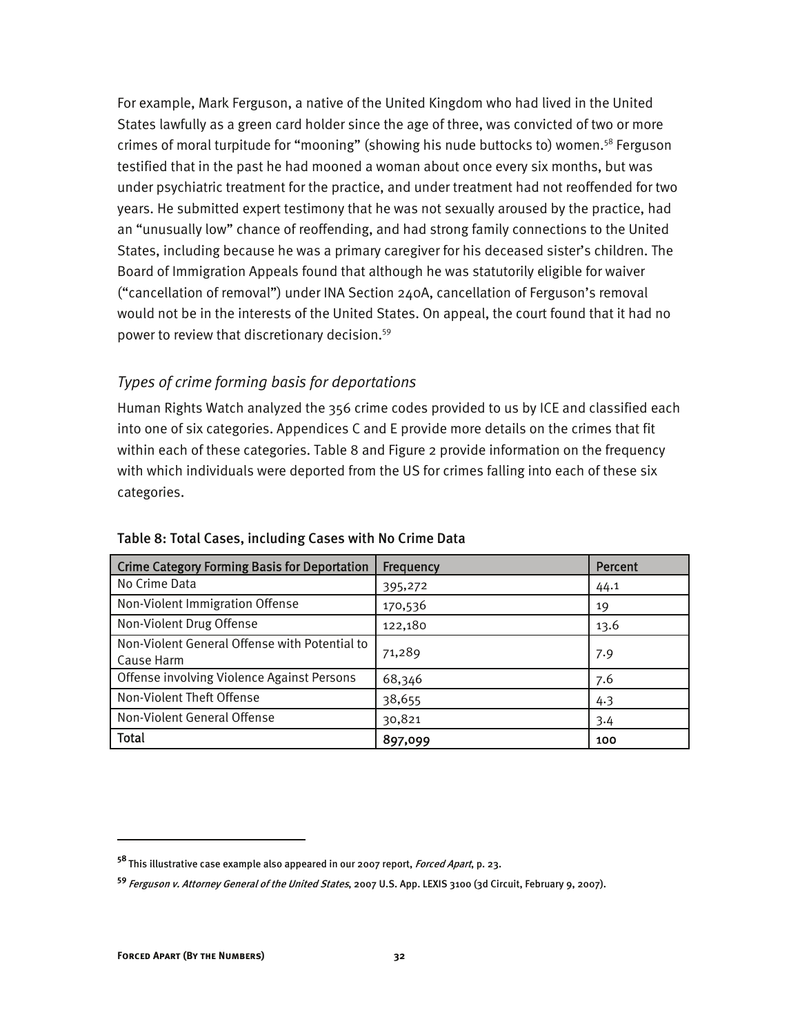For example, Mark Ferguson, a native of the United Kingdom who had lived in the United States lawfully as a green card holder since the age of three, was convicted of two or more crimes of moral turpitude for "mooning" (showing his nude buttocks to) women.[58] Ferguson testified that in the past he had mooned a woman about once every six months, but was under psychiatric treatment for the practice, and under treatment had not reoffended for two years. He submitted expert testimony that he was not sexually aroused by the practice, had an "unusually low" chance of reoffending, and had strong family connections to the United States, including because he was a primary caregiver for his deceased sister's children. The Board of Immigration Appeals found that although he was statutorily eligible for waiver ("cancellation of removal") under INA Section 240A, cancellation of Ferguson's removal would not be in the interests of the United States. On appeal, the court found that it had no power to review that discretionary decision.[59]

### *Types of crime forming basis for deportations*

Human Rights Watch analyzed the 356 crime codes provided to us by ICE and classified each into one of six categories. Appendices C and E provide more details on the crimes that fit within each of these categories. Table 8 and Figure 2 provide information on the frequency with which individuals were deported from the US for crimes falling into each of these six categories.

**Table 8: Total Cases, including Cases with No Crime Data**

| Crime Category Forming Basis for Deportation | Frequency | Percent |
|---|---|---|
| No Crime Data | 395,272 | 44.1 |
| Non-Violent Immigration Offense | 170,536 | 19 |
| Non-Violent Drug Offense | 122,180 | 13.6 |
| Non-Violent General Offense with Potential to Cause Harm | 71,289 | 7.9 |
| Offense involving Violence Against Persons | 68,346 | 7.6 |
| Non-Violent Theft Offense | 38,655 | 4.3 |
| Non-Violent General Offense | 30,821 | 3.4 |
| **Total** | **897,099** | **100** |

---

[58] This illustrative case example also appeared in our 2007 report, *Forced Apart*, p. 23.

[59] *Ferguson v. Attorney General of the United States*, 2007 U.S. App. LEXIS 3100 (3d Circuit, February 9, 2007).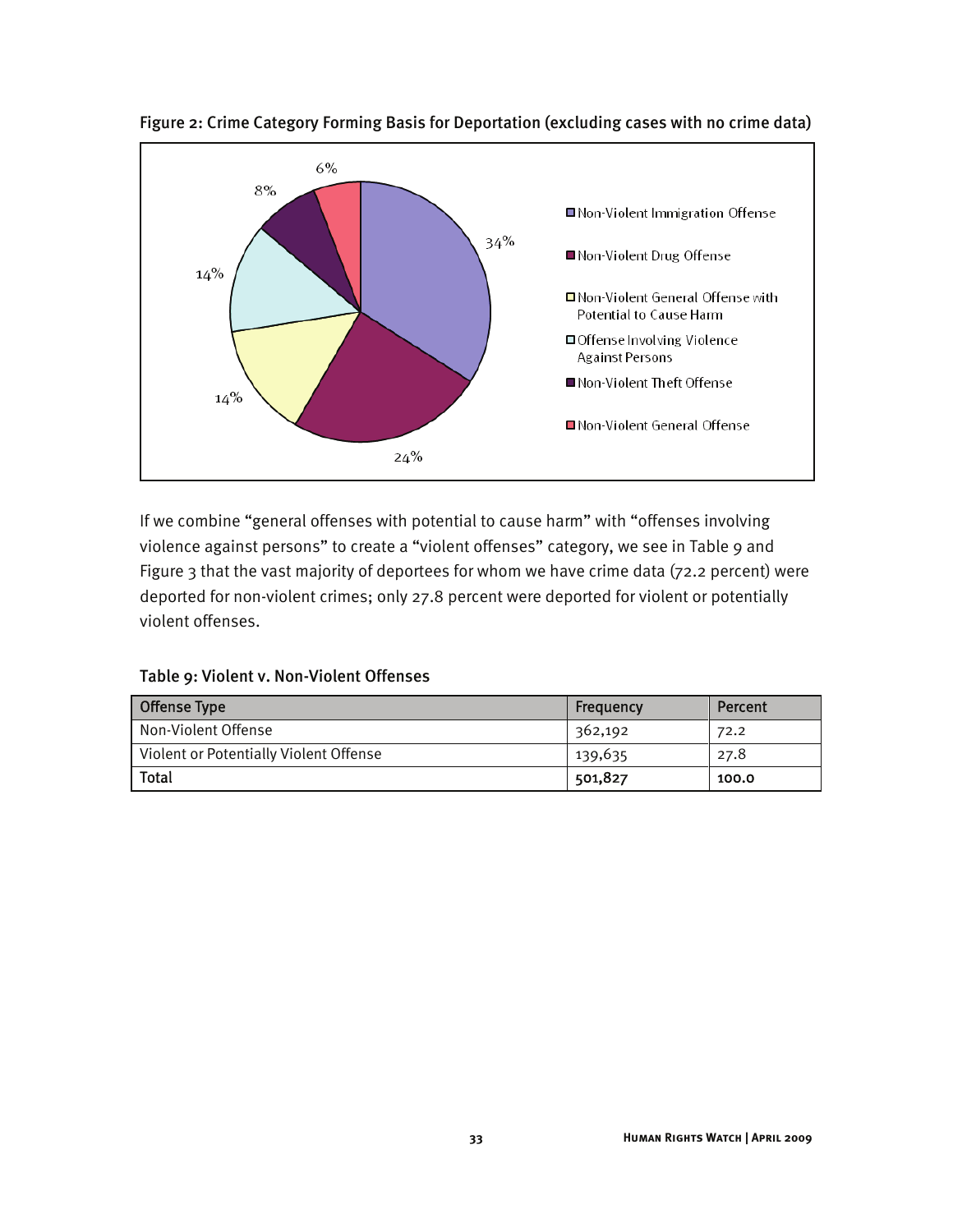Figure 2: Crime Category Forming Basis for Deportation (excluding cases with no crime data)

If we combine "general offenses with potential to cause harm" with "offenses involving violence against persons" to create a "violent offenses" category, we see in Table 9 and Figure 3 that the vast majority of deportees for whom we have crime data (72.2 percent) were deported for non-violent crimes; only 27.8 percent were deported for violent or potentially violent offenses.

Table 9: Violent v. Non-Violent Offenses

| Offense Type | Frequency | Percent |
|---|---|---|
| Non-Violent Offense | 362,192 | 72.2 |
| Violent or Potentially Violent Offense | 139,635 | 27.8 |
| **Total** | **501,827** | **100.0** |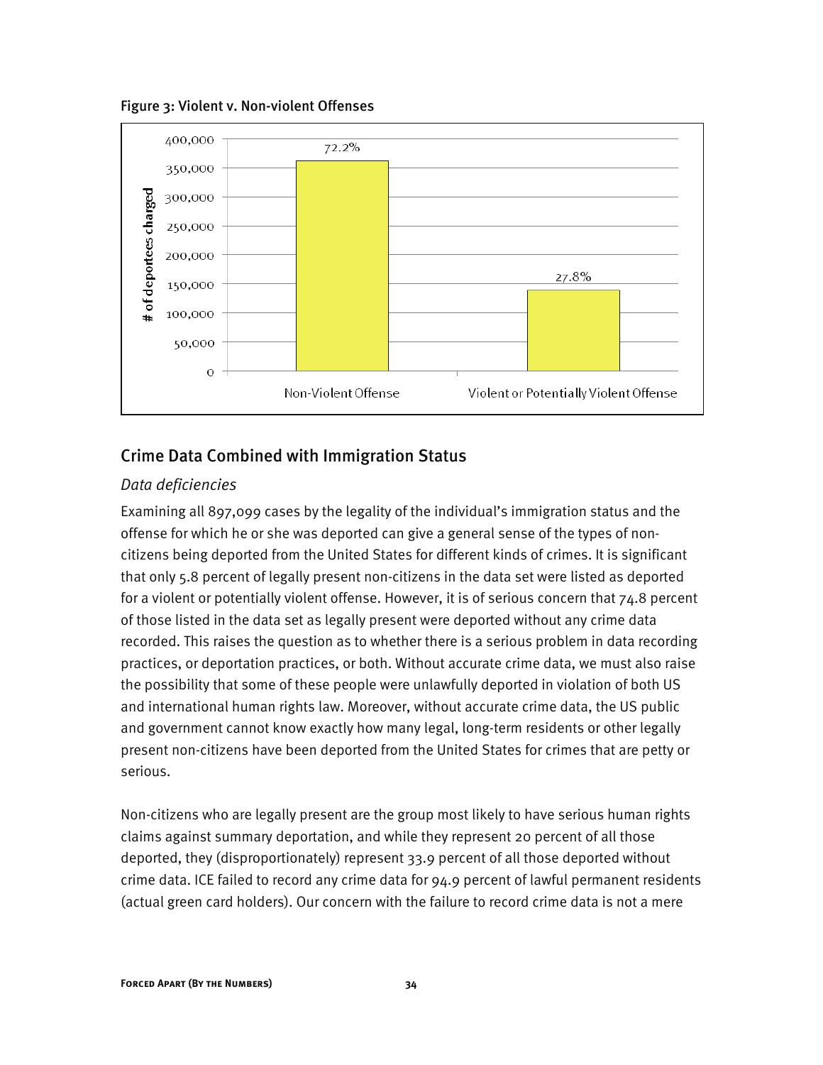Figure 3: Violent v. Non-violent Offenses

## Crime Data Combined with Immigration Status

### *Data deficiencies*

Examining all 897,099 cases by the legality of the individual's immigration status and the offense for which he or she was deported can give a general sense of the types of non-citizens being deported from the United States for different kinds of crimes. It is significant that only 5.8 percent of legally present non-citizens in the data set were listed as deported for a violent or potentially violent offense. However, it is of serious concern that 74.8 percent of those listed in the data set as legally present were deported without any crime data recorded. This raises the question as to whether there is a serious problem in data recording practices, or deportation practices, or both. Without accurate crime data, we must also raise the possibility that some of these people were unlawfully deported in violation of both US and international human rights law. Moreover, without accurate crime data, the US public and government cannot know exactly how many legal, long-term residents or other legally present non-citizens have been deported from the United States for crimes that are petty or serious.

Non-citizens who are legally present are the group most likely to have serious human rights claims against summary deportation, and while they represent 20 percent of all those deported, they (disproportionately) represent 33.9 percent of all those deported without crime data. ICE failed to record any crime data for 94.9 percent of lawful permanent residents (actual green card holders). Our concern with the failure to record crime data is not a mere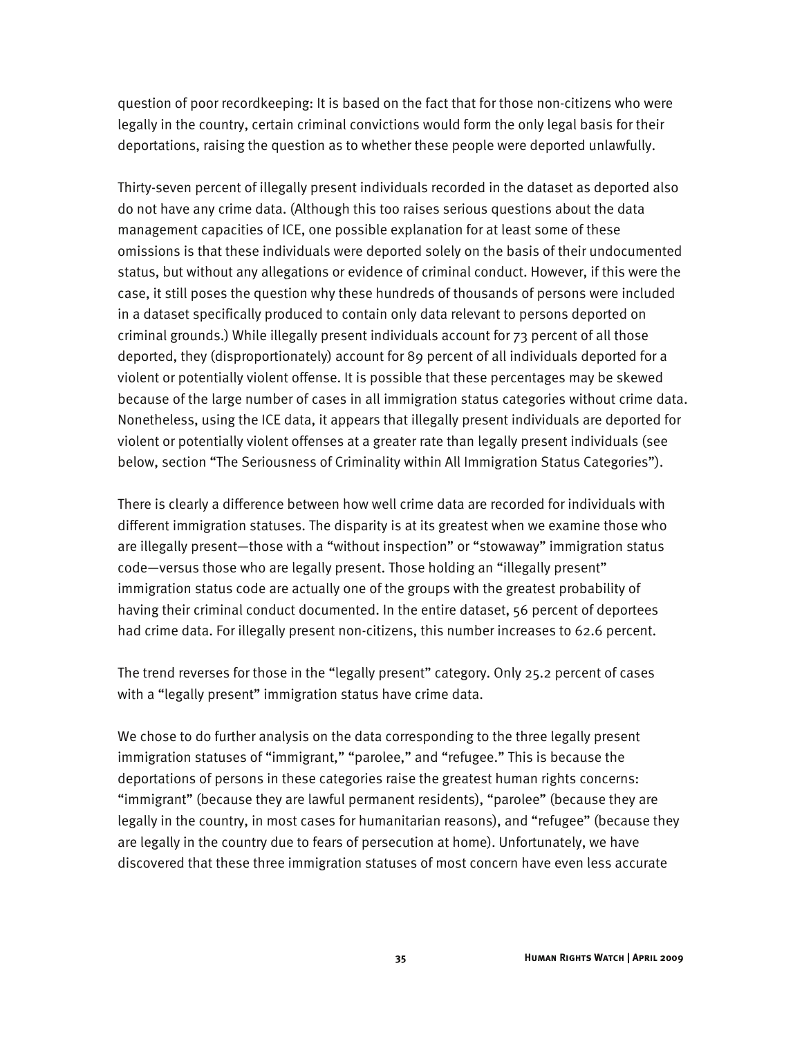question of poor recordkeeping: It is based on the fact that for those non-citizens who were legally in the country, certain criminal convictions would form the only legal basis for their deportations, raising the question as to whether these people were deported unlawfully.

Thirty-seven percent of illegally present individuals recorded in the dataset as deported also do not have any crime data. (Although this too raises serious questions about the data management capacities of ICE, one possible explanation for at least some of these omissions is that these individuals were deported solely on the basis of their undocumented status, but without any allegations or evidence of criminal conduct. However, if this were the case, it still poses the question why these hundreds of thousands of persons were included in a dataset specifically produced to contain only data relevant to persons deported on criminal grounds.) While illegally present individuals account for 73 percent of all those deported, they (disproportionately) account for 89 percent of all individuals deported for a violent or potentially violent offense. It is possible that these percentages may be skewed because of the large number of cases in all immigration status categories without crime data. Nonetheless, using the ICE data, it appears that illegally present individuals are deported for violent or potentially violent offenses at a greater rate than legally present individuals (see below, section "The Seriousness of Criminality within All Immigration Status Categories").

There is clearly a difference between how well crime data are recorded for individuals with different immigration statuses. The disparity is at its greatest when we examine those who are illegally present—those with a "without inspection" or "stowaway" immigration status code—versus those who are legally present. Those holding an "illegally present" immigration status code are actually one of the groups with the greatest probability of having their criminal conduct documented. In the entire dataset, 56 percent of deportees had crime data. For illegally present non-citizens, this number increases to 62.6 percent.

The trend reverses for those in the "legally present" category. Only 25.2 percent of cases with a "legally present" immigration status have crime data.

We chose to do further analysis on the data corresponding to the three legally present immigration statuses of "immigrant," "parolee," and "refugee." This is because the deportations of persons in these categories raise the greatest human rights concerns: "immigrant" (because they are lawful permanent residents), "parolee" (because they are legally in the country, in most cases for humanitarian reasons), and "refugee" (because they are legally in the country due to fears of persecution at home). Unfortunately, we have discovered that these three immigration statuses of most concern have even less accurate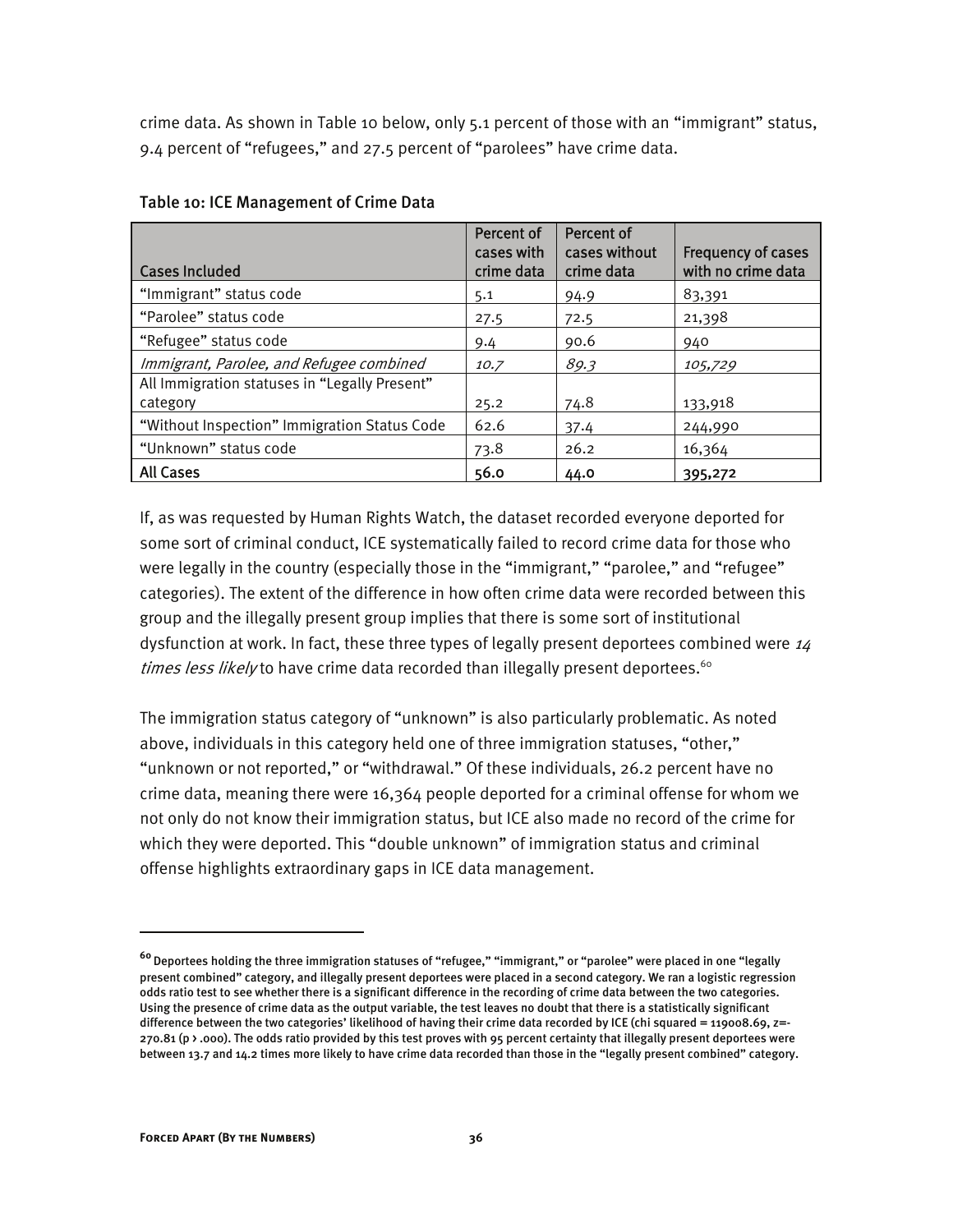crime data. As shown in Table 10 below, only 5.1 percent of those with an "immigrant" status, 9.4 percent of "refugees," and 27.5 percent of "parolees" have crime data.

Table 10: ICE Management of Crime Data

| Cases Included | Percent of cases with crime data | Percent of cases without crime data | Frequency of cases with no crime data |
|---|---|---|---|
| "Immigrant" status code | 5.1 | 94.9 | 83,391 |
| "Parolee" status code | 27.5 | 72.5 | 21,398 |
| "Refugee" status code | 9.4 | 90.6 | 940 |
| *Immigrant, Parolee, and Refugee combined* | *10.7* | *89.3* | *105,729* |
| All Immigration statuses in "Legally Present" category | 25.2 | 74.8 | 133,918 |
| "Without Inspection" Immigration Status Code | 62.6 | 37.4 | 244,990 |
| "Unknown" status code | 73.8 | 26.2 | 16,364 |
| **All Cases** | **56.0** | **44.0** | **395,272** |

If, as was requested by Human Rights Watch, the dataset recorded everyone deported for some sort of criminal conduct, ICE systematically failed to record crime data for those who were legally in the country (especially those in the "immigrant," "parolee," and "refugee" categories). The extent of the difference in how often crime data were recorded between this group and the illegally present group implies that there is some sort of institutional dysfunction at work. In fact, these three types of legally present deportees combined were *14 times less likely* to have crime data recorded than illegally present deportees.[60]

The immigration status category of "unknown" is also particularly problematic. As noted above, individuals in this category held one of three immigration statuses, "other," "unknown or not reported," or "withdrawal." Of these individuals, 26.2 percent have no crime data, meaning there were 16,364 people deported for a criminal offense for whom we not only do not know their immigration status, but ICE also made no record of the crime for which they were deported. This "double unknown" of immigration status and criminal offense highlights extraordinary gaps in ICE data management.

---

[60] Deportees holding the three immigration statuses of "refugee," "immigrant," or "parolee" were placed in one "legally present combined" category, and illegally present deportees were placed in a second category. We ran a logistic regression odds ratio test to see whether there is a significant difference in the recording of crime data between the two categories. Using the presence of crime data as the output variable, the test leaves no doubt that there is a statistically significant difference between the two categories' likelihood of having their crime data recorded by ICE (chi squared = 119008.69, z=-270.81 (p › .000). The odds ratio provided by this test proves with 95 percent certainty that illegally present deportees were between 13.7 and 14.2 times more likely to have crime data recorded than those in the "legally present combined" category.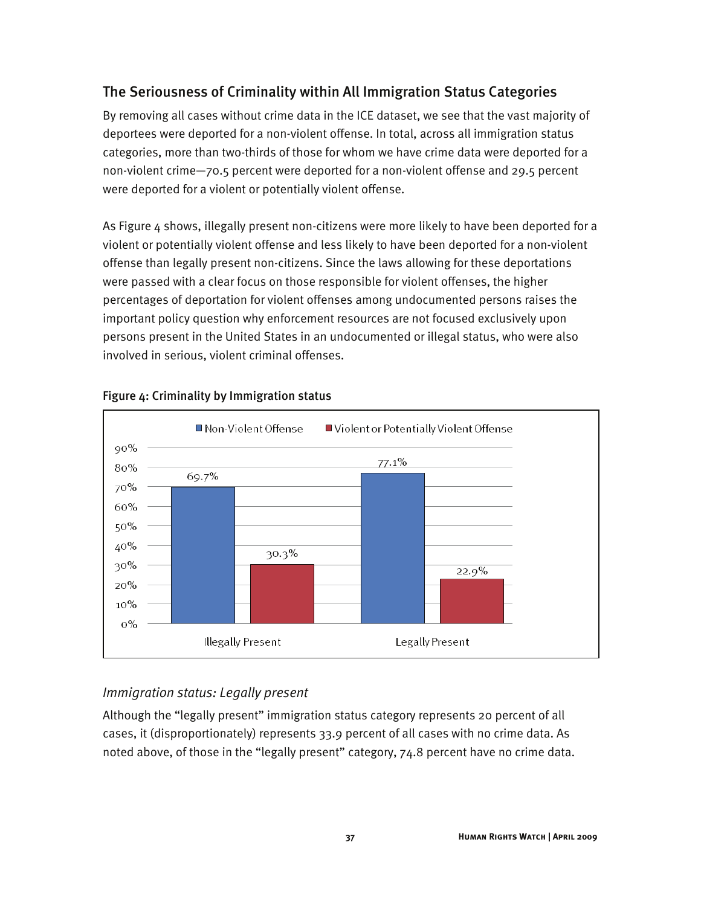## The Seriousness of Criminality within All Immigration Status Categories

By removing all cases without crime data in the ICE dataset, we see that the vast majority of deportees were deported for a non-violent offense. In total, across all immigration status categories, more than two-thirds of those for whom we have crime data were deported for a non-violent crime—70.5 percent were deported for a non-violent offense and 29.5 percent were deported for a violent or potentially violent offense.

As Figure 4 shows, illegally present non-citizens were more likely to have been deported for a violent or potentially violent offense and less likely to have been deported for a non-violent offense than legally present non-citizens. Since the laws allowing for these deportations were passed with a clear focus on those responsible for violent offenses, the higher percentages of deportation for violent offenses among undocumented persons raises the important policy question why enforcement resources are not focused exclusively upon persons present in the United States in an undocumented or illegal status, who were also involved in serious, violent criminal offenses.

**Figure 4: Criminality by Immigration status**

| | Non-Violent Offense | Violent or Potentially Violent Offense |
|---|---|---|
| Illegally Present | 69.7% | 30.3% |
| Legally Present | 77.1% | 22.9% |

### *Immigration status: Legally present*

Although the "legally present" immigration status category represents 20 percent of all cases, it (disproportionately) represents 33.9 percent of all cases with no crime data. As noted above, of those in the "legally present" category, 74.8 percent have no crime data.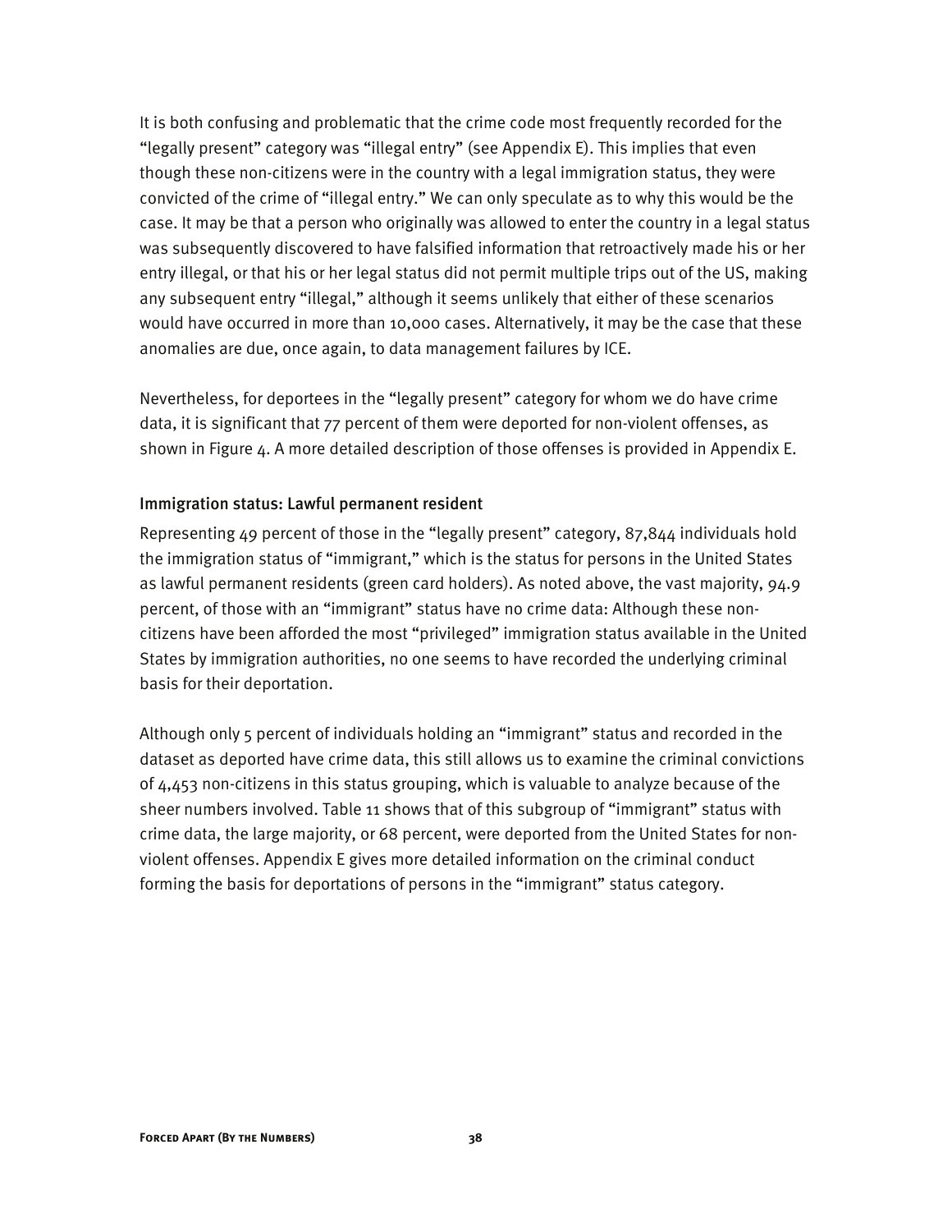It is both confusing and problematic that the crime code most frequently recorded for the "legally present" category was "illegal entry" (see Appendix E). This implies that even though these non-citizens were in the country with a legal immigration status, they were convicted of the crime of "illegal entry." We can only speculate as to why this would be the case. It may be that a person who originally was allowed to enter the country in a legal status was subsequently discovered to have falsified information that retroactively made his or her entry illegal, or that his or her legal status did not permit multiple trips out of the US, making any subsequent entry "illegal," although it seems unlikely that either of these scenarios would have occurred in more than 10,000 cases. Alternatively, it may be the case that these anomalies are due, once again, to data management failures by ICE.

Nevertheless, for deportees in the "legally present" category for whom we do have crime data, it is significant that 77 percent of them were deported for non-violent offenses, as shown in Figure 4. A more detailed description of those offenses is provided in Appendix E.

### Immigration status: Lawful permanent resident

Representing 49 percent of those in the "legally present" category, 87,844 individuals hold the immigration status of "immigrant," which is the status for persons in the United States as lawful permanent residents (green card holders). As noted above, the vast majority, 94.9 percent, of those with an "immigrant" status have no crime data: Although these non-citizens have been afforded the most "privileged" immigration status available in the United States by immigration authorities, no one seems to have recorded the underlying criminal basis for their deportation.

Although only 5 percent of individuals holding an "immigrant" status and recorded in the dataset as deported have crime data, this still allows us to examine the criminal convictions of 4,453 non-citizens in this status grouping, which is valuable to analyze because of the sheer numbers involved. Table 11 shows that of this subgroup of "immigrant" status with crime data, the large majority, or 68 percent, were deported from the United States for non-violent offenses. Appendix E gives more detailed information on the criminal conduct forming the basis for deportations of persons in the "immigrant" status category.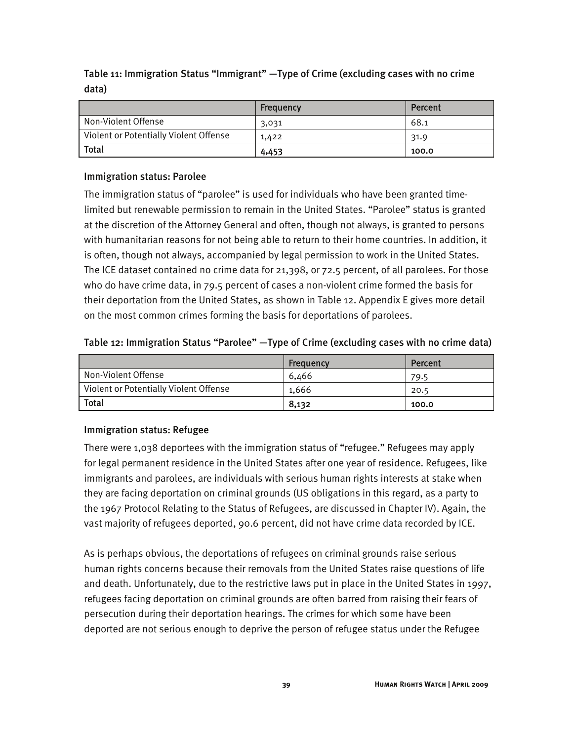Table 11: Immigration Status "Immigrant" —Type of Crime (excluding cases with no crime data)

| | Frequency | Percent |
|---|---|---|
| Non-Violent Offense | 3,031 | 68.1 |
| Violent or Potentially Violent Offense | 1,422 | 31.9 |
| **Total** | **4,453** | **100.0** |

### Immigration status: Parolee

The immigration status of "parolee" is used for individuals who have been granted time-limited but renewable permission to remain in the United States. "Parolee" status is granted at the discretion of the Attorney General and often, though not always, is granted to persons with humanitarian reasons for not being able to return to their home countries. In addition, it is often, though not always, accompanied by legal permission to work in the United States. The ICE dataset contained no crime data for 21,398, or 72.5 percent, of all parolees. For those who do have crime data, in 79.5 percent of cases a non-violent crime formed the basis for their deportation from the United States, as shown in Table 12. Appendix E gives more detail on the most common crimes forming the basis for deportations of parolees.

Table 12: Immigration Status "Parolee" —Type of Crime (excluding cases with no crime data)

| | Frequency | Percent |
|---|---|---|
| Non-Violent Offense | 6,466 | 79.5 |
| Violent or Potentially Violent Offense | 1,666 | 20.5 |
| **Total** | **8,132** | **100.0** |

### Immigration status: Refugee

There were 1,038 deportees with the immigration status of "refugee." Refugees may apply for legal permanent residence in the United States after one year of residence. Refugees, like immigrants and parolees, are individuals with serious human rights interests at stake when they are facing deportation on criminal grounds (US obligations in this regard, as a party to the 1967 Protocol Relating to the Status of Refugees, are discussed in Chapter IV). Again, the vast majority of refugees deported, 90.6 percent, did not have crime data recorded by ICE.

As is perhaps obvious, the deportations of refugees on criminal grounds raise serious human rights concerns because their removals from the United States raise questions of life and death. Unfortunately, due to the restrictive laws put in place in the United States in 1997, refugees facing deportation on criminal grounds are often barred from raising their fears of persecution during their deportation hearings. The crimes for which some have been deported are not serious enough to deprive the person of refugee status under the Refugee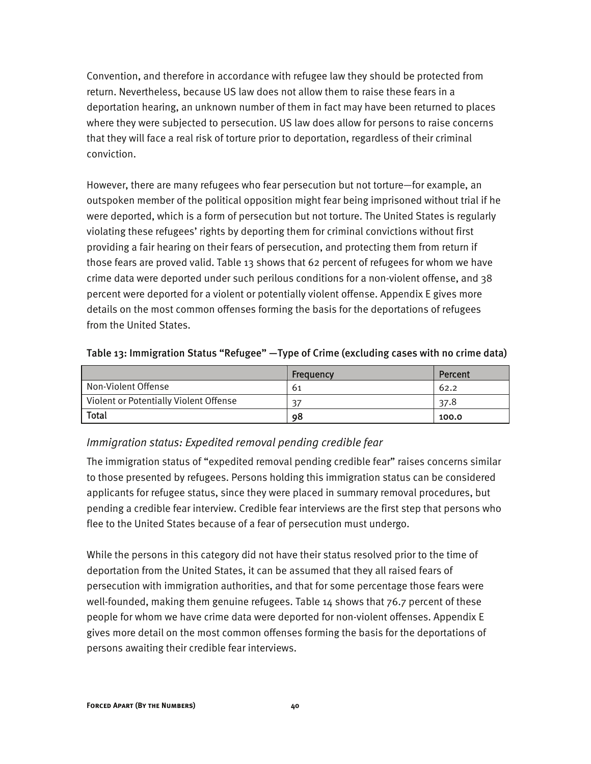Convention, and therefore in accordance with refugee law they should be protected from return. Nevertheless, because US law does not allow them to raise these fears in a deportation hearing, an unknown number of them in fact may have been returned to places where they were subjected to persecution. US law does allow for persons to raise concerns that they will face a real risk of torture prior to deportation, regardless of their criminal conviction.

However, there are many refugees who fear persecution but not torture—for example, an outspoken member of the political opposition might fear being imprisoned without trial if he were deported, which is a form of persecution but not torture. The United States is regularly violating these refugees' rights by deporting them for criminal convictions without first providing a fair hearing on their fears of persecution, and protecting them from return if those fears are proved valid. Table 13 shows that 62 percent of refugees for whom we have crime data were deported under such perilous conditions for a non-violent offense, and 38 percent were deported for a violent or potentially violent offense. Appendix E gives more details on the most common offenses forming the basis for the deportations of refugees from the United States.

**Table 13: Immigration Status "Refugee" —Type of Crime (excluding cases with no crime data)**

| | Frequency | Percent |
|---|---|---|
| Non-Violent Offense | 61 | 62.2 |
| Violent or Potentially Violent Offense | 37 | 37.8 |
| **Total** | **98** | **100.0** |

### *Immigration status: Expedited removal pending credible fear*

The immigration status of "expedited removal pending credible fear" raises concerns similar to those presented by refugees. Persons holding this immigration status can be considered applicants for refugee status, since they were placed in summary removal procedures, but pending a credible fear interview. Credible fear interviews are the first step that persons who flee to the United States because of a fear of persecution must undergo.

While the persons in this category did not have their status resolved prior to the time of deportation from the United States, it can be assumed that they all raised fears of persecution with immigration authorities, and that for some percentage those fears were well-founded, making them genuine refugees. Table 14 shows that 76.7 percent of these people for whom we have crime data were deported for non-violent offenses. Appendix E gives more detail on the most common offenses forming the basis for the deportations of persons awaiting their credible fear interviews.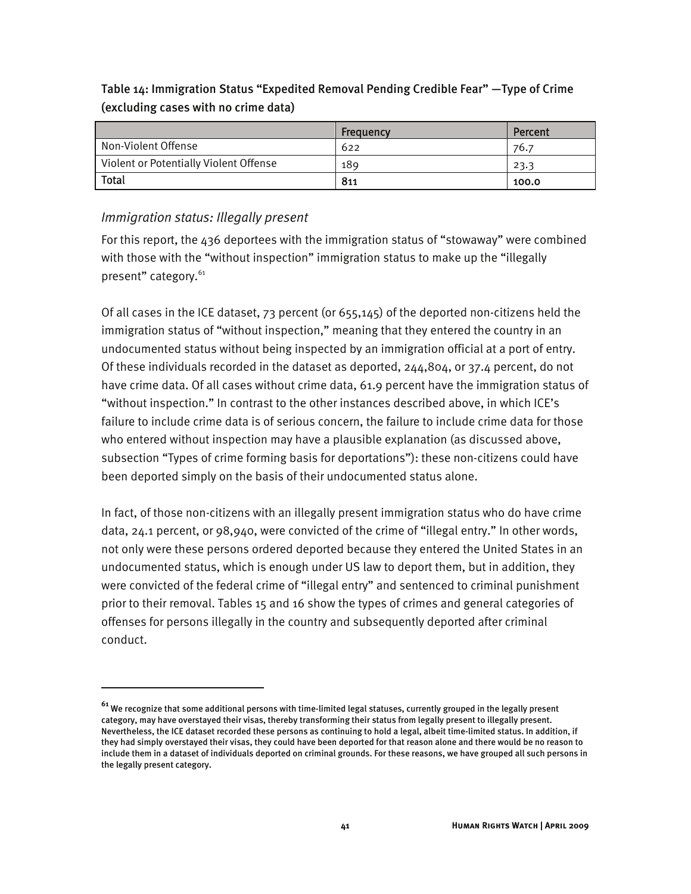Table 14: Immigration Status "Expedited Removal Pending Credible Fear" —Type of Crime (excluding cases with no crime data)

| | Frequency | Percent |
|---|---|---|
| Non-Violent Offense | 622 | 76.7 |
| Violent or Potentially Violent Offense | 189 | 23.3 |
| **Total** | **811** | **100.0** |

### *Immigration status: Illegally present*

For this report, the 436 deportees with the immigration status of "stowaway" were combined with those with the "without inspection" immigration status to make up the "illegally present" category.[61]

Of all cases in the ICE dataset, 73 percent (or 655,145) of the deported non-citizens held the immigration status of "without inspection," meaning that they entered the country in an undocumented status without being inspected by an immigration official at a port of entry. Of these individuals recorded in the dataset as deported, 244,804, or 37.4 percent, do not have crime data. Of all cases without crime data, 61.9 percent have the immigration status of "without inspection." In contrast to the other instances described above, in which ICE's failure to include crime data is of serious concern, the failure to include crime data for those who entered without inspection may have a plausible explanation (as discussed above, subsection "Types of crime forming basis for deportations"): these non-citizens could have been deported simply on the basis of their undocumented status alone.

In fact, of those non-citizens with an illegally present immigration status who do have crime data, 24.1 percent, or 98,940, were convicted of the crime of "illegal entry." In other words, not only were these persons ordered deported because they entered the United States in an undocumented status, which is enough under US law to deport them, but in addition, they were convicted of the federal crime of "illegal entry" and sentenced to criminal punishment prior to their removal. Tables 15 and 16 show the types of crimes and general categories of offenses for persons illegally in the country and subsequently deported after criminal conduct.

---

[61] We recognize that some additional persons with time-limited legal statuses, currently grouped in the legally present category, may have overstayed their visas, thereby transforming their status from legally present to illegally present. Nevertheless, the ICE dataset recorded these persons as continuing to hold a legal, albeit time-limited status. In addition, if they had simply overstayed their visas, they could have been deported for that reason alone and there would be no reason to include them in a dataset of individuals deported on criminal grounds. For these reasons, we have grouped all such persons in the legally present category.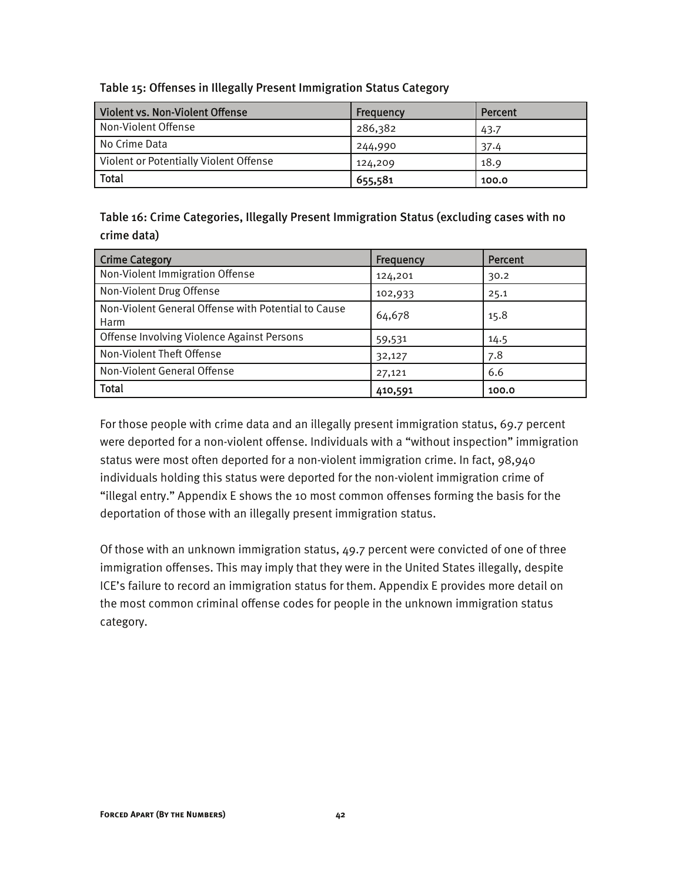Table 15: Offenses in Illegally Present Immigration Status Category

| Violent vs. Non-Violent Offense | Frequency | Percent |
|---|---|---|
| Non-Violent Offense | 286,382 | 43.7 |
| No Crime Data | 244,990 | 37.4 |
| Violent or Potentially Violent Offense | 124,209 | 18.9 |
| **Total** | **655,581** | **100.0** |

Table 16: Crime Categories, Illegally Present Immigration Status (excluding cases with no crime data)

| Crime Category | Frequency | Percent |
|---|---|---|
| Non-Violent Immigration Offense | 124,201 | 30.2 |
| Non-Violent Drug Offense | 102,933 | 25.1 |
| Non-Violent General Offense with Potential to Cause Harm | 64,678 | 15.8 |
| Offense Involving Violence Against Persons | 59,531 | 14.5 |
| Non-Violent Theft Offense | 32,127 | 7.8 |
| Non-Violent General Offense | 27,121 | 6.6 |
| **Total** | **410,591** | **100.0** |

For those people with crime data and an illegally present immigration status, 69.7 percent were deported for a non-violent offense. Individuals with a "without inspection" immigration status were most often deported for a non-violent immigration crime. In fact, 98,940 individuals holding this status were deported for the non-violent immigration crime of "illegal entry." Appendix E shows the 10 most common offenses forming the basis for the deportation of those with an illegally present immigration status.

Of those with an unknown immigration status, 49.7 percent were convicted of one of three immigration offenses. This may imply that they were in the United States illegally, despite ICE's failure to record an immigration status for them. Appendix E provides more detail on the most common criminal offense codes for people in the unknown immigration status category.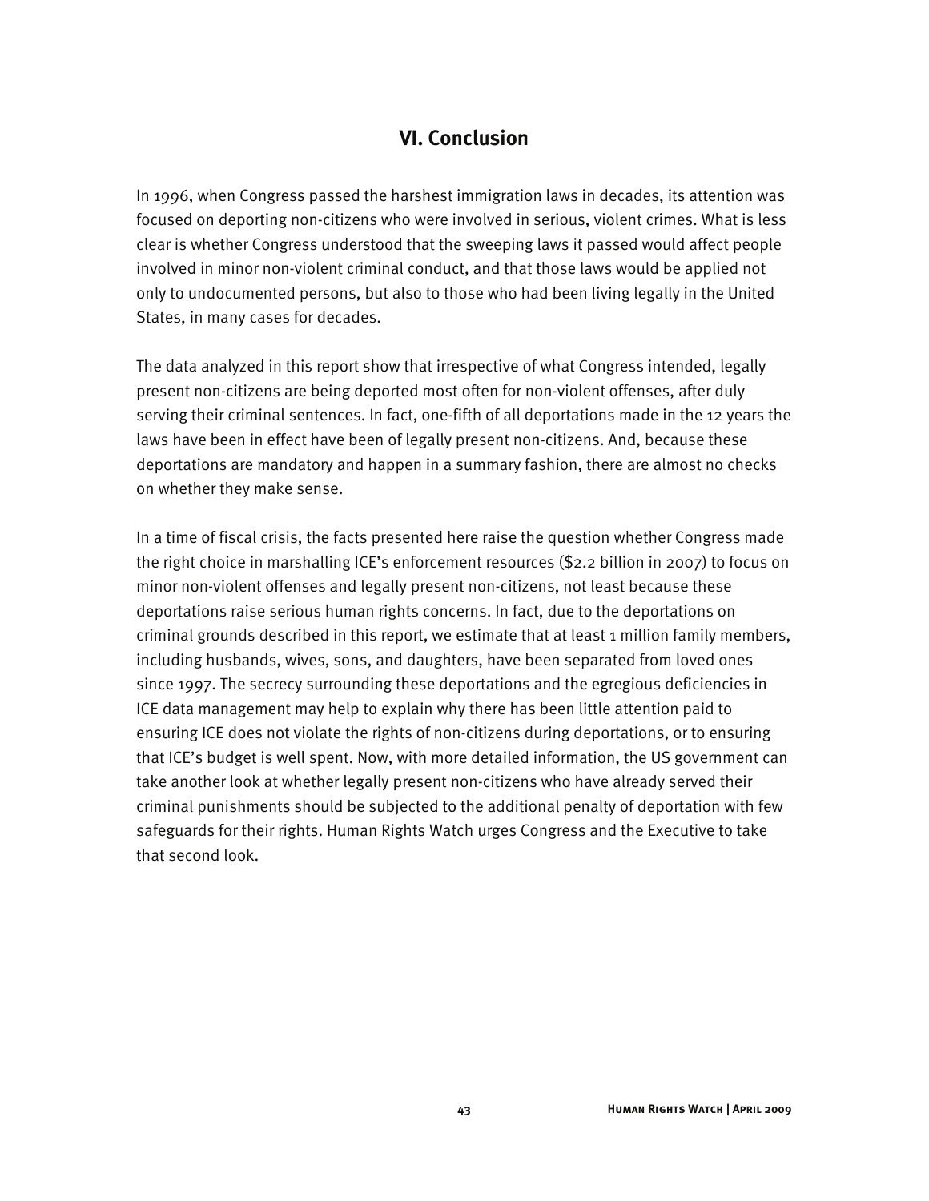## VI. Conclusion

In 1996, when Congress passed the harshest immigration laws in decades, its attention was focused on deporting non-citizens who were involved in serious, violent crimes. What is less clear is whether Congress understood that the sweeping laws it passed would affect people involved in minor non-violent criminal conduct, and that those laws would be applied not only to undocumented persons, but also to those who had been living legally in the United States, in many cases for decades.

The data analyzed in this report show that irrespective of what Congress intended, legally present non-citizens are being deported most often for non-violent offenses, after duly serving their criminal sentences. In fact, one-fifth of all deportations made in the 12 years the laws have been in effect have been of legally present non-citizens. And, because these deportations are mandatory and happen in a summary fashion, there are almost no checks on whether they make sense.

In a time of fiscal crisis, the facts presented here raise the question whether Congress made the right choice in marshalling ICE's enforcement resources ($2.2 billion in 2007) to focus on minor non-violent offenses and legally present non-citizens, not least because these deportations raise serious human rights concerns. In fact, due to the deportations on criminal grounds described in this report, we estimate that at least 1 million family members, including husbands, wives, sons, and daughters, have been separated from loved ones since 1997. The secrecy surrounding these deportations and the egregious deficiencies in ICE data management may help to explain why there has been little attention paid to ensuring ICE does not violate the rights of non-citizens during deportations, or to ensuring that ICE's budget is well spent. Now, with more detailed information, the US government can take another look at whether legally present non-citizens who have already served their criminal punishments should be subjected to the additional penalty of deportation with few safeguards for their rights. Human Rights Watch urges Congress and the Executive to take that second look.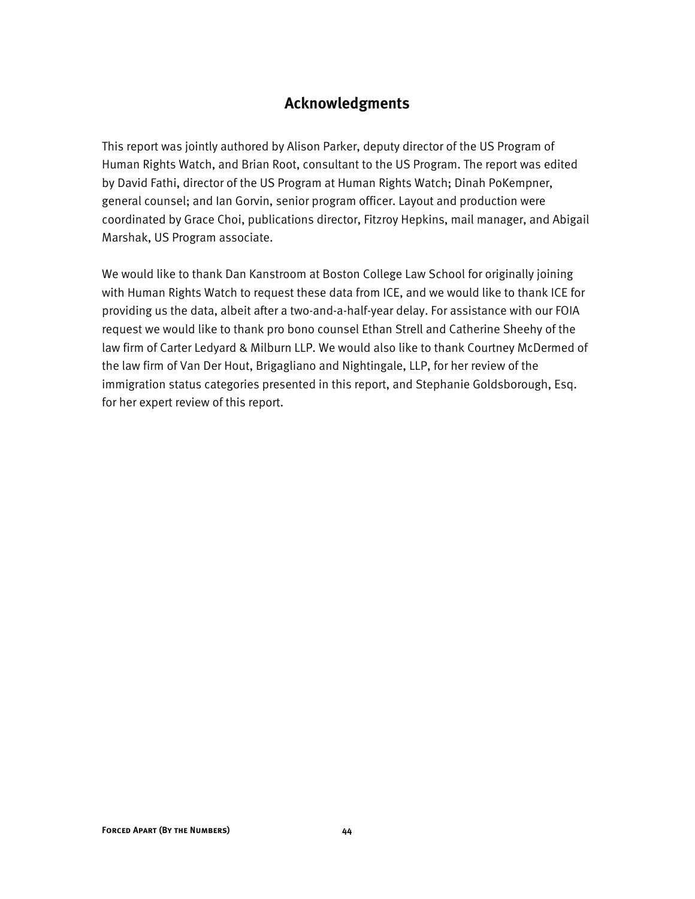## Acknowledgments

This report was jointly authored by Alison Parker, deputy director of the US Program of Human Rights Watch, and Brian Root, consultant to the US Program. The report was edited by David Fathi, director of the US Program at Human Rights Watch; Dinah PoKempner, general counsel; and Ian Gorvin, senior program officer. Layout and production were coordinated by Grace Choi, publications director, Fitzroy Hepkins, mail manager, and Abigail Marshak, US Program associate.

We would like to thank Dan Kanstroom at Boston College Law School for originally joining with Human Rights Watch to request these data from ICE, and we would like to thank ICE for providing us the data, albeit after a two-and-a-half-year delay. For assistance with our FOIA request we would like to thank pro bono counsel Ethan Strell and Catherine Sheehy of the law firm of Carter Ledyard & Milburn LLP. We would also like to thank Courtney McDermed of the law firm of Van Der Hout, Brigagliano and Nightingale, LLP, for her review of the immigration status categories presented in this report, and Stephanie Goldsborough, Esq. for her expert review of this report.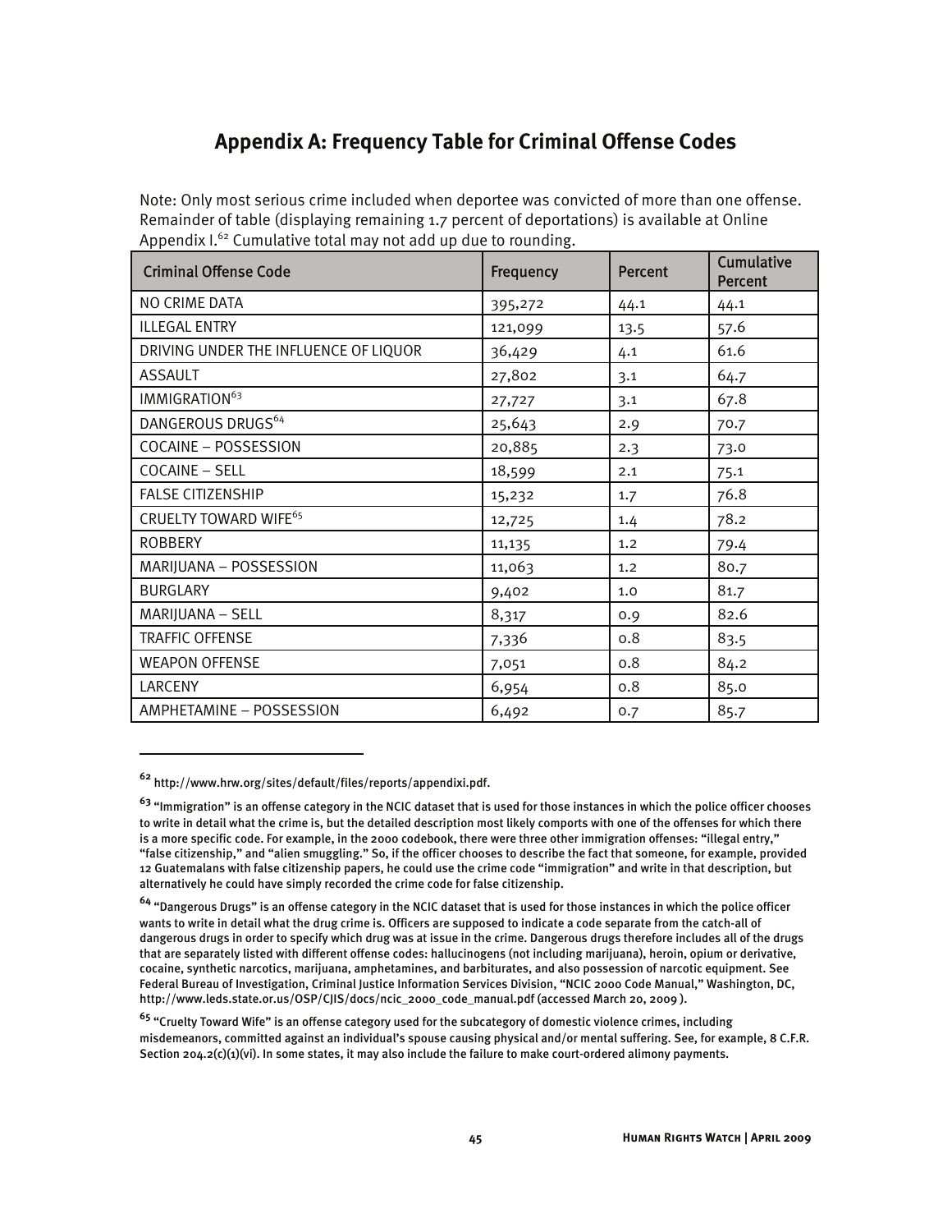## Appendix A: Frequency Table for Criminal Offense Codes

Note: Only most serious crime included when deportee was convicted of more than one offense. Remainder of table (displaying remaining 1.7 percent of deportations) is available at Online Appendix I.[62] Cumulative total may not add up due to rounding.

| Criminal Offense Code | Frequency | Percent | Cumulative Percent |
|---|---|---|---|
| NO CRIME DATA | 395,272 | 44.1 | 44.1 |
| ILLEGAL ENTRY | 121,099 | 13.5 | 57.6 |
| DRIVING UNDER THE INFLUENCE OF LIQUOR | 36,429 | 4.1 | 61.6 |
| ASSAULT | 27,802 | 3.1 | 64.7 |
| IMMIGRATION[63] | 27,727 | 3.1 | 67.8 |
| DANGEROUS DRUGS[64] | 25,643 | 2.9 | 70.7 |
| COCAINE – POSSESSION | 20,885 | 2.3 | 73.0 |
| COCAINE – SELL | 18,599 | 2.1 | 75.1 |
| FALSE CITIZENSHIP | 15,232 | 1.7 | 76.8 |
| CRUELTY TOWARD WIFE[65] | 12,725 | 1.4 | 78.2 |
| ROBBERY | 11,135 | 1.2 | 79.4 |
| MARIJUANA – POSSESSION | 11,063 | 1.2 | 80.7 |
| BURGLARY | 9,402 | 1.0 | 81.7 |
| MARIJUANA – SELL | 8,317 | 0.9 | 82.6 |
| TRAFFIC OFFENSE | 7,336 | 0.8 | 83.5 |
| WEAPON OFFENSE | 7,051 | 0.8 | 84.2 |
| LARCENY | 6,954 | 0.8 | 85.0 |
| AMPHETAMINE – POSSESSION | 6,492 | 0.7 | 85.7 |

[62] http://www.hrw.org/sites/default/files/reports/appendixi.pdf.

[63] "Immigration" is an offense category in the NCIC dataset that is used for those instances in which the police officer chooses to write in detail what the crime is, but the detailed description most likely comports with one of the offenses for which there is a more specific code. For example, in the 2000 codebook, there were three other immigration offenses: "illegal entry," "false citizenship," and "alien smuggling." So, if the officer chooses to describe the fact that someone, for example, provided 12 Guatemalans with false citizenship papers, he could use the crime code "immigration" and write in that description, but alternatively he could have simply recorded the crime code for false citizenship.

[64] "Dangerous Drugs" is an offense category in the NCIC dataset that is used for those instances in which the police officer wants to write in detail what the drug crime is. Officers are supposed to indicate a code separate from the catch-all of dangerous drugs in order to specify which drug was at issue in the crime. Dangerous drugs therefore includes all of the drugs that are separately listed with different offense codes: hallucinogens (not including marijuana), heroin, opium or derivative, cocaine, synthetic narcotics, marijuana, amphetamines, and barbiturates, and also possession of narcotic equipment. See Federal Bureau of Investigation, Criminal Justice Information Services Division, "NCIC 2000 Code Manual," Washington, DC, http://www.leds.state.or.us/OSP/CJIS/docs/ncic_2000_code_manual.pdf (accessed March 20, 2009 ).

[65] "Cruelty Toward Wife" is an offense category used for the subcategory of domestic violence crimes, including misdemeanors, committed against an individual's spouse causing physical and/or mental suffering. See, for example, 8 C.F.R. Section 204.2(c)(1)(vi). In some states, it may also include the failure to make court-ordered alimony payments.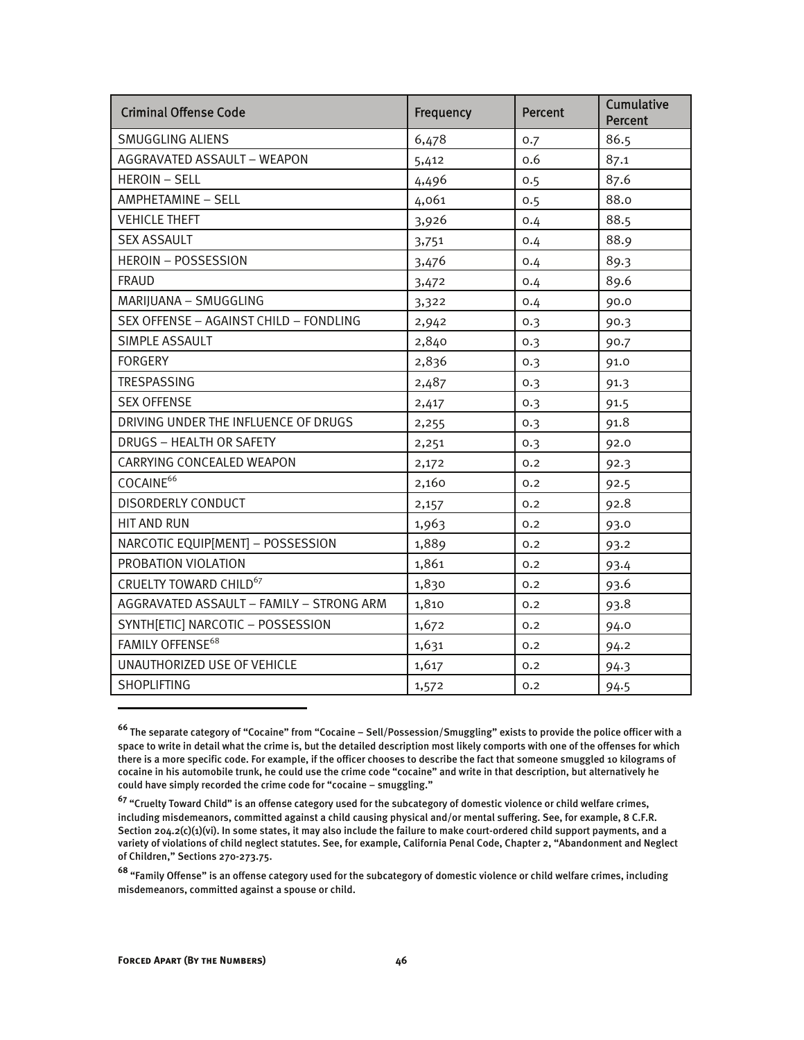| Criminal Offense Code | Frequency | Percent | Cumulative Percent |
|---|---|---|---|
| SMUGGLING ALIENS | 6,478 | 0.7 | 86.5 |
| AGGRAVATED ASSAULT – WEAPON | 5,412 | 0.6 | 87.1 |
| HEROIN – SELL | 4,496 | 0.5 | 87.6 |
| AMPHETAMINE – SELL | 4,061 | 0.5 | 88.0 |
| VEHICLE THEFT | 3,926 | 0.4 | 88.5 |
| SEX ASSAULT | 3,751 | 0.4 | 88.9 |
| HEROIN – POSSESSION | 3,476 | 0.4 | 89.3 |
| FRAUD | 3,472 | 0.4 | 89.6 |
| MARIJUANA – SMUGGLING | 3,322 | 0.4 | 90.0 |
| SEX OFFENSE – AGAINST CHILD – FONDLING | 2,942 | 0.3 | 90.3 |
| SIMPLE ASSAULT | 2,840 | 0.3 | 90.7 |
| FORGERY | 2,836 | 0.3 | 91.0 |
| TRESPASSING | 2,487 | 0.3 | 91.3 |
| SEX OFFENSE | 2,417 | 0.3 | 91.5 |
| DRIVING UNDER THE INFLUENCE OF DRUGS | 2,255 | 0.3 | 91.8 |
| DRUGS – HEALTH OR SAFETY | 2,251 | 0.3 | 92.0 |
| CARRYING CONCEALED WEAPON | 2,172 | 0.2 | 92.3 |
| COCAINE[66] | 2,160 | 0.2 | 92.5 |
| DISORDERLY CONDUCT | 2,157 | 0.2 | 92.8 |
| HIT AND RUN | 1,963 | 0.2 | 93.0 |
| NARCOTIC EQUIP[MENT] – POSSESSION | 1,889 | 0.2 | 93.2 |
| PROBATION VIOLATION | 1,861 | 0.2 | 93.4 |
| CRUELTY TOWARD CHILD[67] | 1,830 | 0.2 | 93.6 |
| AGGRAVATED ASSAULT – FAMILY – STRONG ARM | 1,810 | 0.2 | 93.8 |
| SYNTH[ETIC] NARCOTIC – POSSESSION | 1,672 | 0.2 | 94.0 |
| FAMILY OFFENSE[68] | 1,631 | 0.2 | 94.2 |
| UNAUTHORIZED USE OF VEHICLE | 1,617 | 0.2 | 94.3 |
| SHOPLIFTING | 1,572 | 0.2 | 94.5 |

[66] The separate category of "Cocaine" from "Cocaine – Sell/Possession/Smuggling" exists to provide the police officer with a space to write in detail what the crime is, but the detailed description most likely comports with one of the offenses for which there is a more specific code. For example, if the officer chooses to describe the fact that someone smuggled 10 kilograms of cocaine in his automobile trunk, he could use the crime code "cocaine" and write in that description, but alternatively he could have simply recorded the crime code for "cocaine – smuggling."

[67] "Cruelty Toward Child" is an offense category used for the subcategory of domestic violence or child welfare crimes, including misdemeanors, committed against a child causing physical and/or mental suffering. See, for example, 8 C.F.R. Section 204.2(c)(1)(vi). In some states, it may also include the failure to make court-ordered child support payments, and a variety of violations of child neglect statutes. See, for example, California Penal Code, Chapter 2, "Abandonment and Neglect of Children," Sections 270-273.75.

[68] "Family Offense" is an offense category used for the subcategory of domestic violence or child welfare crimes, including misdemeanors, committed against a spouse or child.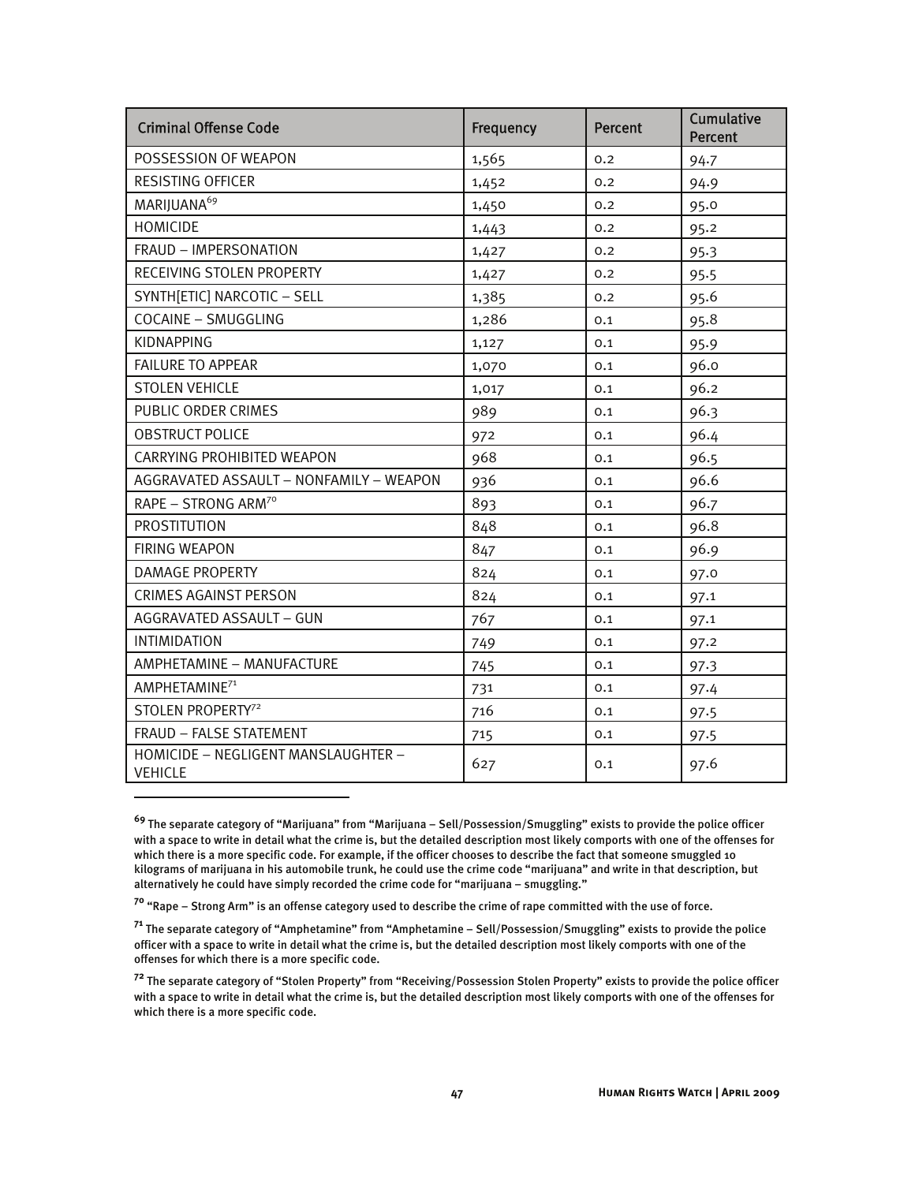| Criminal Offense Code | Frequency | Percent | Cumulative Percent |
|---|---|---|---|
| POSSESSION OF WEAPON | 1,565 | 0.2 | 94.7 |
| RESISTING OFFICER | 1,452 | 0.2 | 94.9 |
| MARIJUANA[69] | 1,450 | 0.2 | 95.0 |
| HOMICIDE | 1,443 | 0.2 | 95.2 |
| FRAUD – IMPERSONATION | 1,427 | 0.2 | 95.3 |
| RECEIVING STOLEN PROPERTY | 1,427 | 0.2 | 95.5 |
| SYNTH[ETIC] NARCOTIC – SELL | 1,385 | 0.2 | 95.6 |
| COCAINE – SMUGGLING | 1,286 | 0.1 | 95.8 |
| KIDNAPPING | 1,127 | 0.1 | 95.9 |
| FAILURE TO APPEAR | 1,070 | 0.1 | 96.0 |
| STOLEN VEHICLE | 1,017 | 0.1 | 96.2 |
| PUBLIC ORDER CRIMES | 989 | 0.1 | 96.3 |
| OBSTRUCT POLICE | 972 | 0.1 | 96.4 |
| CARRYING PROHIBITED WEAPON | 968 | 0.1 | 96.5 |
| AGGRAVATED ASSAULT – NONFAMILY – WEAPON | 936 | 0.1 | 96.6 |
| RAPE – STRONG ARM[70] | 893 | 0.1 | 96.7 |
| PROSTITUTION | 848 | 0.1 | 96.8 |
| FIRING WEAPON | 847 | 0.1 | 96.9 |
| DAMAGE PROPERTY | 824 | 0.1 | 97.0 |
| CRIMES AGAINST PERSON | 824 | 0.1 | 97.1 |
| AGGRAVATED ASSAULT – GUN | 767 | 0.1 | 97.1 |
| INTIMIDATION | 749 | 0.1 | 97.2 |
| AMPHETAMINE – MANUFACTURE | 745 | 0.1 | 97.3 |
| AMPHETAMINE[71] | 731 | 0.1 | 97.4 |
| STOLEN PROPERTY[72] | 716 | 0.1 | 97.5 |
| FRAUD – FALSE STATEMENT | 715 | 0.1 | 97.5 |
| HOMICIDE – NEGLIGENT MANSLAUGHTER – VEHICLE | 627 | 0.1 | 97.6 |

[69] The separate category of "Marijuana" from "Marijuana – Sell/Possession/Smuggling" exists to provide the police officer with a space to write in detail what the crime is, but the detailed description most likely comports with one of the offenses for which there is a more specific code. For example, if the officer chooses to describe the fact that someone smuggled 10 kilograms of marijuana in his automobile trunk, he could use the crime code "marijuana" and write in that description, but alternatively he could have simply recorded the crime code for "marijuana – smuggling."

[70] "Rape – Strong Arm" is an offense category used to describe the crime of rape committed with the use of force.

[71] The separate category of "Amphetamine" from "Amphetamine – Sell/Possession/Smuggling" exists to provide the police officer with a space to write in detail what the crime is, but the detailed description most likely comports with one of the offenses for which there is a more specific code.

[72] The separate category of "Stolen Property" from "Receiving/Possession Stolen Property" exists to provide the police officer with a space to write in detail what the crime is, but the detailed description most likely comports with one of the offenses for which there is a more specific code.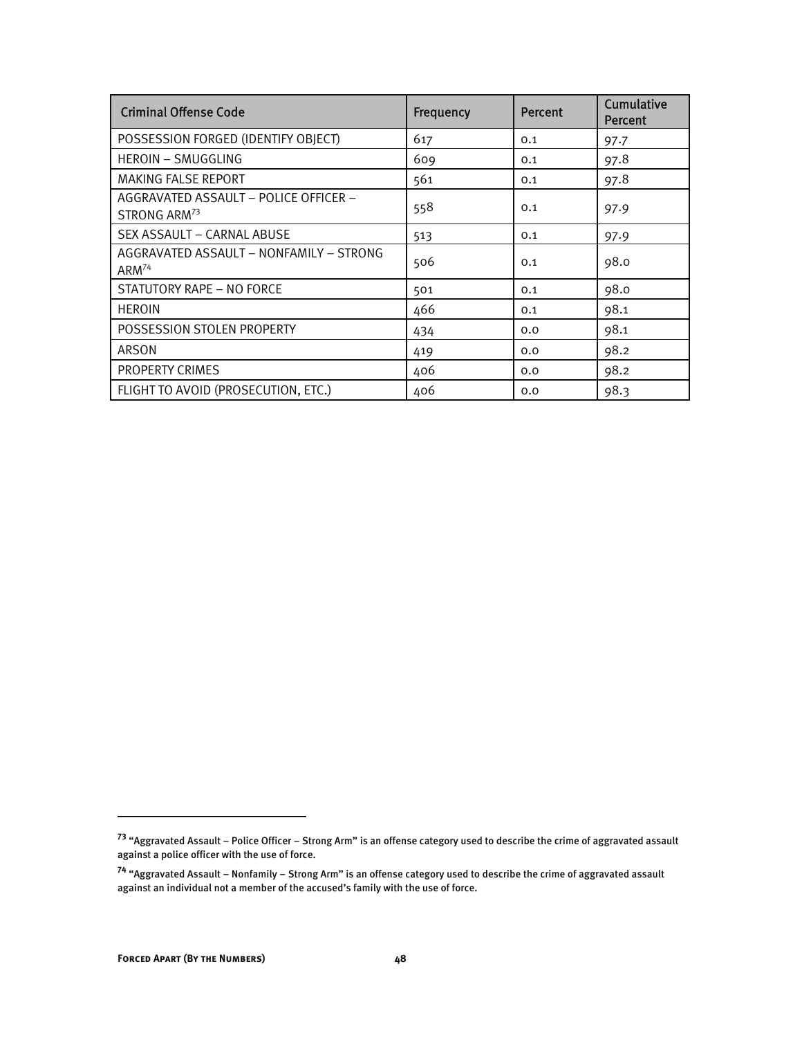| Criminal Offense Code | Frequency | Percent | Cumulative Percent |
|---|---|---|---|
| POSSESSION FORGED (IDENTIFY OBJECT) | 617 | 0.1 | 97.7 |
| HEROIN – SMUGGLING | 609 | 0.1 | 97.8 |
| MAKING FALSE REPORT | 561 | 0.1 | 97.8 |
| AGGRAVATED ASSAULT – POLICE OFFICER – STRONG ARM[73] | 558 | 0.1 | 97.9 |
| SEX ASSAULT – CARNAL ABUSE | 513 | 0.1 | 97.9 |
| AGGRAVATED ASSAULT – NONFAMILY – STRONG ARM[74] | 506 | 0.1 | 98.0 |
| STATUTORY RAPE – NO FORCE | 501 | 0.1 | 98.0 |
| HEROIN | 466 | 0.1 | 98.1 |
| POSSESSION STOLEN PROPERTY | 434 | 0.0 | 98.1 |
| ARSON | 419 | 0.0 | 98.2 |
| PROPERTY CRIMES | 406 | 0.0 | 98.2 |
| FLIGHT TO AVOID (PROSECUTION, ETC.) | 406 | 0.0 | 98.3 |

[73] "Aggravated Assault – Police Officer – Strong Arm" is an offense category used to describe the crime of aggravated assault against a police officer with the use of force.

[74] "Aggravated Assault – Nonfamily – Strong Arm" is an offense category used to describe the crime of aggravated assault against an individual not a member of the accused's family with the use of force.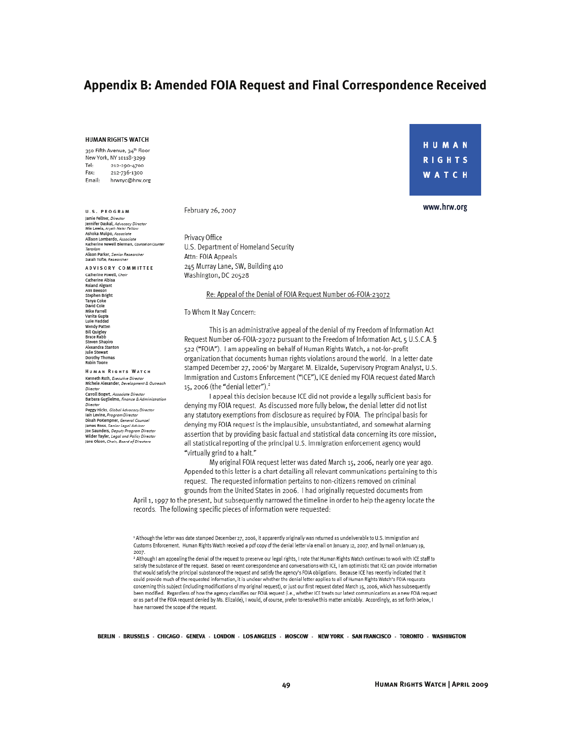## Appendix B: Amended FOIA Request and Final Correspondence Received

**HUMAN RIGHTS WATCH**

350 Fifth Avenue, 34th Floor
New York, NY 10118-3299
Tel: 212-290-4700
Fax: 212-736-1300
Email: hrwnyc@hrw.org

HUMAN RIGHTS WATCH

www.hrw.org

**U.S. PROGRAM**
Jamie Fellner, *Director*
Jennifer Daskal, *Advocacy Director*
Mie Lewis, *Aryeh Neier Fellow*
Ashoka Mukpo, *Associate*
Allison Lombardo, *Associate*
Katherine Newell Bierman, *Counsel on Counter Terrorism*
Alison Parker, *Senior Researcher*
Sarah Tofte, *Researcher*

**ADVISORY COMMITTEE**
Catherine Powell, *Chair*
Catherine Albisa
Roland Algrant
Ann Beeson
Stephen Bright
Tanya Coke
David Cole
Mike Farrell
Vanita Gupta
Lulie Haddad
Wendy Patten
Bill Quigley
Bruce Rabb
Steven Shapiro
Alexandra Stanton
Julie Stewart
Dorothy Thomas
Robin Toone

**HUMAN RIGHTS WATCH**
Kenneth Roth, *Executive Director*
Michele Alexander, *Development & Outreach Director*
Carroll Bogert, *Associate Director*
Barbara Guglielmo, *Finance & Administration Director*
Peggy Hicks, *Global Advocacy Director*
Iain Levine, *Program Director*
Dinah PoKempner, *General Counsel*
James Ross, *Senior Legal Advisor*
Joe Saunders, *Deputy Program Director*
Wilder Tayler, *Legal and Policy Director*
Jane Olson, *Chair, Board of Directors*

February 26, 2007

Privacy Office
U.S. Department of Homeland Security
Attn: FOIA Appeals
245 Murray Lane, SW, Building 410
Washington, DC 20528

Re: Appeal of the Denial of FOIA Request Number 06-FOIA-23072

To Whom It May Concern:

This is an administrative appeal of the denial of my Freedom of Information Act Request Number 06-FOIA-23072 pursuant to the Freedom of Information Act, 5 U.S.C.A. § 522 ("FOIA"). I am appealing on behalf of Human Rights Watch, a not-for-profit organization that documents human rights violations around the world. In a letter date stamped December 27, 2006[1] by Margaret M. Elizalde, Supervisory Program Analyst, U.S. Immigration and Customs Enforcement ("ICE"), ICE denied my FOIA request dated March 15, 2006 (the "denial letter").[2]

I appeal this decision because ICE did not provide a legally sufficient basis for denying my FOIA request. As discussed more fully below, the denial letter did not list any statutory exemptions from disclosure as required by FOIA. The principal basis for denying my FOIA request is the implausible, unsubstantiated, and somewhat alarming assertion that by providing basic factual and statistical data concerning its core mission, all statistical reporting of the principal U.S. immigration enforcement agency would "virtually grind to a halt."

My original FOIA request letter was dated March 15, 2006, nearly one year ago. Appended to this letter is a chart detailing all relevant communications pertaining to this request. The requested information pertains to non-citizens removed on criminal grounds from the United States in 2006. I had originally requested documents from April 1, 1997 to the present, but subsequently narrowed the timeline in order to help the agency locate the records. The following specific pieces of information were requested:

[1] Although the letter was date stamped December 27, 2006, it apparently originally was returned as undeliverable to U.S. Immigration and Customs Enforcement. Human Rights Watch received a pdf copy of the denial letter via email on January 12, 2007, and by mail on January 19, 2007.

[2] Although I am appealing the denial of the request to preserve our legal rights, I note that Human Rights Watch continues to work with ICE staff to satisfy the substance of the request. Based on recent correspondence and conversations with ICE, I am optimistic that ICE can provide information that would satisfy the principal substance of the request and satisfy the agency's FOIA obligations. Because ICE has recently indicated that it could provide much of the requested information, it is unclear whether the denial letter applies to all of Human Rights Watch's FOIA requests concerning this subject (including modifications of my original request), or just our first request dated March 15, 2006, which has subsequently been modified. Regardless of how the agency classifies our FOIA request (i.e., whether ICE treats our latest communications as a new FOIA request or as part of the FOIA request denied by Ms. Elizalde), I would, of course, prefer to resolve this matter amicably. Accordingly, as set forth below, I have narrowed the scope of the request.

BERLIN · BRUSSELS · CHICAGO · GENEVA · LONDON · LOS ANGELES · MOSCOW · NEW YORK · SAN FRANCISCO · TORONTO · WASHINGTON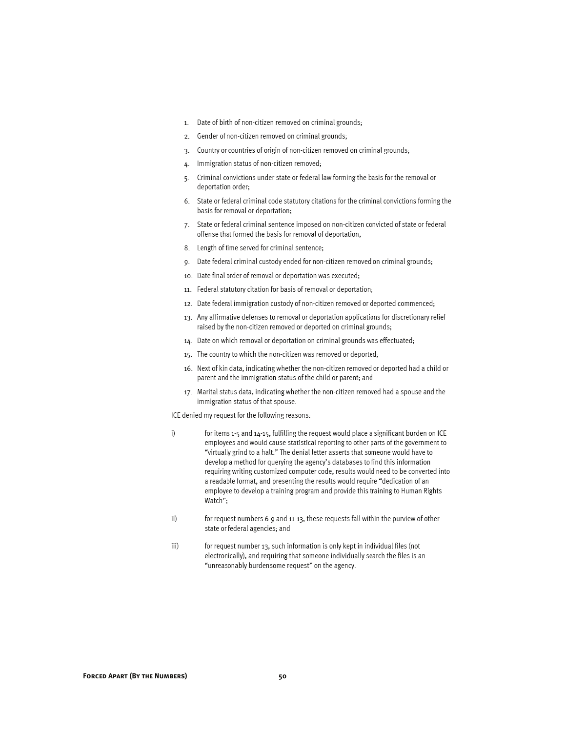1. Date of birth of non-citizen removed on criminal grounds;
2. Gender of non-citizen removed on criminal grounds;
3. Country or countries of origin of non-citizen removed on criminal grounds;
4. Immigration status of non-citizen removed;
5. Criminal convictions under state or federal law forming the basis for the removal or deportation order;
6. State or federal criminal code statutory citations for the criminal convictions forming the basis for removal or deportation;
7. State or federal criminal sentence imposed on non-citizen convicted of state or federal offense that formed the basis for removal of deportation;
8. Length of time served for criminal sentence;
9. Date federal criminal custody ended for non-citizen removed on criminal grounds;
10. Date final order of removal or deportation was executed;
11. Federal statutory citation for basis of removal or deportation;
12. Date federal immigration custody of non-citizen removed or deported commenced;
13. Any affirmative defenses to removal or deportation applications for discretionary relief raised by the non-citizen removed or deported on criminal grounds;
14. Date on which removal or deportation on criminal grounds was effectuated;
15. The country to which the non-citizen was removed or deported;
16. Next of kin data, indicating whether the non-citizen removed or deported had a child or parent and the immigration status of the child or parent; and
17. Marital status data, indicating whether the non-citizen removed had a spouse and the immigration status of that spouse.

ICE denied my request for the following reasons:

i) for items 1-5 and 14-15, fulfilling the request would place a significant burden on ICE employees and would cause statistical reporting to other parts of the government to "virtually grind to a halt." The denial letter asserts that someone would have to develop a method for querying the agency's databases to find this information requiring writing customized computer code, results would need to be converted into a readable format, and presenting the results would require "dedication of an employee to develop a training program and provide this training to Human Rights Watch";

ii) for request numbers 6-9 and 11-13, these requests fall within the purview of other state or federal agencies; and

iii) for request number 13, such information is only kept in individual files (not electronically), and requiring that someone individually search the files is an "unreasonably burdensome request" on the agency.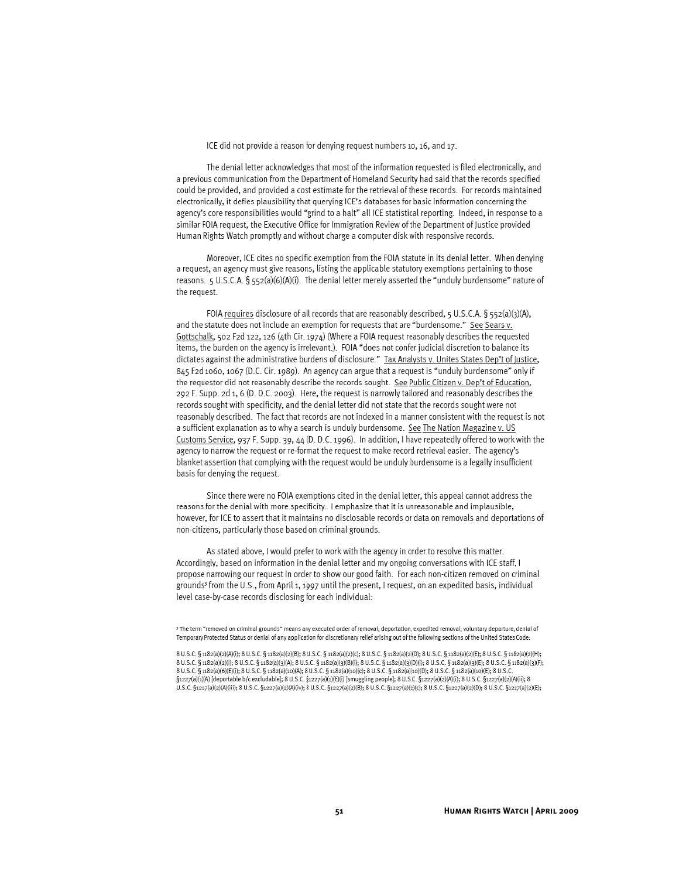ICE did not provide a reason for denying request numbers 10, 16, and 17.

The denial letter acknowledges that most of the information requested is filed electronically, and a previous communication from the Department of Homeland Security had said that the records specified could be provided, and provided a cost estimate for the retrieval of these records. For records maintained electronically, it defies plausibility that querying ICE's databases for basic information concerning the agency's core responsibilities would "grind to a halt" all ICE statistical reporting. Indeed, in response to a similar FOIA request, the Executive Office for Immigration Review of the Department of Justice provided Human Rights Watch promptly and without charge a computer disk with responsive records.

Moreover, ICE cites no specific exemption from the FOIA statute in its denial letter. When denying a request, an agency must give reasons, listing the applicable statutory exemptions pertaining to those reasons. 5 U.S.C.A. § 552(a)(6)(A)(i). The denial letter merely asserted the "unduly burdensome" nature of the request.

FOIA requires disclosure of all records that are reasonably described, 5 U.S.C.A. § 552(a)(3)(A), and the statute does not include an exemption for requests that are "burdensome." See Sears v. Gottschalk, 502 F2d 122, 126 (4th Cir. 1974) (Where a FOIA request reasonably describes the requested items, the burden on the agency is irrelevant.). FOIA "does not confer judicial discretion to balance its dictates against the administrative burdens of disclosure." Tax Analysts v. Unites States Dep't of Justice, 845 F2d 1060, 1067 (D.C. Cir. 1989). An agency can argue that a request is "unduly burdensome" only if the requestor did not reasonably describe the records sought. See Public Citizen v. Dep't of Education, 292 F. Supp. 2d 1, 6 (D. D.C. 2003). Here, the request is narrowly tailored and reasonably describes the records sought with specificity, and the denial letter did not state that the records sought were not reasonably described. The fact that records are not indexed in a manner consistent with the request is not a sufficient explanation as to why a search is unduly burdensome. See The Nation Magazine v. US Customs Service, 937 F. Supp. 39, 44 (D. D.C. 1996). In addition, I have repeatedly offered to work with the agency to narrow the request or re-format the request to make record retrieval easier. The agency's blanket assertion that complying with the request would be unduly burdensome is a legally insufficient basis for denying the request.

Since there were no FOIA exemptions cited in the denial letter, this appeal cannot address the reasons for the denial with more specificity. I emphasize that it is unreasonable and implausible, however, for ICE to assert that it maintains no disclosable records or data on removals and deportations of non-citizens, particularly those based on criminal grounds.

As stated above, I would prefer to work with the agency in order to resolve this matter. Accordingly, based on information in the denial letter and my ongoing conversations with ICE staff, I propose narrowing our request in order to show our good faith. For each non-citizen removed on criminal grounds[3] from the U.S., from April 1, 1997 until the present, I request, on an expedited basis, individual level case-by-case records disclosing for each individual:

[3] The term "removed on criminal grounds" means any executed order of removal, deportation, expedited removal, voluntary departure, denial of Temporary Protected Status or denial of any application for discretionary relief arising out of the following sections of the United States Code:

8 U.S.C. § 1182(a)(2)(A)(i); 8 U.S.C. § 1182(a)(2)(B); 8 U.S.C. § 1182(a)(2)(c); 8 U.S.C. § 1182(a)(2)(D); 8 U.S.C. § 1182(a)(2)(E); 8 U.S.C. § 1182(a)(2)(H); 8 U.S.C. § 1182(a)(2)(I); 8 U.S.C. § 1182(a)(3)(A); 8 U.S.C. § 1182(a)(3)(B)(i); 8 U.S.C. § 1182(a)(3)(D)(i); 8 U.S.C. § 1182(a)(3)(E); 8 U.S.C. § 1182(a)(3)(F); 8 U.S.C. § 1182(a)(6)(E)(i); 8 U.S.C. § 1182(a)(10)(A); 8 U.S.C. § 1182(a)(10)(c); 8 U.S.C. § 1182(a)(10)(D); 8 U.S.C. § 1182(a)(10)(E); 8 U.S.C. §1227(a)(1)(A) [deportable b/c excludable]; 8 U.S.C. §1227(a)(1)(E)(i) [smuggling people]; 8 U.S.C. §1227(a)(2)(A)(i); 8 U.S.C. §1227(a)(2)(A)(ii); 8 U.S.C. §1227(a)(2)(A)(iii); 8 U.S.C. §1227(a)(2)(A)(iv); 8 U.S.C. §1227(a)(2)(B); 8 U.S.C. §1227(a)(2)(c); 8 U.S.C. §1227(a)(2)(D); 8 U.S.C. §1227(a)(2)(E);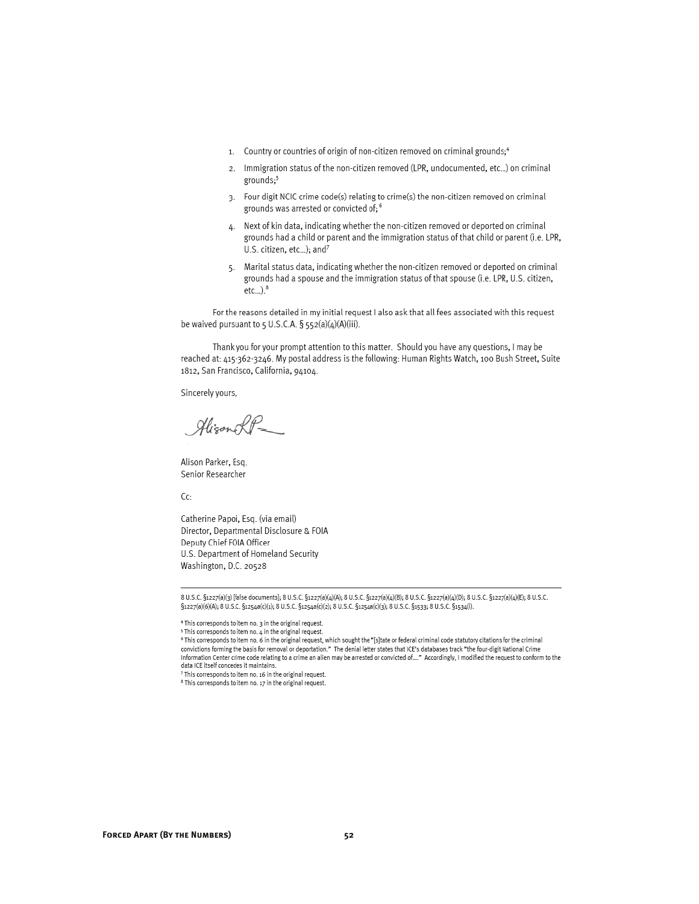1. Country or countries of origin of non-citizen removed on criminal grounds;[4]
2. Immigration status of the non-citizen removed (LPR, undocumented, etc…) on criminal grounds;[5]
3. Four digit NCIC crime code(s) relating to crime(s) the non-citizen removed on criminal grounds was arrested or convicted of; [6]
4. Next of kin data, indicating whether the non-citizen removed or deported on criminal grounds had a child or parent and the immigration status of that child or parent (i.e. LPR, U.S. citizen, etc…); and[7]
5. Marital status data, indicating whether the non-citizen removed or deported on criminal grounds had a spouse and the immigration status of that spouse (i.e. LPR, U.S. citizen, etc…).[8]

For the reasons detailed in my initial request I also ask that all fees associated with this request be waived pursuant to 5 U.S.C.A. § 552(a)(4)(A)(iii).

Thank you for your prompt attention to this matter. Should you have any questions, I may be reached at: 415-362-3246. My postal address is the following: Human Rights Watch, 100 Bush Street, Suite 1812, San Francisco, California, 94104.

Sincerely yours,

Alison Parker, Esq.
Senior Researcher

Cc:

Catherine Papoi, Esq. (via email)
Director, Departmental Disclosure & FOIA
Deputy Chief FOIA Officer
U.S. Department of Homeland Security
Washington, D.C. 20528

---

8 U.S.C. §1227(a)(3) [false documents]; 8 U.S.C. §1227(a)(4)(A); 8 U.S.C. §1227(a)(4)(B); 8 U.S.C. §1227(a)(4)(D); 8 U.S.C. §1227(a)(4)(E); 8 U.S.C. §1227(a)(6)(A); 8 U.S.C. §1254a(c)(1); 8 U.S.C. §1254a(c)(2); 8 U.S.C. §1254a(c)(3); 8 U.S.C. §1533; 8 U.S.C. §1534(i).

[4] This corresponds to item no. 3 in the original request.

[5] This corresponds to item no. 4 in the original request.

[6] This corresponds to item no. 6 in the original request, which sought the "[s]tate or federal criminal code statutory citations for the criminal convictions forming the basis for removal or deportation." The denial letter states that ICE's databases track "the four-digit National Crime Information Center crime code relating to a crime an alien may be arrested or convicted of…." Accordingly, I modified the request to conform to the data ICE itself concedes it maintains.

[7] This corresponds to item no. 16 in the original request.

[8] This corresponds to item no. 17 in the original request.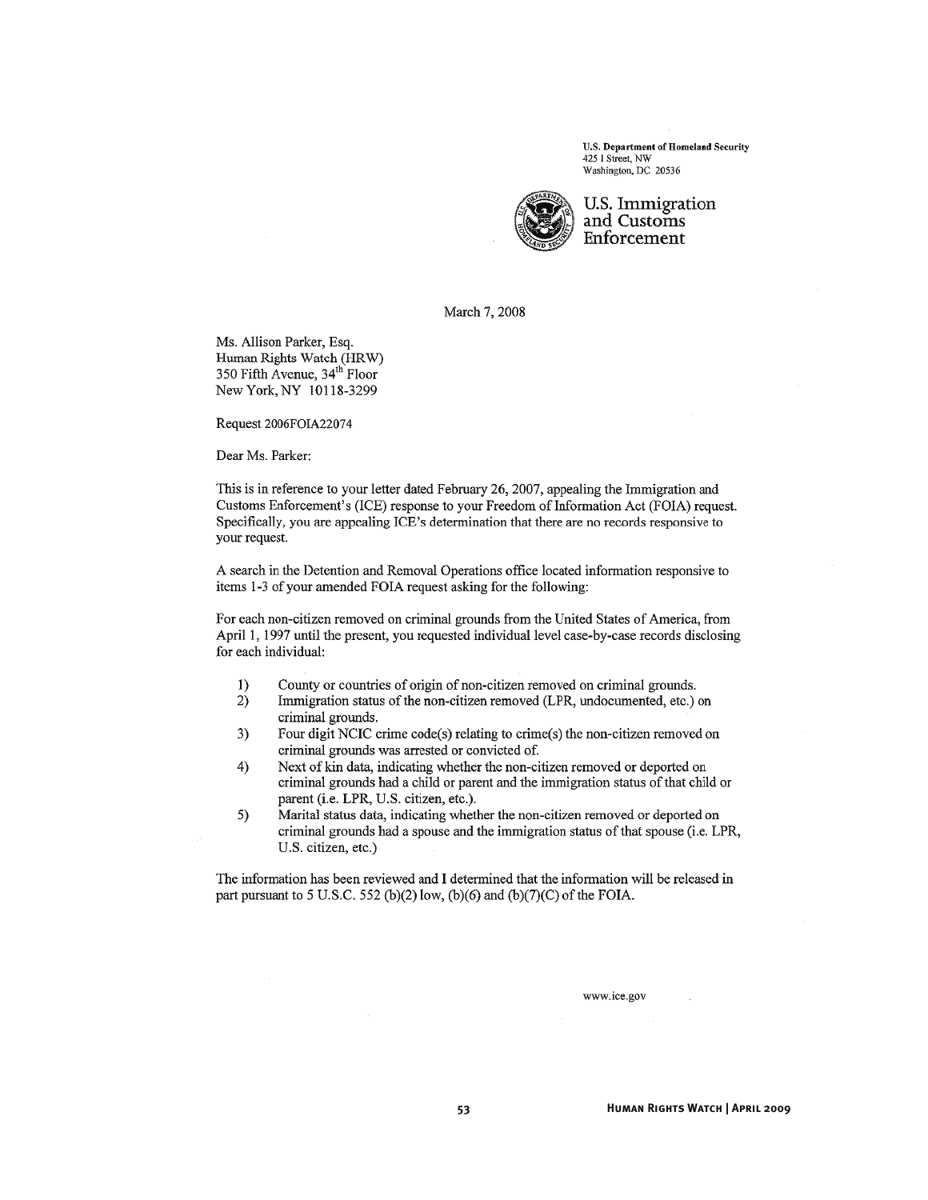U.S. Department of Homeland Security
425 I Street, NW
Washington, DC 20536

U.S. Immigration
and Customs
Enforcement

March 7, 2008

Ms. Allison Parker, Esq.
Human Rights Watch (HRW)
350 Fifth Avenue, 34th Floor
New York, NY 10118-3299

Request 2006FOIA22074

Dear Ms. Parker:

This is in reference to your letter dated February 26, 2007, appealing the Immigration and Customs Enforcement's (ICE) response to your Freedom of Information Act (FOIA) request. Specifically, you are appealing ICE's determination that there are no records responsive to your request.

A search in the Detention and Removal Operations office located information responsive to items 1-3 of your amended FOIA request asking for the following:

For each non-citizen removed on criminal grounds from the United States of America, from April 1, 1997 until the present, you requested individual level case-by-case records disclosing for each individual:

1) County or countries of origin of non-citizen removed on criminal grounds.
2) Immigration status of the non-citizen removed (LPR, undocumented, etc.) on criminal grounds.
3) Four digit NCIC crime code(s) relating to crime(s) the non-citizen removed on criminal grounds was arrested or convicted of.
4) Next of kin data, indicating whether the non-citizen removed or deported on criminal grounds had a child or parent and the immigration status of that child or parent (i.e. LPR, U.S. citizen, etc.).
5) Marital status data, indicating whether the non-citizen removed or deported on criminal grounds had a spouse and the immigration status of that spouse (i.e. LPR, U.S. citizen, etc.)

The information has been reviewed and I determined that the information will be released in part pursuant to 5 U.S.C. 552 (b)(2) low, (b)(6) and (b)(7)(C) of the FOIA.

www.ice.gov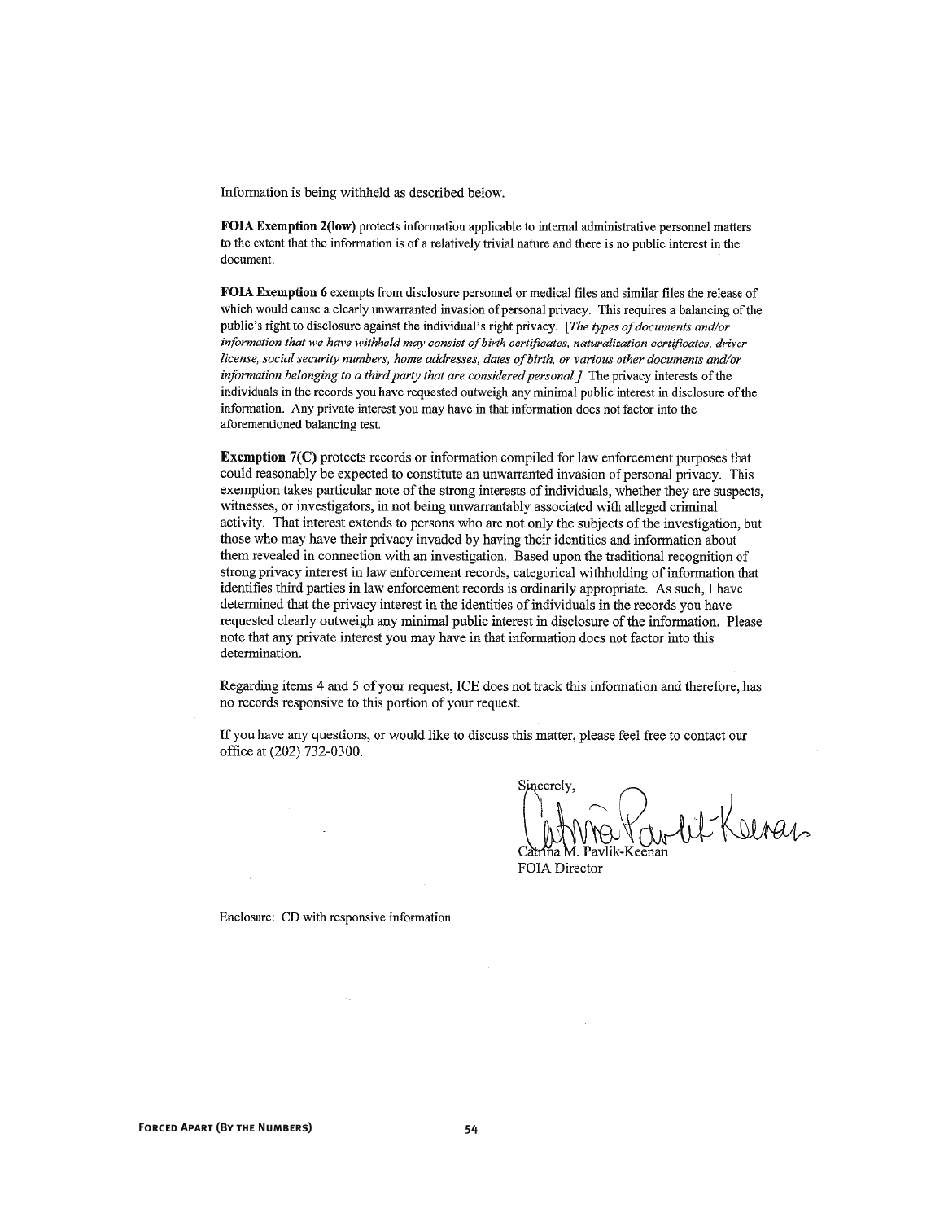Information is being withheld as described below.

**FOIA Exemption 2(low)** protects information applicable to internal administrative personnel matters to the extent that the information is of a relatively trivial nature and there is no public interest in the document.

**FOIA Exemption 6** exempts from disclosure personnel or medical files and similar files the release of which would cause a clearly unwarranted invasion of personal privacy. This requires a balancing of the public's right to disclosure against the individual's right privacy. *[The types of documents and/or information that we have withheld may consist of birth certificates, naturalization certificates, driver license, social security numbers, home addresses, dates of birth, or various other documents and/or information belonging to a third party that are considered personal.]* The privacy interests of the individuals in the records you have requested outweigh any minimal public interest in disclosure of the information. Any private interest you may have in that information does not factor into the aforementioned balancing test.

**Exemption 7(C)** protects records or information compiled for law enforcement purposes that could reasonably be expected to constitute an unwarranted invasion of personal privacy. This exemption takes particular note of the strong interests of individuals, whether they are suspects, witnesses, or investigators, in not being unwarrantably associated with alleged criminal activity. That interest extends to persons who are not only the subjects of the investigation, but those who may have their privacy invaded by having their identities and information about them revealed in connection with an investigation. Based upon the traditional recognition of strong privacy interest in law enforcement records, categorical withholding of information that identifies third parties in law enforcement records is ordinarily appropriate. As such, I have determined that the privacy interest in the identities of individuals in the records you have requested clearly outweigh any minimal public interest in disclosure of the information. Please note that any private interest you may have in that information does not factor into this determination.

Regarding items 4 and 5 of your request, ICE does not track this information and therefore, has no records responsive to this portion of your request.

If you have any questions, or would like to discuss this matter, please feel free to contact our office at (202) 732-0300.

Sincerely,

Catrina M. Pavlik-Keenan
FOIA Director

Enclosure: CD with responsive information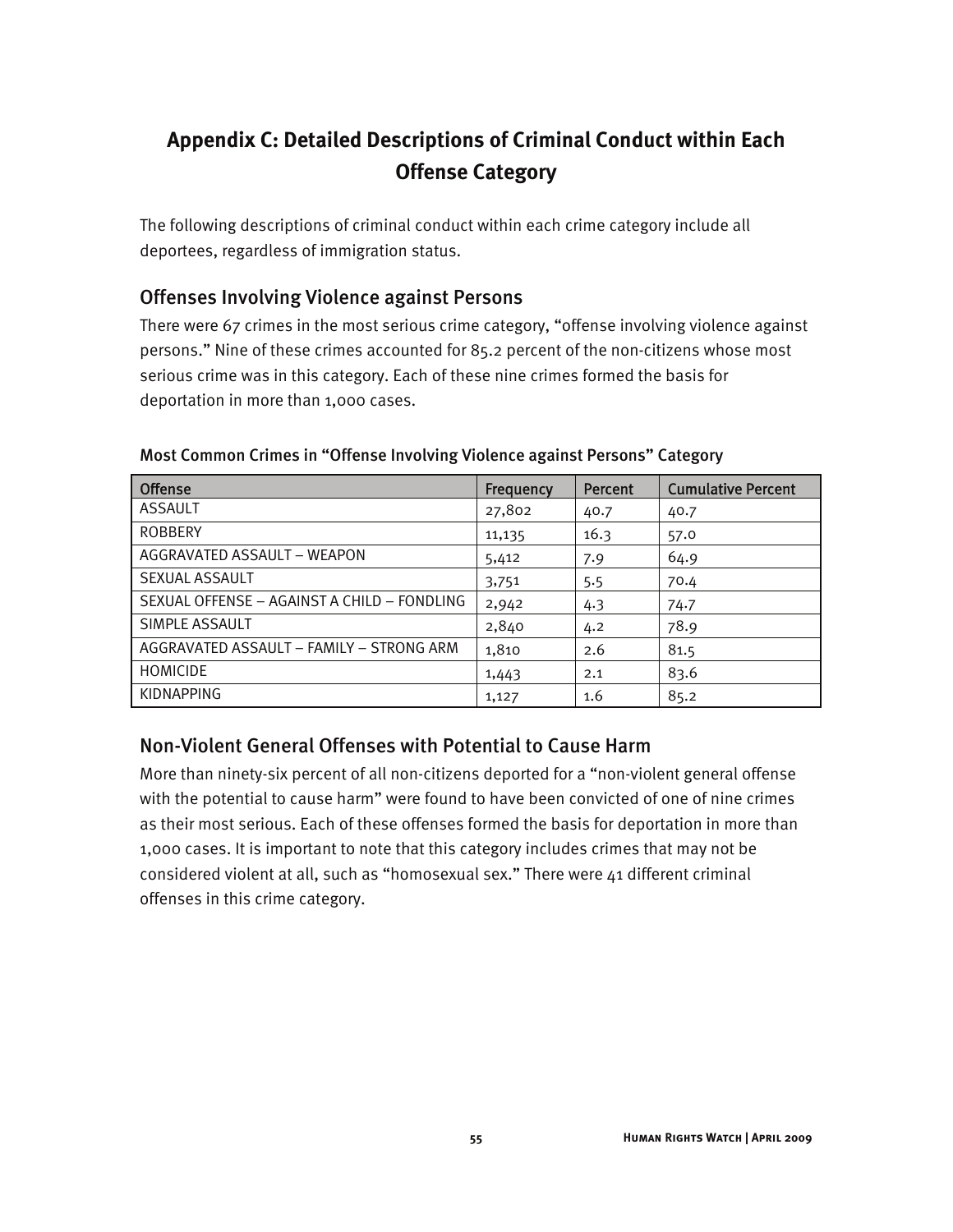# Appendix C: Detailed Descriptions of Criminal Conduct within Each Offense Category

The following descriptions of criminal conduct within each crime category include all deportees, regardless of immigration status.

## Offenses Involving Violence against Persons

There were 67 crimes in the most serious crime category, "offense involving violence against persons." Nine of these crimes accounted for 85.2 percent of the non-citizens whose most serious crime was in this category. Each of these nine crimes formed the basis for deportation in more than 1,000 cases.

**Most Common Crimes in "Offense Involving Violence against Persons" Category**

| Offense | Frequency | Percent | Cumulative Percent |
|---|---|---|---|
| ASSAULT | 27,802 | 40.7 | 40.7 |
| ROBBERY | 11,135 | 16.3 | 57.0 |
| AGGRAVATED ASSAULT – WEAPON | 5,412 | 7.9 | 64.9 |
| SEXUAL ASSAULT | 3,751 | 5.5 | 70.4 |
| SEXUAL OFFENSE – AGAINST A CHILD – FONDLING | 2,942 | 4.3 | 74.7 |
| SIMPLE ASSAULT | 2,840 | 4.2 | 78.9 |
| AGGRAVATED ASSAULT – FAMILY – STRONG ARM | 1,810 | 2.6 | 81.5 |
| HOMICIDE | 1,443 | 2.1 | 83.6 |
| KIDNAPPING | 1,127 | 1.6 | 85.2 |

## Non-Violent General Offenses with Potential to Cause Harm

More than ninety-six percent of all non-citizens deported for a "non-violent general offense with the potential to cause harm" were found to have been convicted of one of nine crimes as their most serious. Each of these offenses formed the basis for deportation in more than 1,000 cases. It is important to note that this category includes crimes that may not be considered violent at all, such as "homosexual sex." There were 41 different criminal offenses in this crime category.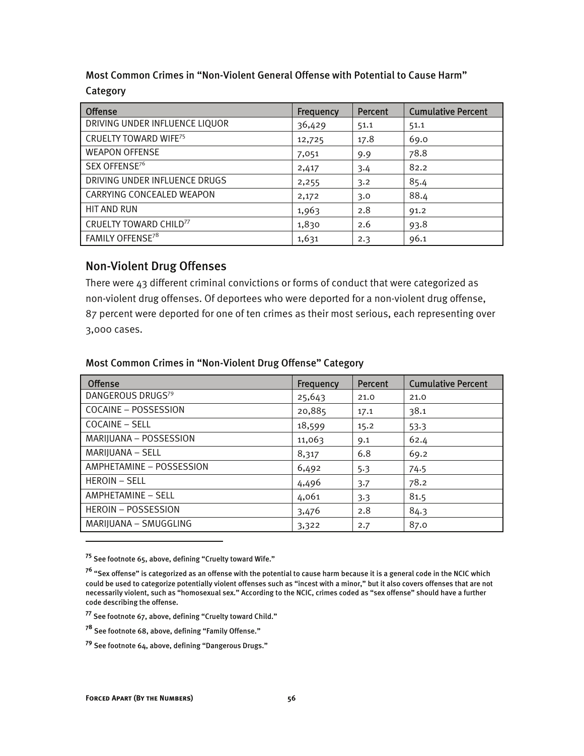### Most Common Crimes in "Non-Violent General Offense with Potential to Cause Harm" Category

| Offense | Frequency | Percent | Cumulative Percent |
|---|---|---|---|
| DRIVING UNDER INFLUENCE LIQUOR | 36,429 | 51.1 | 51.1 |
| CRUELTY TOWARD WIFE[75] | 12,725 | 17.8 | 69.0 |
| WEAPON OFFENSE | 7,051 | 9.9 | 78.8 |
| SEX OFFENSE[76] | 2,417 | 3.4 | 82.2 |
| DRIVING UNDER INFLUENCE DRUGS | 2,255 | 3.2 | 85.4 |
| CARRYING CONCEALED WEAPON | 2,172 | 3.0 | 88.4 |
| HIT AND RUN | 1,963 | 2.8 | 91.2 |
| CRUELTY TOWARD CHILD[77] | 1,830 | 2.6 | 93.8 |
| FAMILY OFFENSE[78] | 1,631 | 2.3 | 96.1 |

## Non-Violent Drug Offenses

There were 43 different criminal convictions or forms of conduct that were categorized as non-violent drug offenses. Of deportees who were deported for a non-violent drug offense, 87 percent were deported for one of ten crimes as their most serious, each representing over 3,000 cases.

### Most Common Crimes in "Non-Violent Drug Offense" Category

| Offense | Frequency | Percent | Cumulative Percent |
|---|---|---|---|
| DANGEROUS DRUGS[79] | 25,643 | 21.0 | 21.0 |
| COCAINE – POSSESSION | 20,885 | 17.1 | 38.1 |
| COCAINE – SELL | 18,599 | 15.2 | 53.3 |
| MARIJUANA – POSSESSION | 11,063 | 9.1 | 62.4 |
| MARIJUANA – SELL | 8,317 | 6.8 | 69.2 |
| AMPHETAMINE – POSSESSION | 6,492 | 5.3 | 74.5 |
| HEROIN – SELL | 4,496 | 3.7 | 78.2 |
| AMPHETAMINE – SELL | 4,061 | 3.3 | 81.5 |
| HEROIN – POSSESSION | 3,476 | 2.8 | 84.3 |
| MARIJUANA – SMUGGLING | 3,322 | 2.7 | 87.0 |

---

[75] See footnote 65, above, defining "Cruelty toward Wife."

[76] "Sex offense" is categorized as an offense with the potential to cause harm because it is a general code in the NCIC which could be used to categorize potentially violent offenses such as "incest with a minor," but it also covers offenses that are not necessarily violent, such as "homosexual sex." According to the NCIC, crimes coded as "sex offense" should have a further code describing the offense.

[77] See footnote 67, above, defining "Cruelty toward Child."

[78] See footnote 68, above, defining "Family Offense."

[79] See footnote 64, above, defining "Dangerous Drugs."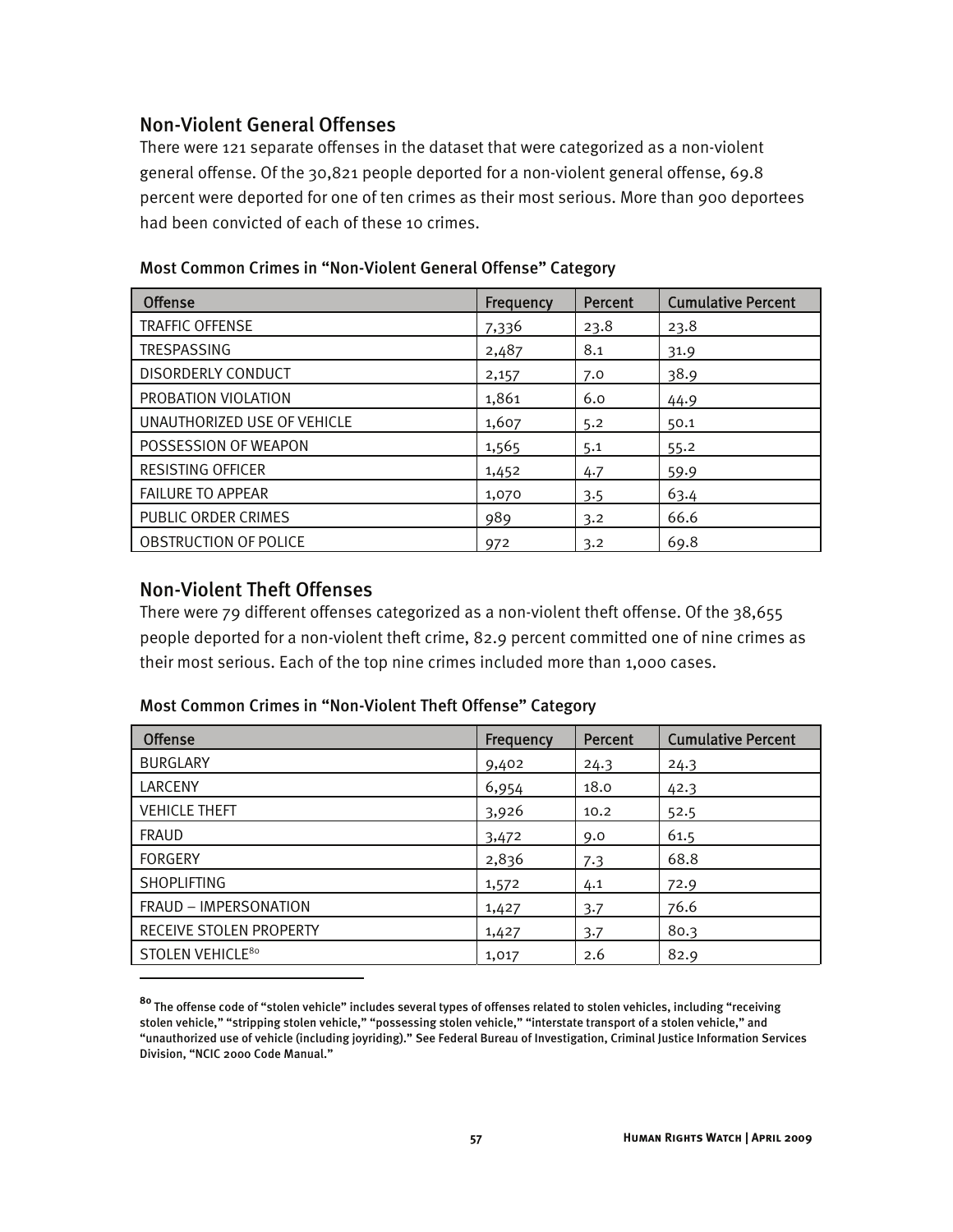## Non-Violent General Offenses

There were 121 separate offenses in the dataset that were categorized as a non-violent general offense. Of the 30,821 people deported for a non-violent general offense, 69.8 percent were deported for one of ten crimes as their most serious. More than 900 deportees had been convicted of each of these 10 crimes.

### Most Common Crimes in "Non-Violent General Offense" Category

| Offense | Frequency | Percent | Cumulative Percent |
|---|---|---|---|
| TRAFFIC OFFENSE | 7,336 | 23.8 | 23.8 |
| TRESPASSING | 2,487 | 8.1 | 31.9 |
| DISORDERLY CONDUCT | 2,157 | 7.0 | 38.9 |
| PROBATION VIOLATION | 1,861 | 6.0 | 44.9 |
| UNAUTHORIZED USE OF VEHICLE | 1,607 | 5.2 | 50.1 |
| POSSESSION OF WEAPON | 1,565 | 5.1 | 55.2 |
| RESISTING OFFICER | 1,452 | 4.7 | 59.9 |
| FAILURE TO APPEAR | 1,070 | 3.5 | 63.4 |
| PUBLIC ORDER CRIMES | 989 | 3.2 | 66.6 |
| OBSTRUCTION OF POLICE | 972 | 3.2 | 69.8 |

## Non-Violent Theft Offenses

There were 79 different offenses categorized as a non-violent theft offense. Of the 38,655 people deported for a non-violent theft crime, 82.9 percent committed one of nine crimes as their most serious. Each of the top nine crimes included more than 1,000 cases.

### Most Common Crimes in "Non-Violent Theft Offense" Category

| Offense | Frequency | Percent | Cumulative Percent |
|---|---|---|---|
| BURGLARY | 9,402 | 24.3 | 24.3 |
| LARCENY | 6,954 | 18.0 | 42.3 |
| VEHICLE THEFT | 3,926 | 10.2 | 52.5 |
| FRAUD | 3,472 | 9.0 | 61.5 |
| FORGERY | 2,836 | 7.3 | 68.8 |
| SHOPLIFTING | 1,572 | 4.1 | 72.9 |
| FRAUD – IMPERSONATION | 1,427 | 3.7 | 76.6 |
| RECEIVE STOLEN PROPERTY | 1,427 | 3.7 | 80.3 |
| STOLEN VEHICLE[80] | 1,017 | 2.6 | 82.9 |

[80] The offense code of "stolen vehicle" includes several types of offenses related to stolen vehicles, including "receiving stolen vehicle," "stripping stolen vehicle," "possessing stolen vehicle," "interstate transport of a stolen vehicle," and "unauthorized use of vehicle (including joyriding)." See Federal Bureau of Investigation, Criminal Justice Information Services Division, "NCIC 2000 Code Manual."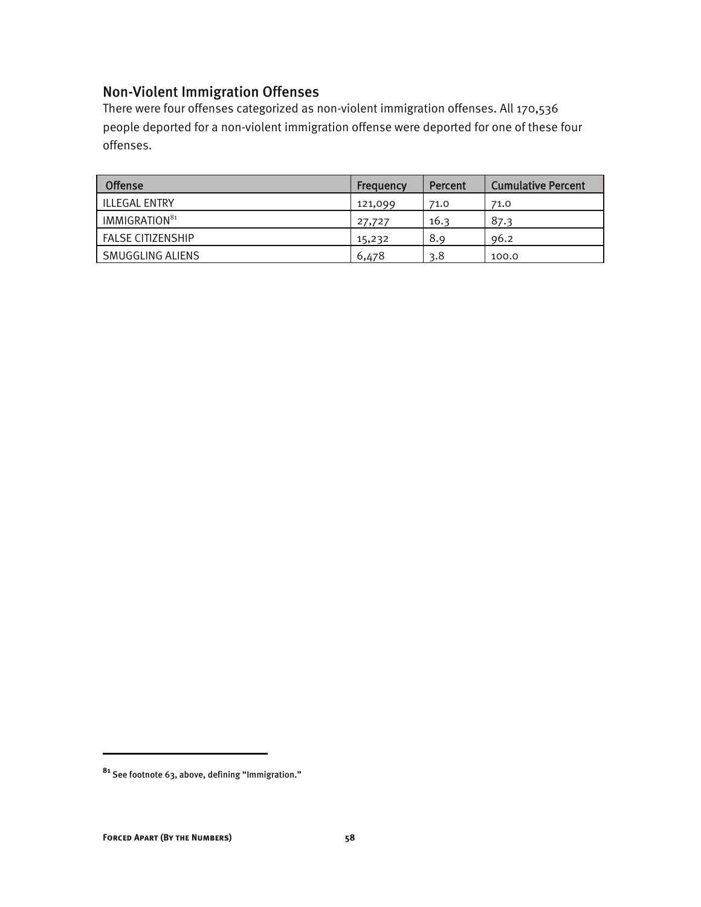## Non-Violent Immigration Offenses

There were four offenses categorized as non-violent immigration offenses. All 170,536 people deported for a non-violent immigration offense were deported for one of these four offenses.

| Offense | Frequency | Percent | Cumulative Percent |
|---|---|---|---|
| ILLEGAL ENTRY | 121,099 | 71.0 | 71.0 |
| IMMIGRATION[81] | 27,727 | 16.3 | 87.3 |
| FALSE CITIZENSHIP | 15,232 | 8.9 | 96.2 |
| SMUGGLING ALIENS | 6,478 | 3.8 | 100.0 |

[81] See footnote 63, above, defining "Immigration."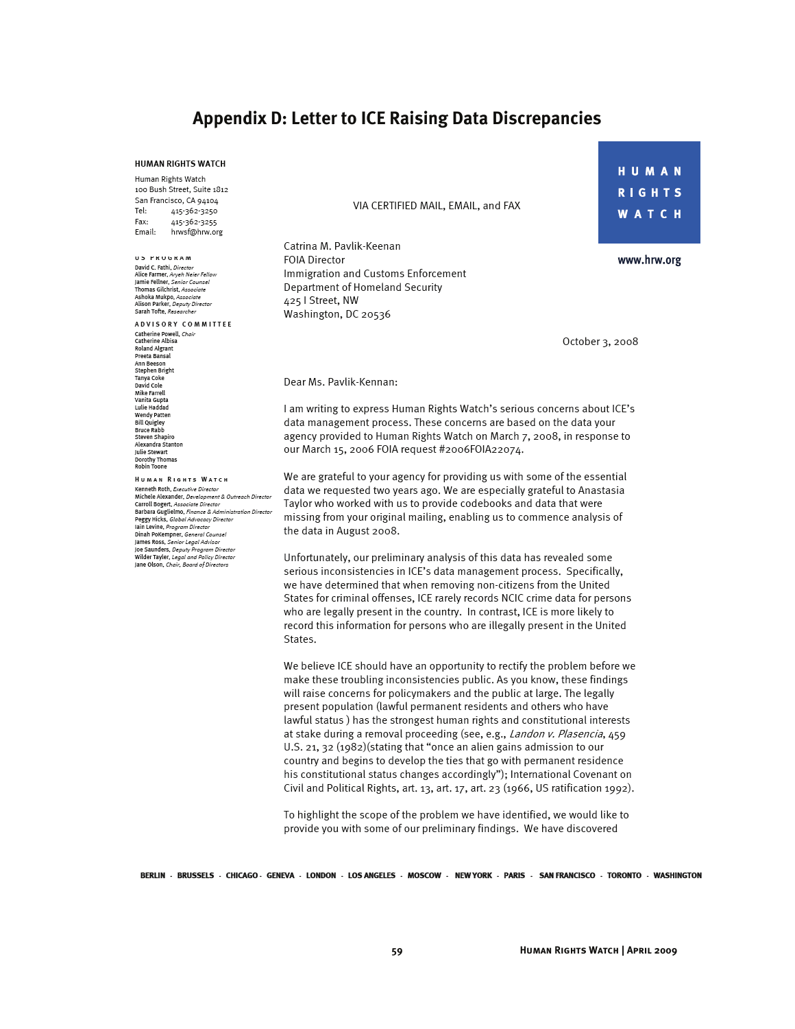# Appendix D: Letter to ICE Raising Data Discrepancies

**HUMAN RIGHTS WATCH**

Human Rights Watch
100 Bush Street, Suite 1812
San Francisco, CA 94104
Tel: 415-362-3250
Fax: 415-362-3255
Email: hrwsf@hrw.org

**US PROGRAM**
David C. Fathi, *Director*
Alice Farmer, *Aryeh Neier Fellow*
Jamie Fellner, *Senior Counsel*
Thomas Gilchrist, *Associate*
Ashoka Mukpo, *Associate*
Alison Parker, *Deputy Director*
Sarah Tofte, *Researcher*

**ADVISORY COMMITTEE**
Catherine Powell, *Chair*
Catherine Albisa
Roland Algrant
Preeta Bansal
Ann Beeson
Stephen Bright
Tanya Coke
David Cole
Mike Farrell
Vanita Gupta
Lulie Haddad
Wendy Patten
Bill Quigley
Bruce Rabb
Steven Shapiro
Alexandra Stanton
Julie Stewart
Dorothy Thomas
Robin Toone

**HUMAN RIGHTS WATCH**
Kenneth Roth, *Executive Director*
Michele Alexander, *Development & Outreach Director*
Carroll Bogert, *Associate Director*
Barbara Guglielmo, *Finance & Administration Director*
Peggy Hicks, *Global Advocacy Director*
Iain Levine, *Program Director*
Dinah PoKempner, *General Counsel*
James Ross, *Senior Legal Advisor*
Joe Saunders, *Deputy Program Director*
Wilder Tayler, *Legal and Policy Director*
Jane Olson, *Chair, Board of Directors*

HUMAN RIGHTS WATCH

www.hrw.org

VIA CERTIFIED MAIL, EMAIL, and FAX

Catrina M. Pavlik-Keenan
FOIA Director
Immigration and Customs Enforcement
Department of Homeland Security
425 I Street, NW
Washington, DC 20536

October 3, 2008

Dear Ms. Pavlik-Kennan:

I am writing to express Human Rights Watch's serious concerns about ICE's data management process. These concerns are based on the data your agency provided to Human Rights Watch on March 7, 2008, in response to our March 15, 2006 FOIA request #2006FOIA22074.

We are grateful to your agency for providing us with some of the essential data we requested two years ago. We are especially grateful to Anastasia Taylor who worked with us to provide codebooks and data that were missing from your original mailing, enabling us to commence analysis of the data in August 2008.

Unfortunately, our preliminary analysis of this data has revealed some serious inconsistencies in ICE's data management process. Specifically, we have determined that when removing non-citizens from the United States for criminal offenses, ICE rarely records NCIC crime data for persons who are legally present in the country. In contrast, ICE is more likely to record this information for persons who are illegally present in the United States.

We believe ICE should have an opportunity to rectify the problem before we make these troubling inconsistencies public. As you know, these findings will raise concerns for policymakers and the public at large. The legally present population (lawful permanent residents and others who have lawful status ) has the strongest human rights and constitutional interests at stake during a removal proceeding (see, e.g., *Landon v. Plasencia*, 459 U.S. 21, 32 (1982)(stating that "once an alien gains admission to our country and begins to develop the ties that go with permanent residence his constitutional status changes accordingly"); International Covenant on Civil and Political Rights, art. 13, art. 17, art. 23 (1966, US ratification 1992).

To highlight the scope of the problem we have identified, we would like to provide you with some of our preliminary findings. We have discovered

BERLIN · BRUSSELS · CHICAGO · GENEVA · LONDON · LOS ANGELES · MOSCOW · NEW YORK · PARIS · SAN FRANCISCO · TORONTO · WASHINGTON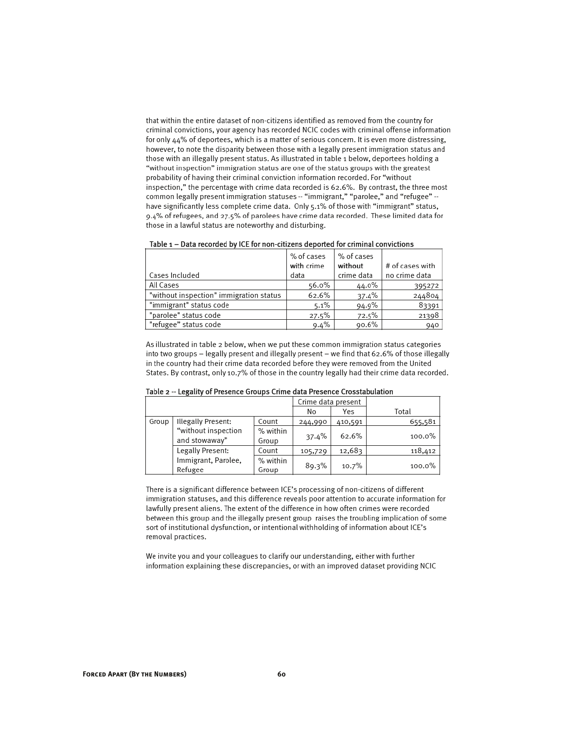that within the entire dataset of non-citizens identified as removed from the country for criminal convictions, your agency has recorded NCIC codes with criminal offense information for only 44% of deportees, which is a matter of serious concern. It is even more distressing, however, to note the disparity between those with a legally present immigration status and those with an illegally present status. As illustrated in table 1 below, deportees holding a "without inspection" immigration status are one of the status groups with the greatest probability of having their criminal conviction information recorded. For "without inspection," the percentage with crime data recorded is 62.6%. By contrast, the three most common legally present immigration statuses -- "immigrant," "parolee," and "refugee" -- have significantly less complete crime data. Only 5.1% of those with "immigrant" status, 9.4% of refugees, and 27.5% of parolees have crime data recorded. These limited data for those in a lawful status are noteworthy and disturbing.

**Table 1 – Data recorded by ICE for non-citizens deported for criminal convictions**

| Cases Included | % of cases with crime data | % of cases without crime data | # of cases with no crime data |
|---|---|---|---|
| All Cases | 56.0% | 44.0% | 395272 |
| "without inspection" immigration status | 62.6% | 37.4% | 244804 |
| "immigrant" status code | 5.1% | 94.9% | 83391 |
| "parolee" status code | 27.5% | 72.5% | 21398 |
| "refugee" status code | 9.4% | 90.6% | 940 |

As illustrated in table 2 below, when we put these common immigration status categories into two groups – legally present and illegally present – we find that 62.6% of those illegally in the country had their crime data recorded before they were removed from the United States. By contrast, only 10.7% of those in the country legally had their crime data recorded.

**Table 2 -- Legality of Presence Groups Crime data Presence Crosstabulation**

| | | | Crime data present | | Total |
|---|---|---|---|---|---|
| | | | No | Yes | |
| Group | Illegally Present: "without inspection and stowaway" | Count | 244,990 | 410,591 | 655,581 |
| | | % within Group | 37.4% | 62.6% | 100.0% |
| | Legally Present: Immigrant, Parolee, Refugee | Count | 105,729 | 12,683 | 118,412 |
| | | % within Group | 89.3% | 10.7% | 100.0% |

There is a significant difference between ICE's processing of non-citizens of different immigration statuses, and this difference reveals poor attention to accurate information for lawfully present aliens. The extent of the difference in how often crimes were recorded between this group and the illegally present group raises the troubling implication of some sort of institutional dysfunction, or intentional withholding of information about ICE's removal practices.

We invite you and your colleagues to clarify our understanding, either with further information explaining these discrepancies, or with an improved dataset providing NCIC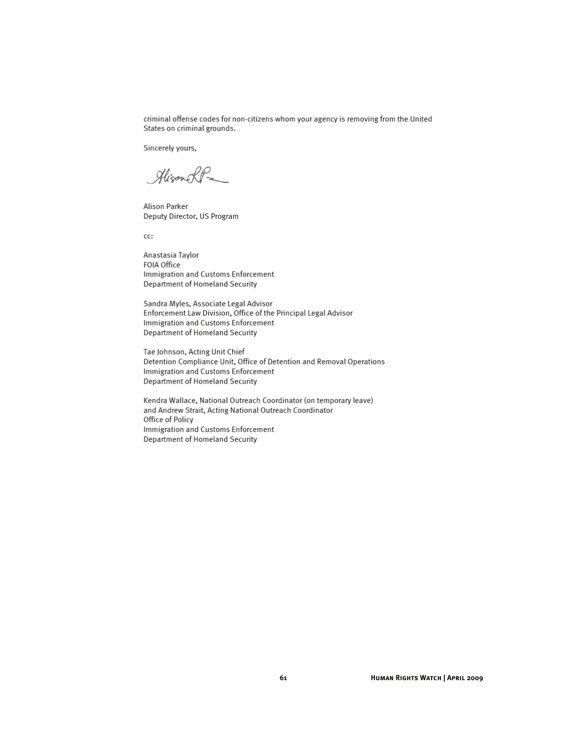criminal offense codes for non-citizens whom your agency is removing from the United States on criminal grounds.

Sincerely yours,

Alison Parker
Deputy Director, US Program

cc:

Anastasia Taylor
FOIA Office
Immigration and Customs Enforcement
Department of Homeland Security

Sandra Myles, Associate Legal Advisor
Enforcement Law Division, Office of the Principal Legal Advisor
Immigration and Customs Enforcement
Department of Homeland Security

Tae Johnson, Acting Unit Chief
Detention Compliance Unit, Office of Detention and Removal Operations
Immigration and Customs Enforcement
Department of Homeland Security

Kendra Wallace, National Outreach Coordinator (on temporary leave)
and Andrew Strait, Acting National Outreach Coordinator
Office of Policy
Immigration and Customs Enforcement
Department of Homeland Security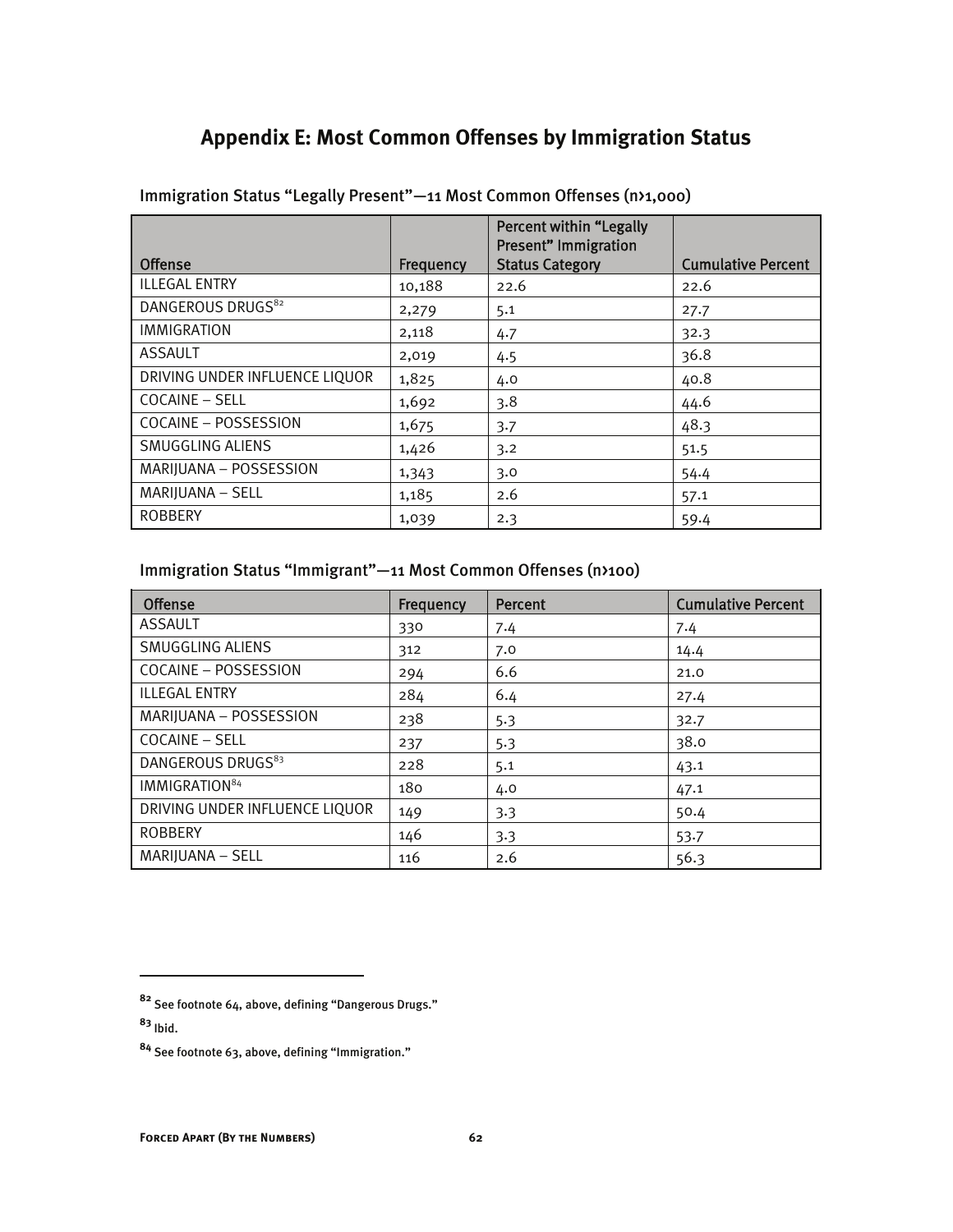# Appendix E: Most Common Offenses by Immigration Status

Immigration Status "Legally Present"—11 Most Common Offenses (n>1,000)

| Offense | Frequency | Percent within "Legally Present" Immigration Status Category | Cumulative Percent |
|---|---|---|---|
| ILLEGAL ENTRY | 10,188 | 22.6 | 22.6 |
| DANGEROUS DRUGS[82] | 2,279 | 5.1 | 27.7 |
| IMMIGRATION | 2,118 | 4.7 | 32.3 |
| ASSAULT | 2,019 | 4.5 | 36.8 |
| DRIVING UNDER INFLUENCE LIQUOR | 1,825 | 4.0 | 40.8 |
| COCAINE – SELL | 1,692 | 3.8 | 44.6 |
| COCAINE – POSSESSION | 1,675 | 3.7 | 48.3 |
| SMUGGLING ALIENS | 1,426 | 3.2 | 51.5 |
| MARIJUANA – POSSESSION | 1,343 | 3.0 | 54.4 |
| MARIJUANA – SELL | 1,185 | 2.6 | 57.1 |
| ROBBERY | 1,039 | 2.3 | 59.4 |

Immigration Status "Immigrant"—11 Most Common Offenses (n>100)

| Offense | Frequency | Percent | Cumulative Percent |
|---|---|---|---|
| ASSAULT | 330 | 7.4 | 7.4 |
| SMUGGLING ALIENS | 312 | 7.0 | 14.4 |
| COCAINE – POSSESSION | 294 | 6.6 | 21.0 |
| ILLEGAL ENTRY | 284 | 6.4 | 27.4 |
| MARIJUANA – POSSESSION | 238 | 5.3 | 32.7 |
| COCAINE – SELL | 237 | 5.3 | 38.0 |
| DANGEROUS DRUGS[83] | 228 | 5.1 | 43.1 |
| IMMIGRATION[84] | 180 | 4.0 | 47.1 |
| DRIVING UNDER INFLUENCE LIQUOR | 149 | 3.3 | 50.4 |
| ROBBERY | 146 | 3.3 | 53.7 |
| MARIJUANA – SELL | 116 | 2.6 | 56.3 |

---

[82] See footnote 64, above, defining "Dangerous Drugs."

[83] Ibid.

[84] See footnote 63, above, defining "Immigration."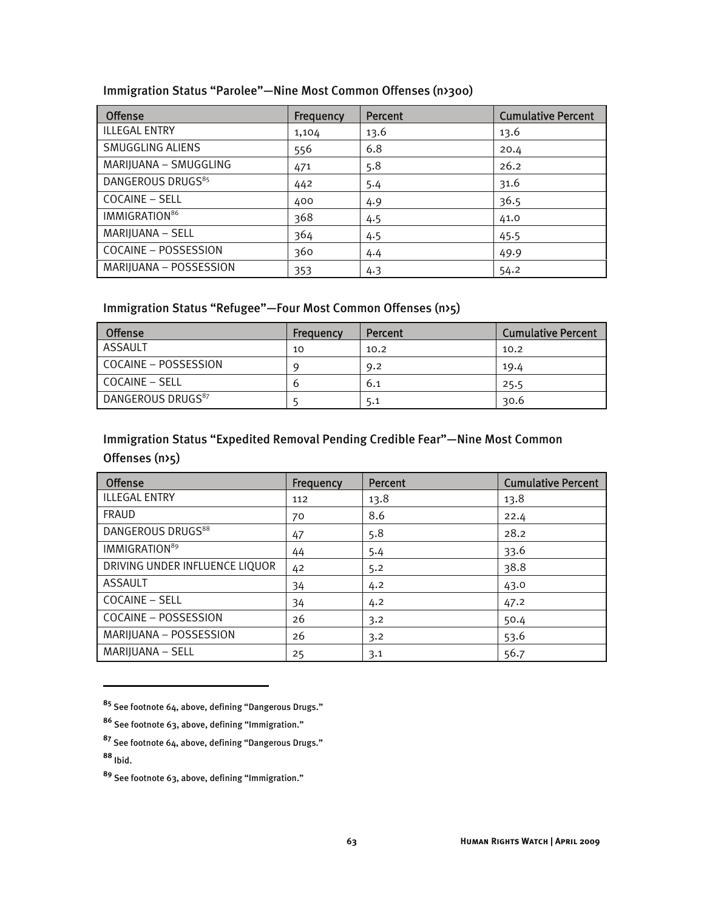### Immigration Status "Parolee"—Nine Most Common Offenses (n>300)

| Offense | Frequency | Percent | Cumulative Percent |
|---|---|---|---|
| ILLEGAL ENTRY | 1,104 | 13.6 | 13.6 |
| SMUGGLING ALIENS | 556 | 6.8 | 20.4 |
| MARIJUANA – SMUGGLING | 471 | 5.8 | 26.2 |
| DANGEROUS DRUGS[85] | 442 | 5.4 | 31.6 |
| COCAINE – SELL | 400 | 4.9 | 36.5 |
| IMMIGRATION[86] | 368 | 4.5 | 41.0 |
| MARIJUANA – SELL | 364 | 4.5 | 45.5 |
| COCAINE – POSSESSION | 360 | 4.4 | 49.9 |
| MARIJUANA – POSSESSION | 353 | 4.3 | 54.2 |

### Immigration Status "Refugee"—Four Most Common Offenses (n>5)

| Offense | Frequency | Percent | Cumulative Percent |
|---|---|---|---|
| ASSAULT | 10 | 10.2 | 10.2 |
| COCAINE – POSSESSION | 9 | 9.2 | 19.4 |
| COCAINE – SELL | 6 | 6.1 | 25.5 |
| DANGEROUS DRUGS[87] | 5 | 5.1 | 30.6 |

### Immigration Status "Expedited Removal Pending Credible Fear"—Nine Most Common Offenses (n>5)

| Offense | Frequency | Percent | Cumulative Percent |
|---|---|---|---|
| ILLEGAL ENTRY | 112 | 13.8 | 13.8 |
| FRAUD | 70 | 8.6 | 22.4 |
| DANGEROUS DRUGS[88] | 47 | 5.8 | 28.2 |
| IMMIGRATION[89] | 44 | 5.4 | 33.6 |
| DRIVING UNDER INFLUENCE LIQUOR | 42 | 5.2 | 38.8 |
| ASSAULT | 34 | 4.2 | 43.0 |
| COCAINE – SELL | 34 | 4.2 | 47.2 |
| COCAINE – POSSESSION | 26 | 3.2 | 50.4 |
| MARIJUANA – POSSESSION | 26 | 3.2 | 53.6 |
| MARIJUANA – SELL | 25 | 3.1 | 56.7 |

---

[85] See footnote 64, above, defining "Dangerous Drugs."

[86] See footnote 63, above, defining "Immigration."

[87] See footnote 64, above, defining "Dangerous Drugs."

[88] Ibid.

[89] See footnote 63, above, defining "Immigration."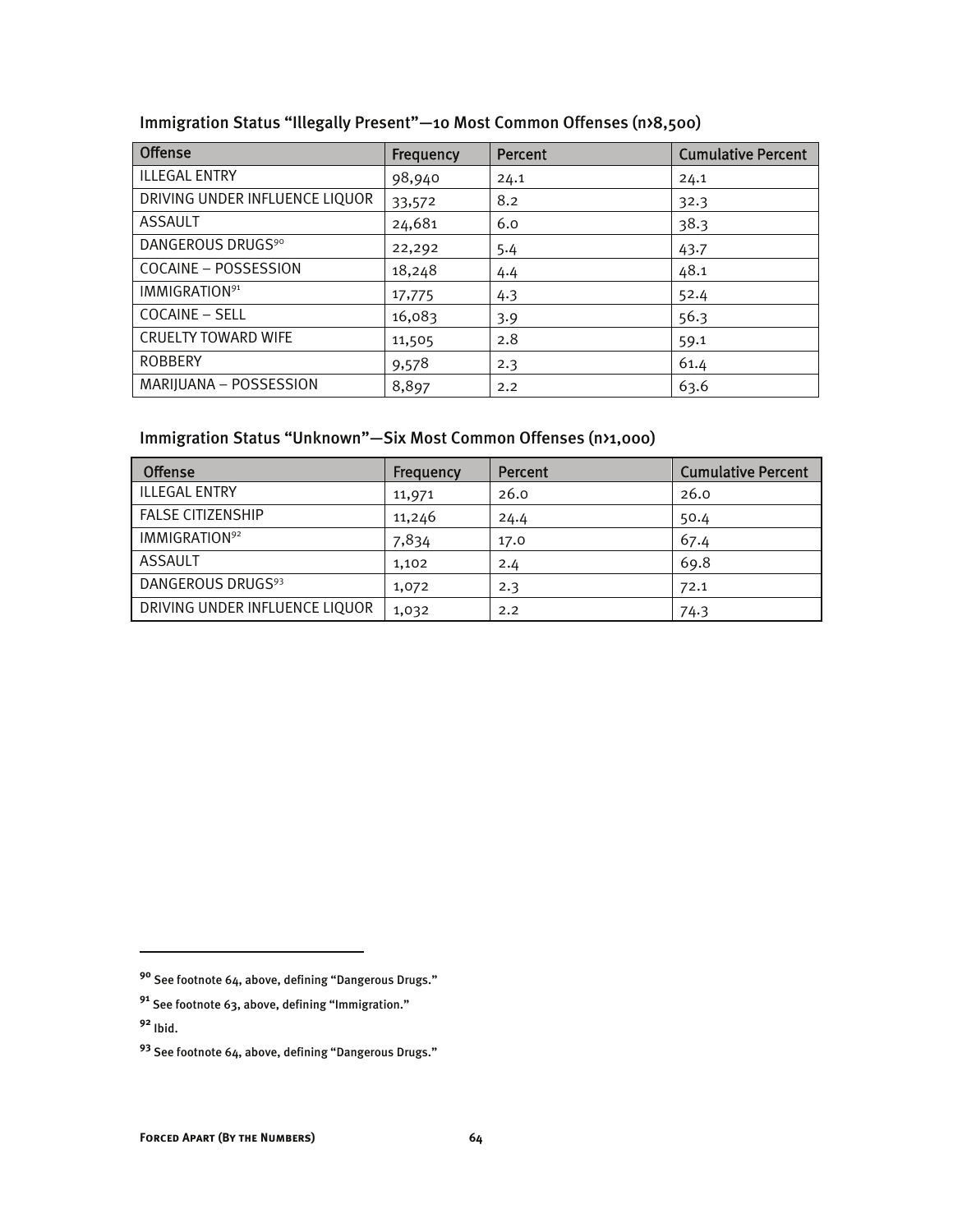### Immigration Status "Illegally Present"—10 Most Common Offenses (n>8,500)

| Offense | Frequency | Percent | Cumulative Percent |
| --- | --- | --- | --- |
| ILLEGAL ENTRY | 98,940 | 24.1 | 24.1 |
| DRIVING UNDER INFLUENCE LIQUOR | 33,572 | 8.2 | 32.3 |
| ASSAULT | 24,681 | 6.0 | 38.3 |
| DANGEROUS DRUGS[90] | 22,292 | 5.4 | 43.7 |
| COCAINE – POSSESSION | 18,248 | 4.4 | 48.1 |
| IMMIGRATION[91] | 17,775 | 4.3 | 52.4 |
| COCAINE – SELL | 16,083 | 3.9 | 56.3 |
| CRUELTY TOWARD WIFE | 11,505 | 2.8 | 59.1 |
| ROBBERY | 9,578 | 2.3 | 61.4 |
| MARIJUANA – POSSESSION | 8,897 | 2.2 | 63.6 |

### Immigration Status "Unknown"—Six Most Common Offenses (n>1,000)

| Offense | Frequency | Percent | Cumulative Percent |
| --- | --- | --- | --- |
| ILLEGAL ENTRY | 11,971 | 26.0 | 26.0 |
| FALSE CITIZENSHIP | 11,246 | 24.4 | 50.4 |
| IMMIGRATION[92] | 7,834 | 17.0 | 67.4 |
| ASSAULT | 1,102 | 2.4 | 69.8 |
| DANGEROUS DRUGS[93] | 1,072 | 2.3 | 72.1 |
| DRIVING UNDER INFLUENCE LIQUOR | 1,032 | 2.2 | 74.3 |

[90] See footnote 64, above, defining "Dangerous Drugs."

[91] See footnote 63, above, defining "Immigration."

[92] Ibid.

[93] See footnote 64, above, defining "Dangerous Drugs."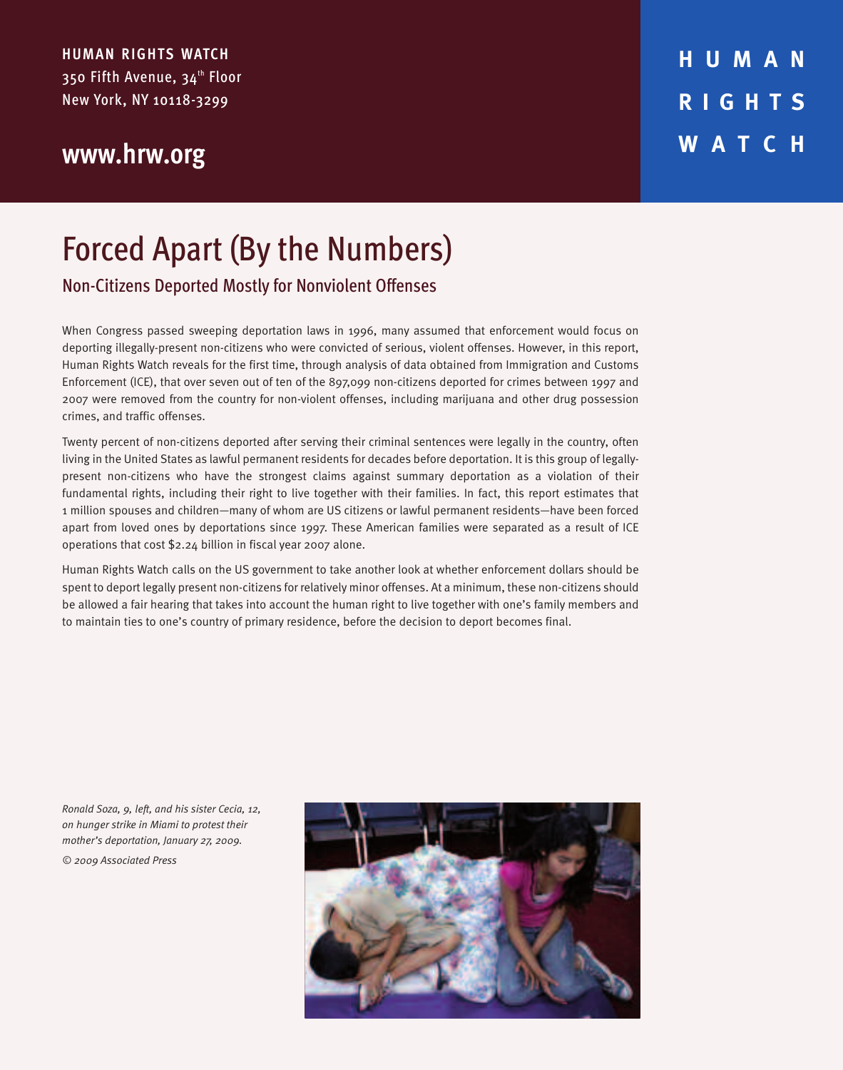**HUMAN RIGHTS WATCH**
350 Fifth Avenue, 34th Floor
New York, NY 10118-3299

**www.hrw.org**

**HUMAN RIGHTS WATCH**

# Forced Apart (By the Numbers)

## Non-Citizens Deported Mostly for Nonviolent Offenses

When Congress passed sweeping deportation laws in 1996, many assumed that enforcement would focus on deporting illegally-present non-citizens who were convicted of serious, violent offenses. However, in this report, Human Rights Watch reveals for the first time, through analysis of data obtained from Immigration and Customs Enforcement (ICE), that over seven out of ten of the 897,099 non-citizens deported for crimes between 1997 and 2007 were removed from the country for non-violent offenses, including marijuana and other drug possession crimes, and traffic offenses.

Twenty percent of non-citizens deported after serving their criminal sentences were legally in the country, often living in the United States as lawful permanent residents for decades before deportation. It is this group of legally-present non-citizens who have the strongest claims against summary deportation as a violation of their fundamental rights, including their right to live together with their families. In fact, this report estimates that 1 million spouses and children—many of whom are US citizens or lawful permanent residents—have been forced apart from loved ones by deportations since 1997. These American families were separated as a result of ICE operations that cost $2.24 billion in fiscal year 2007 alone.

Human Rights Watch calls on the US government to take another look at whether enforcement dollars should be spent to deport legally present non-citizens for relatively minor offenses. At a minimum, these non-citizens should be allowed a fair hearing that takes into account the human right to live together with one's family members and to maintain ties to one's country of primary residence, before the decision to deport becomes final.

*Ronald Soza, 9, left, and his sister Cecia, 12, on hunger strike in Miami to protest their mother's deportation, January 27, 2009.*

*© 2009 Associated Press*